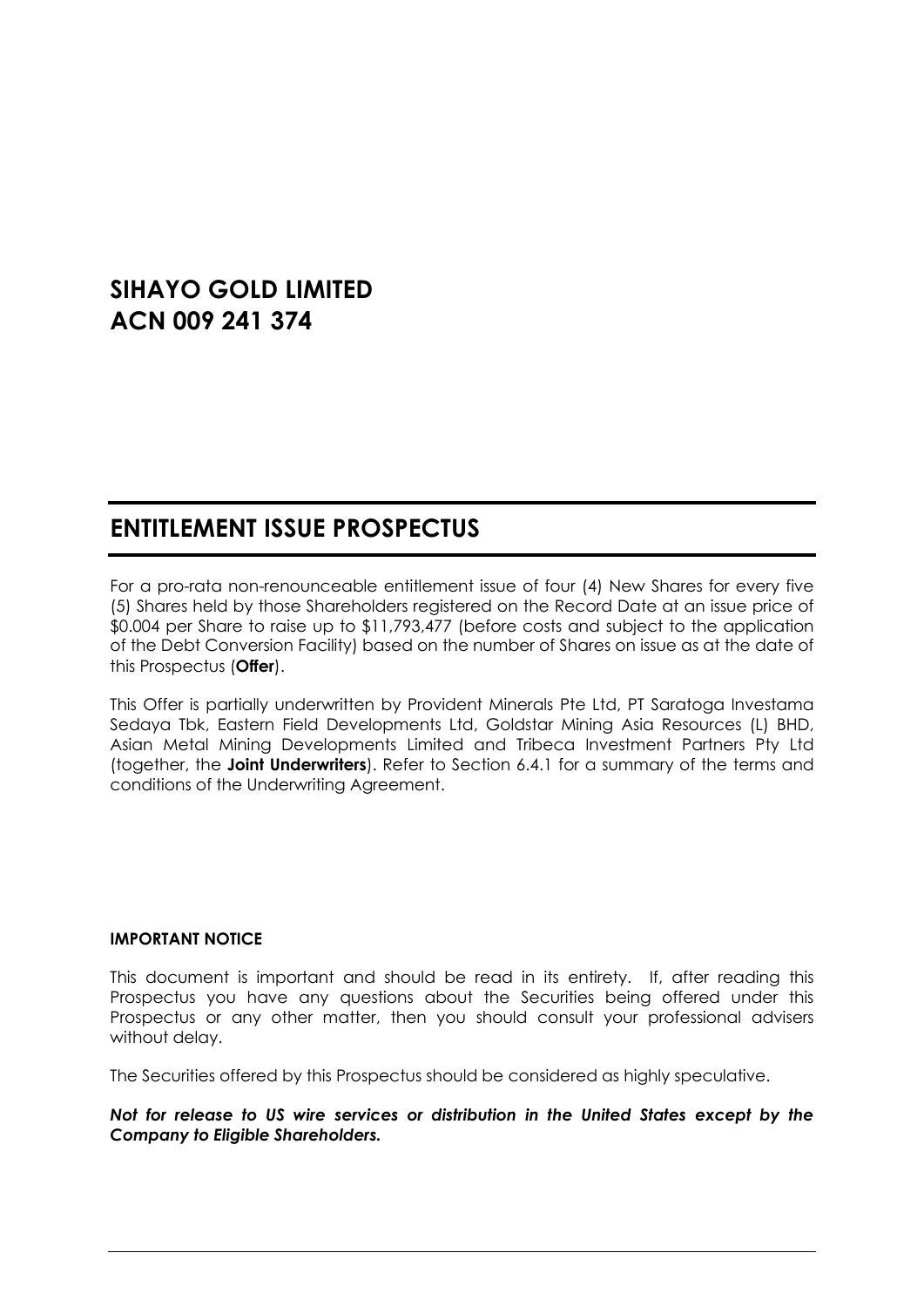# SIHAYO GOLD LIMITED
# ACN 009 241 374

## ENTITLEMENT ISSUE PROSPECTUS

For a pro-rata non-renounceable entitlement issue of four (4) New Shares for every five (5) Shares held by those Shareholders registered on the Record Date at an issue price of $0.004 per Share to raise up to $11,793,477 (before costs and subject to the application of the Debt Conversion Facility) based on the number of Shares on issue as at the date of this Prospectus (**Offer**).

This Offer is partially underwritten by Provident Minerals Pte Ltd, PT Saratoga Investama Sedaya Tbk, Eastern Field Developments Ltd, Goldstar Mining Asia Resources (L) BHD, Asian Metal Mining Developments Limited and Tribeca Investment Partners Pty Ltd (together, the **Joint Underwriters**). Refer to Section 6.4.1 for a summary of the terms and conditions of the Underwriting Agreement.

**IMPORTANT NOTICE**

This document is important and should be read in its entirety. If, after reading this Prospectus you have any questions about the Securities being offered under this Prospectus or any other matter, then you should consult your professional advisers without delay.

The Securities offered by this Prospectus should be considered as highly speculative.

***Not for release to US wire services or distribution in the United States except by the Company to Eligible Shareholders.***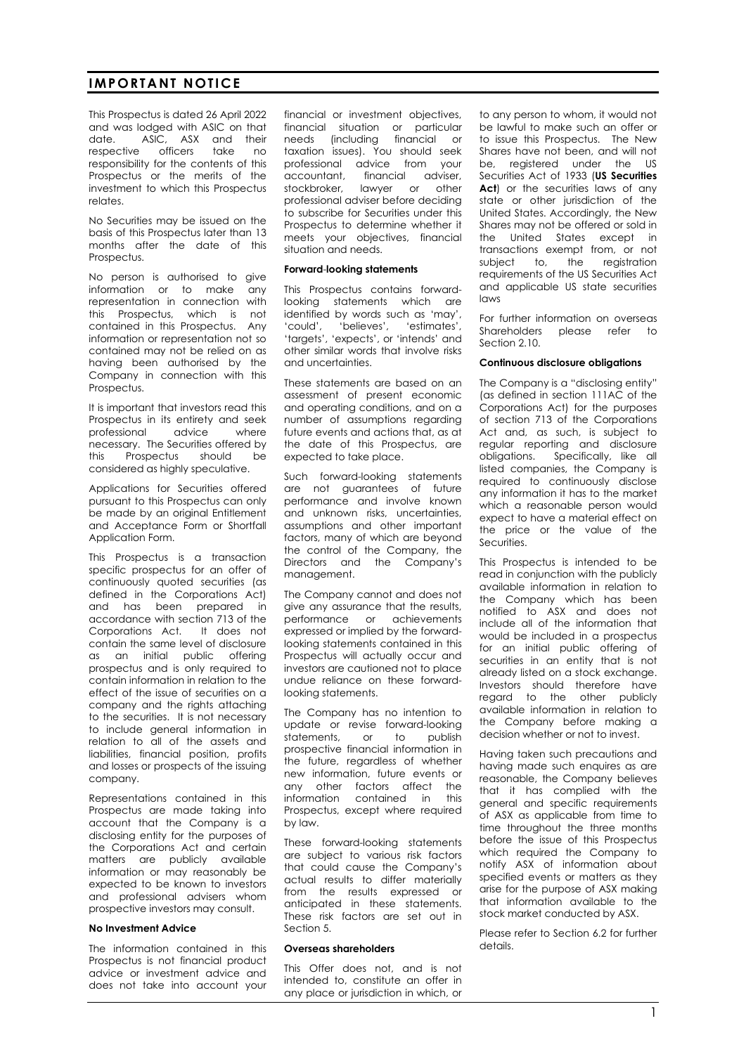# IMPORTANT NOTICE

This Prospectus is dated 26 April 2022 and was lodged with ASIC on that date. ASIC, ASX and their respective officers take no responsibility for the contents of this Prospectus or the merits of the investment to which this Prospectus relates.

No Securities may be issued on the basis of this Prospectus later than 13 months after the date of this Prospectus.

No person is authorised to give information or to make any representation in connection with this Prospectus, which is not contained in this Prospectus. Any information or representation not so contained may not be relied on as having been authorised by the Company in connection with this Prospectus.

It is important that investors read this Prospectus in its entirety and seek professional advice where necessary. The Securities offered by this Prospectus should be considered as highly speculative.

Applications for Securities offered pursuant to this Prospectus can only be made by an original Entitlement and Acceptance Form or Shortfall Application Form.

This Prospectus is a transaction specific prospectus for an offer of continuously quoted securities (as defined in the Corporations Act) and has been prepared in accordance with section 713 of the Corporations Act. It does not contain the same level of disclosure as an initial public offering prospectus and is only required to contain information in relation to the effect of the issue of securities on a company and the rights attaching to the securities. It is not necessary to include general information in relation to all of the assets and liabilities, financial position, profits and losses or prospects of the issuing company.

Representations contained in this Prospectus are made taking into account that the Company is a disclosing entity for the purposes of the Corporations Act and certain matters are publicly available information or may reasonably be expected to be known to investors and professional advisers whom prospective investors may consult.

**No Investment Advice**

The information contained in this Prospectus is not financial product advice or investment advice and does not take into account your financial or investment objectives, financial situation or particular needs (including financial or taxation issues). You should seek professional advice from your accountant, financial adviser, stockbroker, lawyer or other professional adviser before deciding to subscribe for Securities under this Prospectus to determine whether it meets your objectives, financial situation and needs.

**Forward-looking statements**

This Prospectus contains forward-looking statements which are identified by words such as 'may', 'could', 'believes', 'estimates', 'targets', 'expects', or 'intends' and other similar words that involve risks and uncertainties.

These statements are based on an assessment of present economic and operating conditions, and on a number of assumptions regarding future events and actions that, as at the date of this Prospectus, are expected to take place.

Such forward-looking statements are not guarantees of future performance and involve known and unknown risks, uncertainties, assumptions and other important factors, many of which are beyond the control of the Company, the Directors and the Company's management.

The Company cannot and does not give any assurance that the results, performance or achievements expressed or implied by the forward-looking statements contained in this Prospectus will actually occur and investors are cautioned not to place undue reliance on these forward-looking statements.

The Company has no intention to update or revise forward-looking statements, or to publish prospective financial information in the future, regardless of whether new information, future events or any other factors affect the information contained in this Prospectus, except where required by law.

These forward-looking statements are subject to various risk factors that could cause the Company's actual results to differ materially from the results expressed or anticipated in these statements. These risk factors are set out in Section 5.

**Overseas shareholders**

This Offer does not, and is not intended to, constitute an offer in any place or jurisdiction in which, or to any person to whom, it would not be lawful to make such an offer or to issue this Prospectus. The New Shares have not been, and will not be, registered under the US Securities Act of 1933 (**US Securities Act**) or the securities laws of any state or other jurisdiction of the United States. Accordingly, the New Shares may not be offered or sold in the United States except in transactions exempt from, or not subject to, the registration requirements of the US Securities Act and applicable US state securities laws

For further information on overseas Shareholders please refer to Section 2.10.

**Continuous disclosure obligations**

The Company is a "disclosing entity" (as defined in section 111AC of the Corporations Act) for the purposes of section 713 of the Corporations Act and, as such, is subject to regular reporting and disclosure obligations. Specifically, like all listed companies, the Company is required to continuously disclose any information it has to the market which a reasonable person would expect to have a material effect on the price or the value of the Securities.

This Prospectus is intended to be read in conjunction with the publicly available information in relation to the Company which has been notified to ASX and does not include all of the information that would be included in a prospectus for an initial public offering of securities in an entity that is not already listed on a stock exchange. Investors should therefore have regard to the other publicly available information in relation to the Company before making a decision whether or not to invest.

Having taken such precautions and having made such enquires as are reasonable, the Company believes that it has complied with the general and specific requirements of ASX as applicable from time to time throughout the three months before the issue of this Prospectus which required the Company to notify ASX of information about specified events or matters as they arise for the purpose of ASX making that information available to the stock market conducted by ASX.

Please refer to Section 6.2 for further details.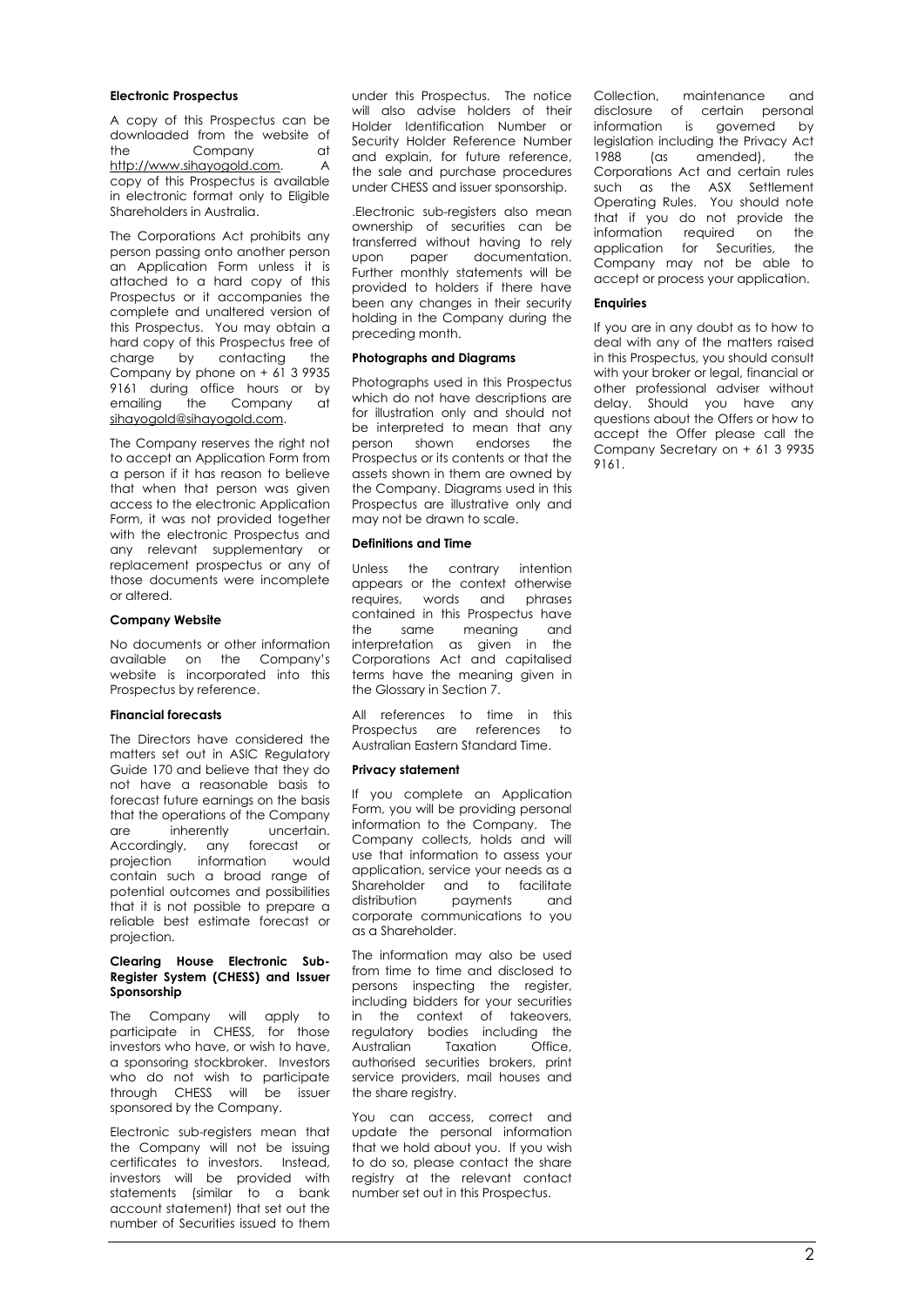#### Electronic Prospectus

A copy of this Prospectus can be downloaded from the website of the Company at http://www.sihayogold.com. A copy of this Prospectus is available in electronic format only to Eligible Shareholders in Australia.

The Corporations Act prohibits any person passing onto another person an Application Form unless it is attached to a hard copy of this Prospectus or it accompanies the complete and unaltered version of this Prospectus. You may obtain a hard copy of this Prospectus free of charge by contacting the Company by phone on + 61 3 9935 9161 during office hours or by emailing the Company at sihayogold@sihayogold.com.

The Company reserves the right not to accept an Application Form from a person if it has reason to believe that when that person was given access to the electronic Application Form, it was not provided together with the electronic Prospectus and any relevant supplementary or replacement prospectus or any of those documents were incomplete or altered.

#### Company Website

No documents or other information available on the Company's website is incorporated into this Prospectus by reference.

#### Financial forecasts

The Directors have considered the matters set out in ASIC Regulatory Guide 170 and believe that they do not have a reasonable basis to forecast future earnings on the basis that the operations of the Company are inherently uncertain. Accordingly, any forecast or projection information would contain such a broad range of potential outcomes and possibilities that it is not possible to prepare a reliable best estimate forecast or projection.

#### Clearing House Electronic Sub-Register System (CHESS) and Issuer Sponsorship

The Company will apply to participate in CHESS, for those investors who have, or wish to have, a sponsoring stockbroker. Investors who do not wish to participate through CHESS will be issuer sponsored by the Company.

Electronic sub-registers mean that the Company will not be issuing certificates to investors. Instead, investors will be provided with statements (similar to a bank account statement) that set out the number of Securities issued to them under this Prospectus. The notice will also advise holders of their Holder Identification Number or Security Holder Reference Number and explain, for future reference, the sale and purchase procedures under CHESS and issuer sponsorship.

.Electronic sub-registers also mean ownership of securities can be transferred without having to rely upon paper documentation. Further monthly statements will be provided to holders if there have been any changes in their security holding in the Company during the preceding month.

#### Photographs and Diagrams

Photographs used in this Prospectus which do not have descriptions are for illustration only and should not be interpreted to mean that any person shown endorses the Prospectus or its contents or that the assets shown in them are owned by the Company. Diagrams used in this Prospectus are illustrative only and may not be drawn to scale.

#### Definitions and Time

Unless the contrary intention appears or the context otherwise requires, words and phrases contained in this Prospectus have the same meaning and interpretation as given in the Corporations Act and capitalised terms have the meaning given in the Glossary in Section 7.

All references to time in this Prospectus are references to Australian Eastern Standard Time.

#### Privacy statement

If you complete an Application Form, you will be providing personal information to the Company. The Company collects, holds and will use that information to assess your application, service your needs as a Shareholder and to facilitate distribution payments and corporate communications to you as a Shareholder.

The information may also be used from time to time and disclosed to persons inspecting the register, including bidders for your securities in the context of takeovers, regulatory bodies including the Australian Taxation Office, authorised securities brokers, print service providers, mail houses and the share registry.

You can access, correct and update the personal information that we hold about you. If you wish to do so, please contact the share registry at the relevant contact number set out in this Prospectus.

Collection, maintenance and disclosure of certain personal information is governed by legislation including the Privacy Act 1988 (as amended), the Corporations Act and certain rules such as the ASX Settlement Operating Rules. You should note that if you do not provide the information required on the application for Securities, the Company may not be able to accept or process your application.

#### Enquiries

If you are in any doubt as to how to deal with any of the matters raised in this Prospectus, you should consult with your broker or legal, financial or other professional adviser without delay. Should you have any questions about the Offers or how to accept the Offer please call the Company Secretary on + 61 3 9935 9161.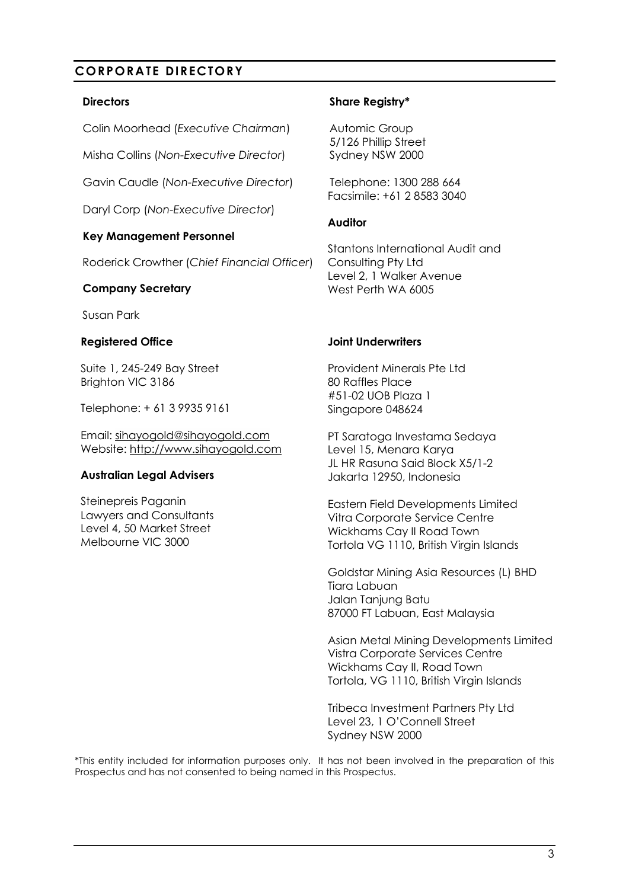## CORPORATE DIRECTORY

**Directors**

Colin Moorhead (*Executive Chairman*)

Misha Collins (*Non-Executive Director*)

Gavin Caudle (*Non-Executive Director*)

Daryl Corp (*Non-Executive Director*)

**Key Management Personnel**

Roderick Crowther (*Chief Financial Officer*)

**Company Secretary**

Susan Park

**Registered Office**

Suite 1, 245-249 Bay Street
Brighton VIC 3186

Telephone: + 61 3 9935 9161

Email: sihayogold@sihayogold.com
Website: http://www.sihayogold.com

**Australian Legal Advisers**

Steinepreis Paganin
Lawyers and Consultants
Level 4, 50 Market Street
Melbourne VIC 3000

**Share Registry***

Automic Group
5/126 Phillip Street
Sydney NSW 2000

Telephone: 1300 288 664
Facsimile: +61 2 8583 3040

**Auditor**

Stantons International Audit and Consulting Pty Ltd
Level 2, 1 Walker Avenue
West Perth WA 6005

**Joint Underwriters**

Provident Minerals Pte Ltd
80 Raffles Place
#51-02 UOB Plaza 1
Singapore 048624

PT Saratoga Investama Sedaya
Level 15, Menara Karya
JL HR Rasuna Said Block X5/1-2
Jakarta 12950, Indonesia

Eastern Field Developments Limited
Vitra Corporate Service Centre
Wickhams Cay II Road Town
Tortola VG 1110, British Virgin Islands

Goldstar Mining Asia Resources (L) BHD
Tiara Labuan
Jalan Tanjung Batu
87000 FT Labuan, East Malaysia

Asian Metal Mining Developments Limited
Vistra Corporate Services Centre
Wickhams Cay II, Road Town
Tortola, VG 1110, British Virgin Islands

Tribeca Investment Partners Pty Ltd
Level 23, 1 O'Connell Street
Sydney NSW 2000

*This entity included for information purposes only. It has not been involved in the preparation of this Prospectus and has not consented to being named in this Prospectus.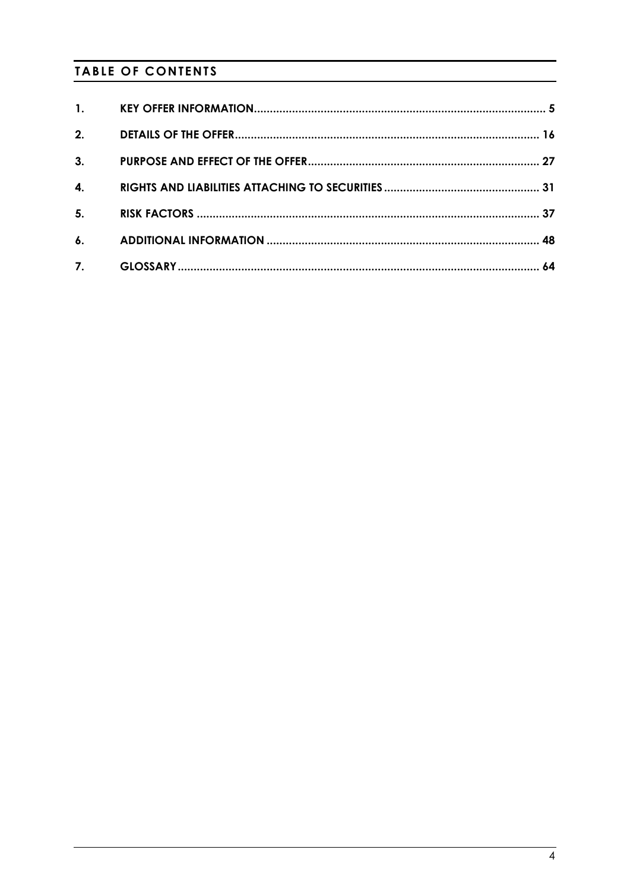## TABLE OF CONTENTS

| | | |
|---|---|---|
| **1.** | **KEY OFFER INFORMATION** | **5** |
| **2.** | **DETAILS OF THE OFFER** | **16** |
| **3.** | **PURPOSE AND EFFECT OF THE OFFER** | **27** |
| **4.** | **RIGHTS AND LIABILITIES ATTACHING TO SECURITIES** | **31** |
| **5.** | **RISK FACTORS** | **37** |
| **6.** | **ADDITIONAL INFORMATION** | **48** |
| **7.** | **GLOSSARY** | **64** |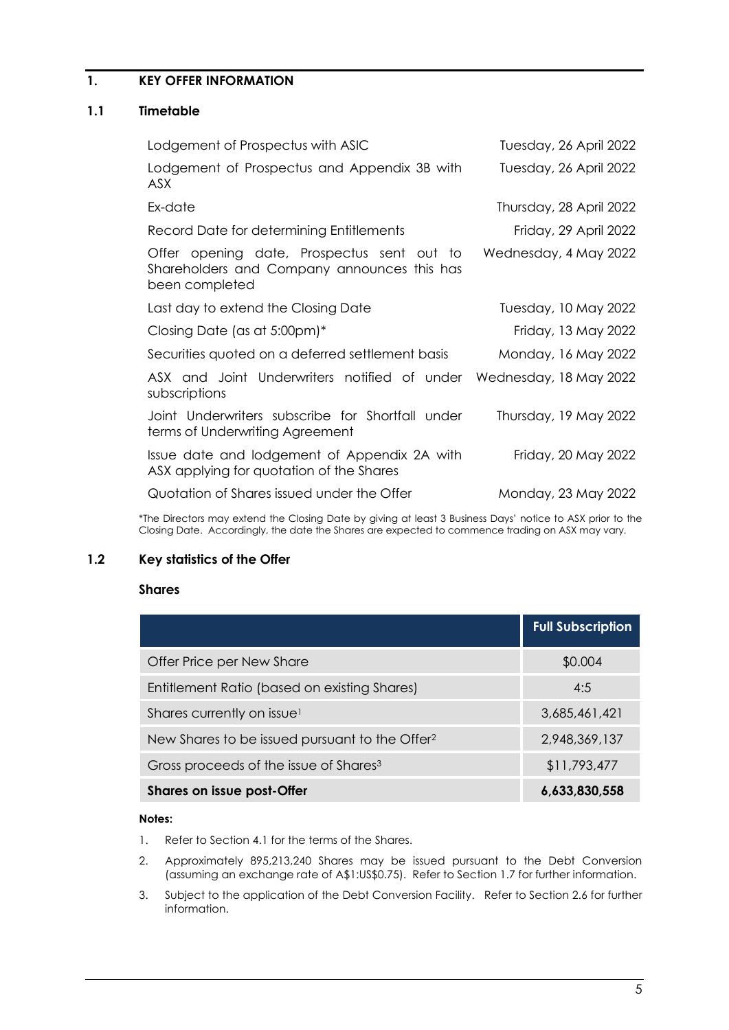## 1. KEY OFFER INFORMATION

### 1.1 Timetable

| | |
|---|---|
| Lodgement of Prospectus with ASIC | Tuesday, 26 April 2022 |
| Lodgement of Prospectus and Appendix 3B with ASX | Tuesday, 26 April 2022 |
| Ex-date | Thursday, 28 April 2022 |
| Record Date for determining Entitlements | Friday, 29 April 2022 |
| Offer opening date, Prospectus sent out to Shareholders and Company announces this has been completed | Wednesday, 4 May 2022 |
| Last day to extend the Closing Date | Tuesday, 10 May 2022 |
| Closing Date (as at 5:00pm)* | Friday, 13 May 2022 |
| Securities quoted on a deferred settlement basis | Monday, 16 May 2022 |
| ASX and Joint Underwriters notified of under subscriptions | Wednesday, 18 May 2022 |
| Joint Underwriters subscribe for Shortfall under terms of Underwriting Agreement | Thursday, 19 May 2022 |
| Issue date and lodgement of Appendix 2A with ASX applying for quotation of the Shares | Friday, 20 May 2022 |
| Quotation of Shares issued under the Offer | Monday, 23 May 2022 |

*The Directors may extend the Closing Date by giving at least 3 Business Days' notice to ASX prior to the Closing Date. Accordingly, the date the Shares are expected to commence trading on ASX may vary.

### 1.2 Key statistics of the Offer

**Shares**

| | Full Subscription |
|---|---|
| Offer Price per New Share | $0.004 |
| Entitlement Ratio (based on existing Shares) | 4:5 |
| Shares currently on issue[1] | 3,685,461,421 |
| New Shares to be issued pursuant to the Offer[2] | 2,948,369,137 |
| Gross proceeds of the issue of Shares[3] | $11,793,477 |
| **Shares on issue post-Offer** | **6,633,830,558** |

**Notes:**

1. Refer to Section 4.1 for the terms of the Shares.
2. Approximately 895,213,240 Shares may be issued pursuant to the Debt Conversion (assuming an exchange rate of A$1:US$0.75). Refer to Section 1.7 for further information.
3. Subject to the application of the Debt Conversion Facility. Refer to Section 2.6 for further information.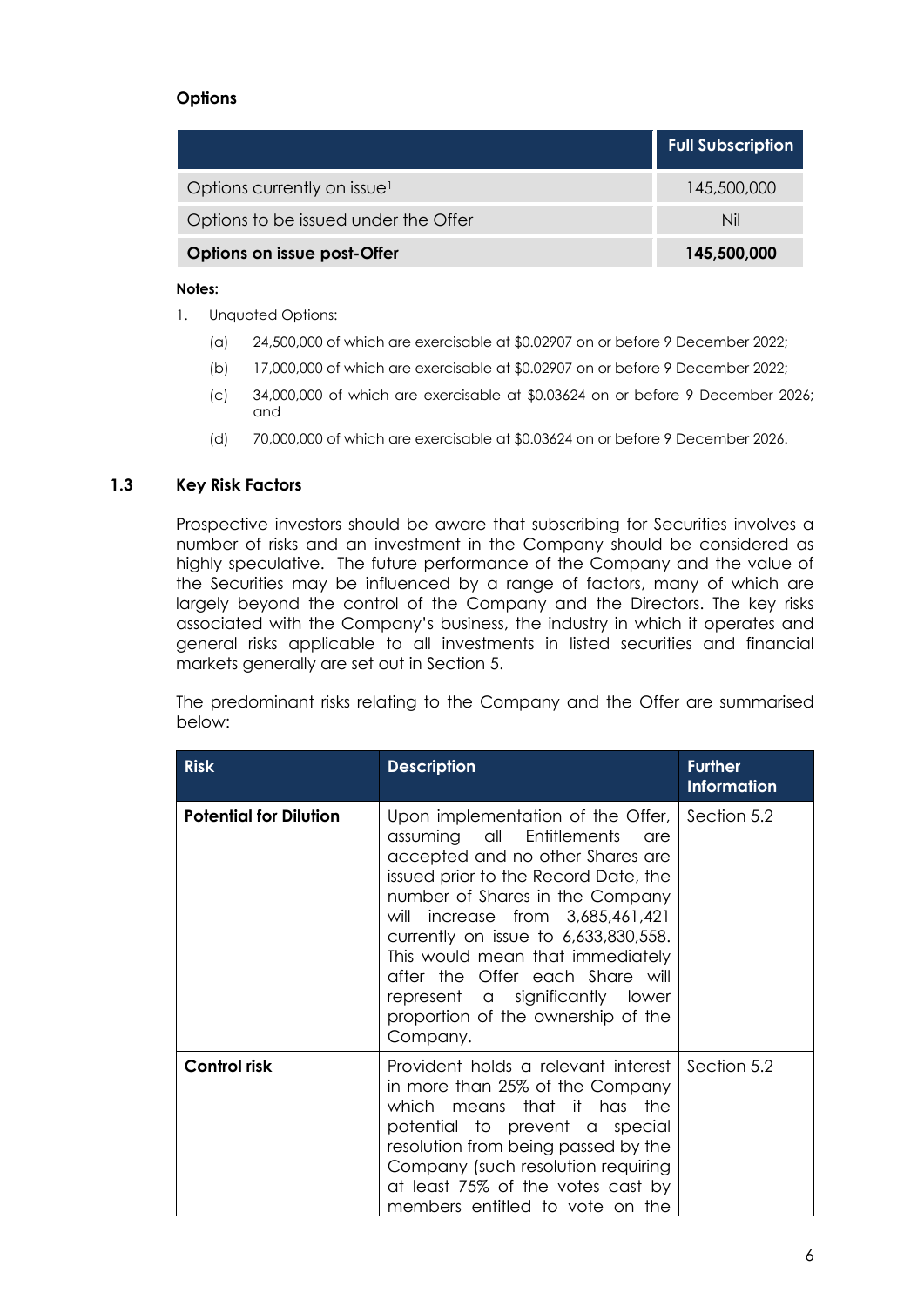**Options**

| | Full Subscription |
|---|---|
| Options currently on issue[1] | 145,500,000 |
| Options to be issued under the Offer | Nil |
| **Options on issue post-Offer** | **145,500,000** |

**Notes:**

1. Unquoted Options:
   (a) 24,500,000 of which are exercisable at $0.02907 on or before 9 December 2022;
   (b) 17,000,000 of which are exercisable at $0.02907 on or before 9 December 2022;
   (c) 34,000,000 of which are exercisable at $0.03624 on or before 9 December 2026; and
   (d) 70,000,000 of which are exercisable at $0.03624 on or before 9 December 2026.

## 1.3 Key Risk Factors

Prospective investors should be aware that subscribing for Securities involves a number of risks and an investment in the Company should be considered as highly speculative. The future performance of the Company and the value of the Securities may be influenced by a range of factors, many of which are largely beyond the control of the Company and the Directors. The key risks associated with the Company's business, the industry in which it operates and general risks applicable to all investments in listed securities and financial markets generally are set out in Section 5.

The predominant risks relating to the Company and the Offer are summarised below:

| Risk | Description | Further Information |
|---|---|---|
| **Potential for Dilution** | Upon implementation of the Offer, assuming all Entitlements are accepted and no other Shares are issued prior to the Record Date, the number of Shares in the Company will increase from 3,685,461,421 currently on issue to 6,633,830,558. This would mean that immediately after the Offer each Share will represent a significantly lower proportion of the ownership of the Company. | Section 5.2 |
| **Control risk** | Provident holds a relevant interest in more than 25% of the Company which means that it has the potential to prevent a special resolution from being passed by the Company (such resolution requiring at least 75% of the votes cast by members entitled to vote on the | Section 5.2 |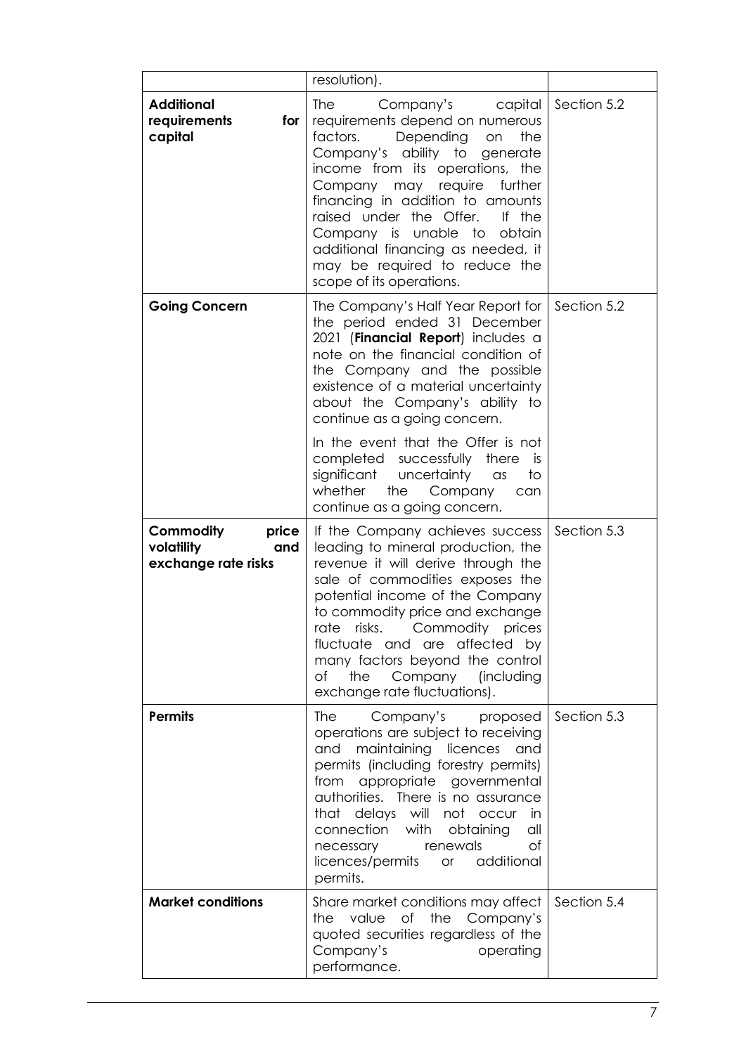| | | |
|---|---|---|
| | resolution). | |
| **Additional requirements for capital** | The Company's capital requirements depend on numerous factors. Depending on the Company's ability to generate income from its operations, the Company may require further financing in addition to amounts raised under the Offer. If the Company is unable to obtain additional financing as needed, it may be required to reduce the scope of its operations. | Section 5.2 |
| **Going Concern** | The Company's Half Year Report for the period ended 31 December 2021 (**Financial Report**) includes a note on the financial condition of the Company and the possible existence of a material uncertainty about the Company's ability to continue as a going concern.<br><br>In the event that the Offer is not completed successfully there is significant uncertainty as to whether the Company can continue as a going concern. | Section 5.2 |
| **Commodity price volatility and exchange rate risks** | If the Company achieves success leading to mineral production, the revenue it will derive through the sale of commodities exposes the potential income of the Company to commodity price and exchange rate risks. Commodity prices fluctuate and are affected by many factors beyond the control of the Company (including exchange rate fluctuations). | Section 5.3 |
| **Permits** | The Company's proposed operations are subject to receiving and maintaining licences and permits (including forestry permits) from appropriate governmental authorities. There is no assurance that delays will not occur in connection with obtaining all necessary renewals of licences/permits or additional permits. | Section 5.3 |
| **Market conditions** | Share market conditions may affect the value of the Company's quoted securities regardless of the Company's operating performance. | Section 5.4 |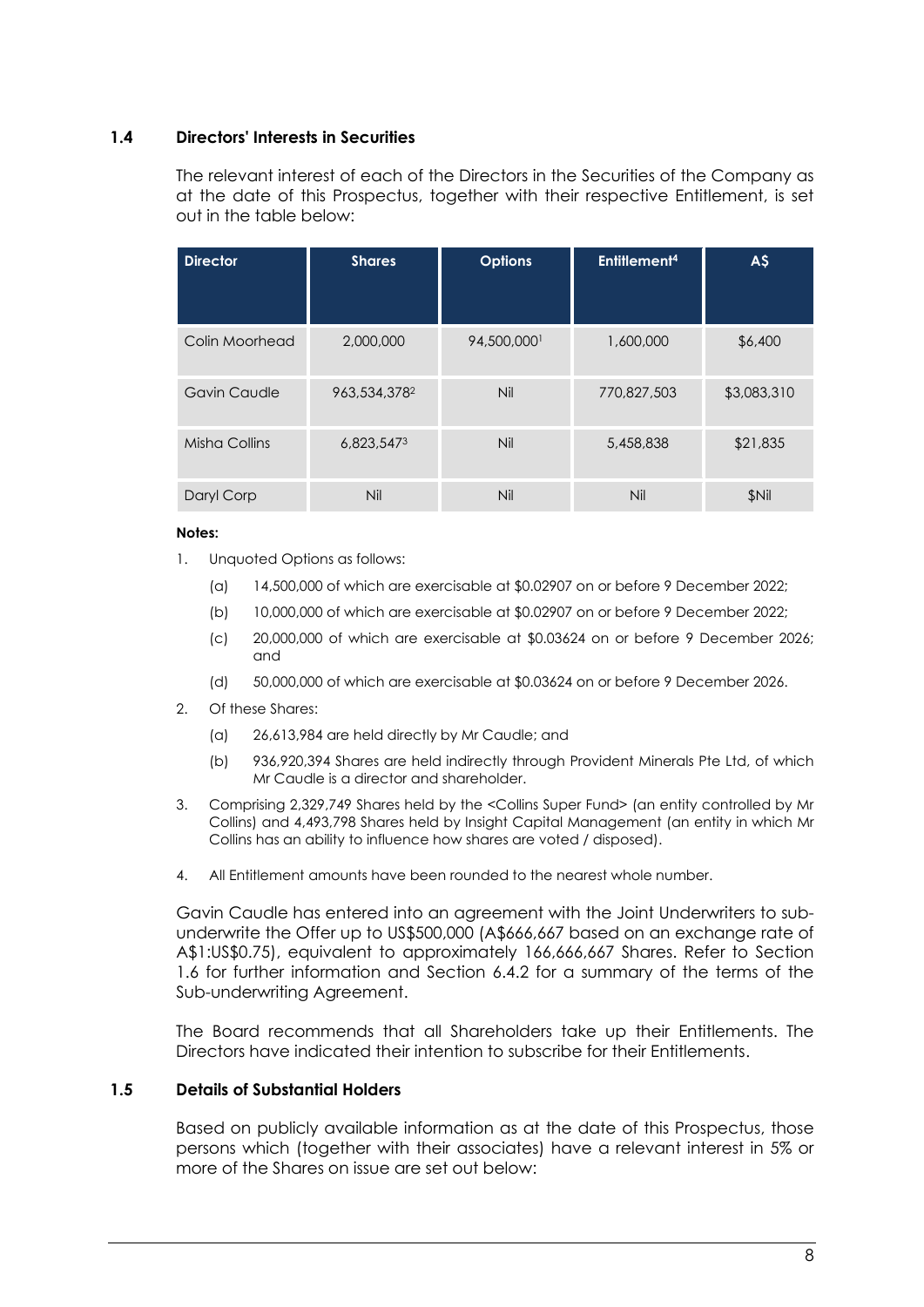### 1.4 Directors' Interests in Securities

The relevant interest of each of the Directors in the Securities of the Company as at the date of this Prospectus, together with their respective Entitlement, is set out in the table below:

| Director | Shares | Options | Entitlement[4] | A$ |
|---|---|---|---|---|
| Colin Moorhead | 2,000,000 | 94,500,000[1] | 1,600,000 | $6,400 |
| Gavin Caudle | 963,534,378[2] | Nil | 770,827,503 | $3,083,310 |
| Misha Collins | 6,823,547[3] | Nil | 5,458,838 | $21,835 |
| Daryl Corp | Nil | Nil | Nil | $Nil |

**Notes:**

1. Unquoted Options as follows:
   (a) 14,500,000 of which are exercisable at $0.02907 on or before 9 December 2022;
   (b) 10,000,000 of which are exercisable at $0.02907 on or before 9 December 2022;
   (c) 20,000,000 of which are exercisable at $0.03624 on or before 9 December 2026; and
   (d) 50,000,000 of which are exercisable at $0.03624 on or before 9 December 2026.
2. Of these Shares:
   (a) 26,613,984 are held directly by Mr Caudle; and
   (b) 936,920,394 Shares are held indirectly through Provident Minerals Pte Ltd, of which Mr Caudle is a director and shareholder.
3. Comprising 2,329,749 Shares held by the <Collins Super Fund> (an entity controlled by Mr Collins) and 4,493,798 Shares held by Insight Capital Management (an entity in which Mr Collins has an ability to influence how shares are voted / disposed).
4. All Entitlement amounts have been rounded to the nearest whole number.

Gavin Caudle has entered into an agreement with the Joint Underwriters to sub-underwrite the Offer up to US$500,000 (A$666,667 based on an exchange rate of A$1:US$0.75), equivalent to approximately 166,666,667 Shares. Refer to Section 1.6 for further information and Section 6.4.2 for a summary of the terms of the Sub-underwriting Agreement.

The Board recommends that all Shareholders take up their Entitlements. The Directors have indicated their intention to subscribe for their Entitlements.

### 1.5 Details of Substantial Holders

Based on publicly available information as at the date of this Prospectus, those persons which (together with their associates) have a relevant interest in 5% or more of the Shares on issue are set out below: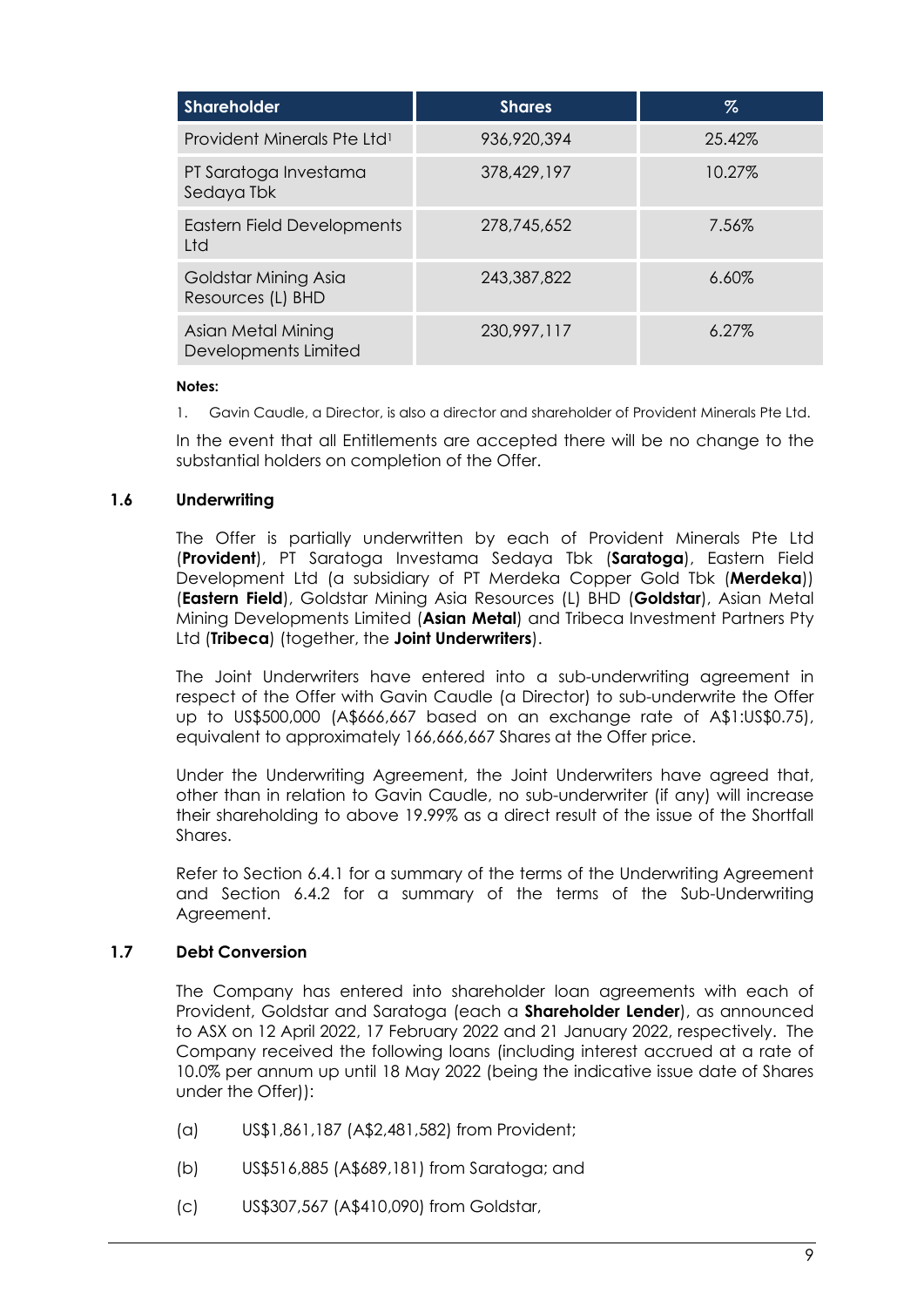| Shareholder | Shares | % |
|---|---|---|
| Provident Minerals Pte Ltd[1] | 936,920,394 | 25.42% |
| PT Saratoga Investama Sedaya Tbk | 378,429,197 | 10.27% |
| Eastern Field Developments Ltd | 278,745,652 | 7.56% |
| Goldstar Mining Asia Resources (L) BHD | 243,387,822 | 6.60% |
| Asian Metal Mining Developments Limited | 230,997,117 | 6.27% |

**Notes:**

1. Gavin Caudle, a Director, is also a director and shareholder of Provident Minerals Pte Ltd.

In the event that all Entitlements are accepted there will be no change to the substantial holders on completion of the Offer.

### 1.6 Underwriting

The Offer is partially underwritten by each of Provident Minerals Pte Ltd (**Provident**), PT Saratoga Investama Sedaya Tbk (**Saratoga**), Eastern Field Development Ltd (a subsidiary of PT Merdeka Copper Gold Tbk (**Merdeka**)) (**Eastern Field**), Goldstar Mining Asia Resources (L) BHD (**Goldstar**), Asian Metal Mining Developments Limited (**Asian Metal**) and Tribeca Investment Partners Pty Ltd (**Tribeca**) (together, the **Joint Underwriters**).

The Joint Underwriters have entered into a sub-underwriting agreement in respect of the Offer with Gavin Caudle (a Director) to sub-underwrite the Offer up to US$500,000 (A$666,667 based on an exchange rate of A$1:US$0.75), equivalent to approximately 166,666,667 Shares at the Offer price.

Under the Underwriting Agreement, the Joint Underwriters have agreed that, other than in relation to Gavin Caudle, no sub-underwriter (if any) will increase their shareholding to above 19.99% as a direct result of the issue of the Shortfall Shares.

Refer to Section 6.4.1 for a summary of the terms of the Underwriting Agreement and Section 6.4.2 for a summary of the terms of the Sub-Underwriting Agreement.

### 1.7 Debt Conversion

The Company has entered into shareholder loan agreements with each of Provident, Goldstar and Saratoga (each a **Shareholder Lender**), as announced to ASX on 12 April 2022, 17 February 2022 and 21 January 2022, respectively. The Company received the following loans (including interest accrued at a rate of 10.0% per annum up until 18 May 2022 (being the indicative issue date of Shares under the Offer)):

(a) US$1,861,187 (A$2,481,582) from Provident;

(b) US$516,885 (A$689,181) from Saratoga; and

(c) US$307,567 (A$410,090) from Goldstar,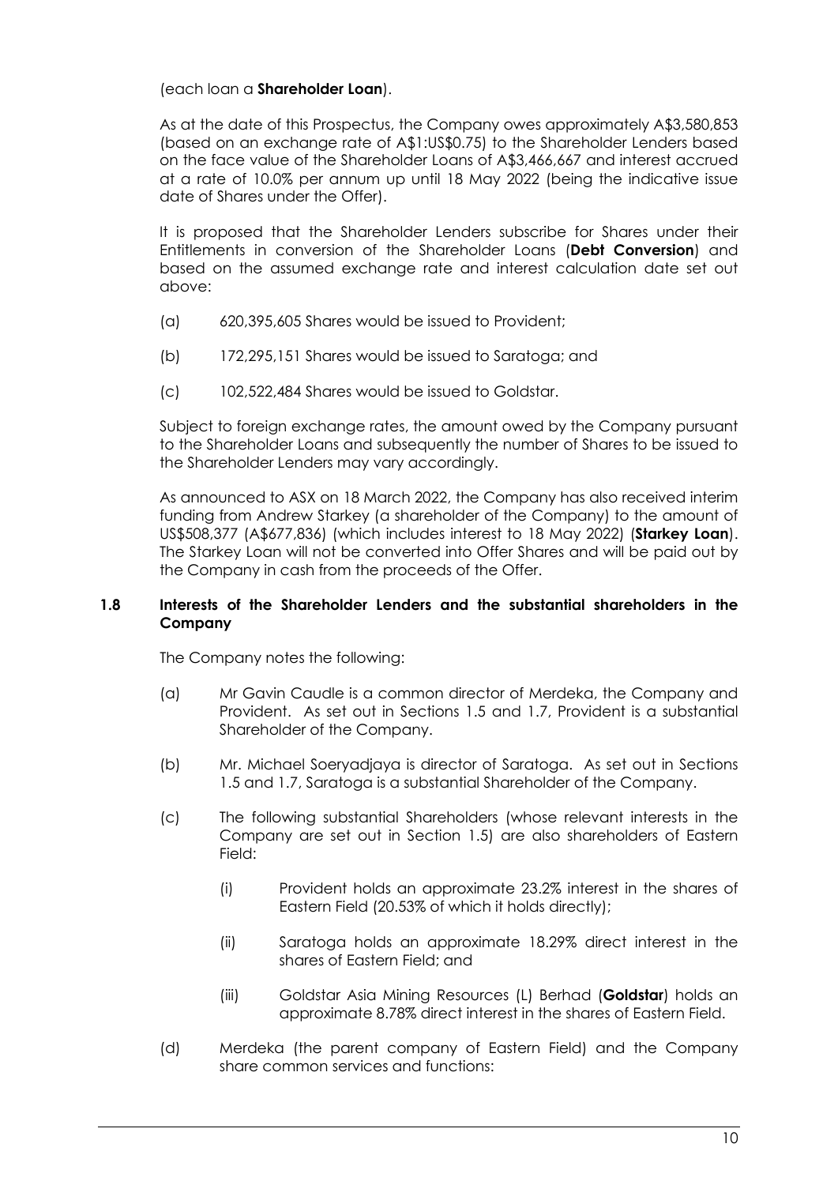(each loan a **Shareholder Loan**).

As at the date of this Prospectus, the Company owes approximately A$3,580,853 (based on an exchange rate of A$1:US$0.75) to the Shareholder Lenders based on the face value of the Shareholder Loans of A$3,466,667 and interest accrued at a rate of 10.0% per annum up until 18 May 2022 (being the indicative issue date of Shares under the Offer).

It is proposed that the Shareholder Lenders subscribe for Shares under their Entitlements in conversion of the Shareholder Loans (**Debt Conversion**) and based on the assumed exchange rate and interest calculation date set out above:

(a) 620,395,605 Shares would be issued to Provident;

(b) 172,295,151 Shares would be issued to Saratoga; and

(c) 102,522,484 Shares would be issued to Goldstar.

Subject to foreign exchange rates, the amount owed by the Company pursuant to the Shareholder Loans and subsequently the number of Shares to be issued to the Shareholder Lenders may vary accordingly.

As announced to ASX on 18 March 2022, the Company has also received interim funding from Andrew Starkey (a shareholder of the Company) to the amount of US$508,377 (A$677,836) (which includes interest to 18 May 2022) (**Starkey Loan**). The Starkey Loan will not be converted into Offer Shares and will be paid out by the Company in cash from the proceeds of the Offer.

### 1.8 Interests of the Shareholder Lenders and the substantial shareholders in the Company

The Company notes the following:

(a) Mr Gavin Caudle is a common director of Merdeka, the Company and Provident. As set out in Sections 1.5 and 1.7, Provident is a substantial Shareholder of the Company.

(b) Mr. Michael Soeryadjaya is director of Saratoga. As set out in Sections 1.5 and 1.7, Saratoga is a substantial Shareholder of the Company.

(c) The following substantial Shareholders (whose relevant interests in the Company are set out in Section 1.5) are also shareholders of Eastern Field:

   (i) Provident holds an approximate 23.2% interest in the shares of Eastern Field (20.53% of which it holds directly);

   (ii) Saratoga holds an approximate 18.29% direct interest in the shares of Eastern Field; and

   (iii) Goldstar Asia Mining Resources (L) Berhad (**Goldstar**) holds an approximate 8.78% direct interest in the shares of Eastern Field.

(d) Merdeka (the parent company of Eastern Field) and the Company share common services and functions: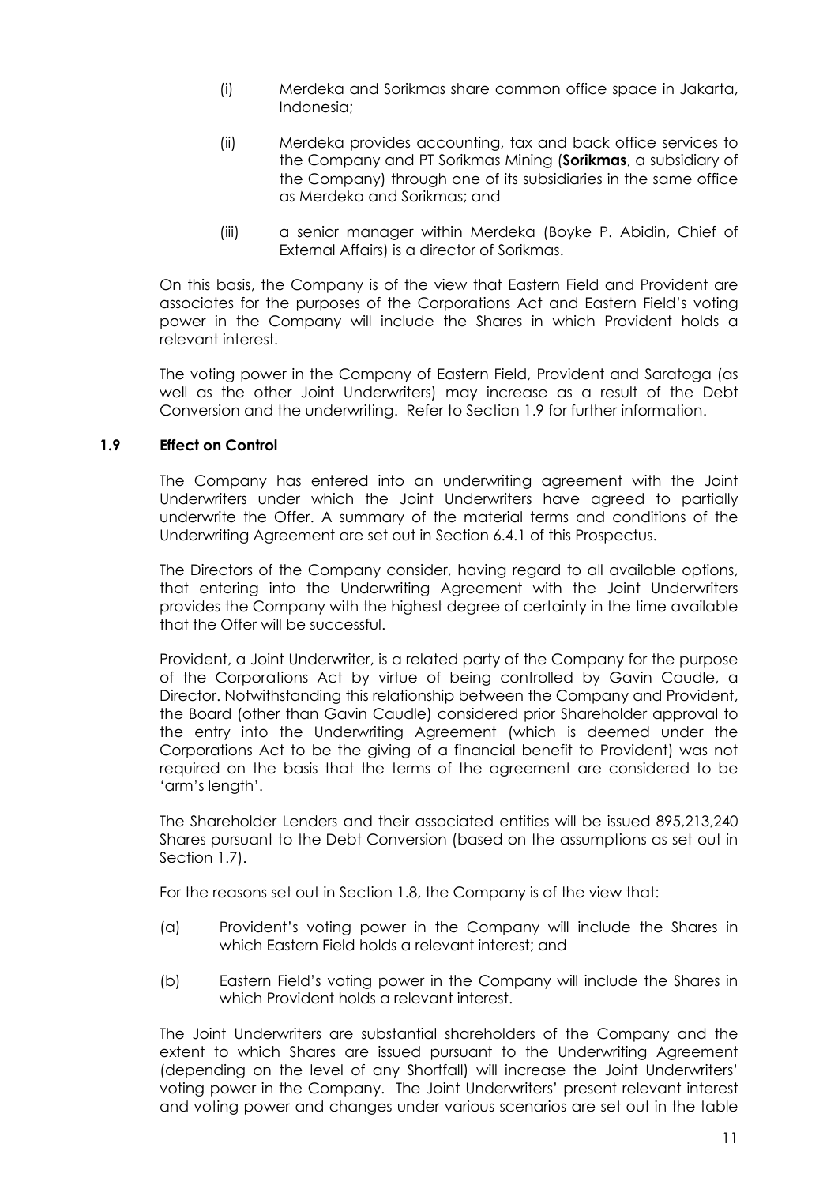(i) Merdeka and Sorikmas share common office space in Jakarta, Indonesia;

(ii) Merdeka provides accounting, tax and back office services to the Company and PT Sorikmas Mining (**Sorikmas**, a subsidiary of the Company) through one of its subsidiaries in the same office as Merdeka and Sorikmas; and

(iii) a senior manager within Merdeka (Boyke P. Abidin, Chief of External Affairs) is a director of Sorikmas.

On this basis, the Company is of the view that Eastern Field and Provident are associates for the purposes of the Corporations Act and Eastern Field's voting power in the Company will include the Shares in which Provident holds a relevant interest.

The voting power in the Company of Eastern Field, Provident and Saratoga (as well as the other Joint Underwriters) may increase as a result of the Debt Conversion and the underwriting. Refer to Section 1.9 for further information.

### 1.9 Effect on Control

The Company has entered into an underwriting agreement with the Joint Underwriters under which the Joint Underwriters have agreed to partially underwrite the Offer. A summary of the material terms and conditions of the Underwriting Agreement are set out in Section 6.4.1 of this Prospectus.

The Directors of the Company consider, having regard to all available options, that entering into the Underwriting Agreement with the Joint Underwriters provides the Company with the highest degree of certainty in the time available that the Offer will be successful.

Provident, a Joint Underwriter, is a related party of the Company for the purpose of the Corporations Act by virtue of being controlled by Gavin Caudle, a Director. Notwithstanding this relationship between the Company and Provident, the Board (other than Gavin Caudle) considered prior Shareholder approval to the entry into the Underwriting Agreement (which is deemed under the Corporations Act to be the giving of a financial benefit to Provident) was not required on the basis that the terms of the agreement are considered to be 'arm's length'.

The Shareholder Lenders and their associated entities will be issued 895,213,240 Shares pursuant to the Debt Conversion (based on the assumptions as set out in Section 1.7).

For the reasons set out in Section 1.8, the Company is of the view that:

(a) Provident's voting power in the Company will include the Shares in which Eastern Field holds a relevant interest; and

(b) Eastern Field's voting power in the Company will include the Shares in which Provident holds a relevant interest.

The Joint Underwriters are substantial shareholders of the Company and the extent to which Shares are issued pursuant to the Underwriting Agreement (depending on the level of any Shortfall) will increase the Joint Underwriters' voting power in the Company. The Joint Underwriters' present relevant interest and voting power and changes under various scenarios are set out in the table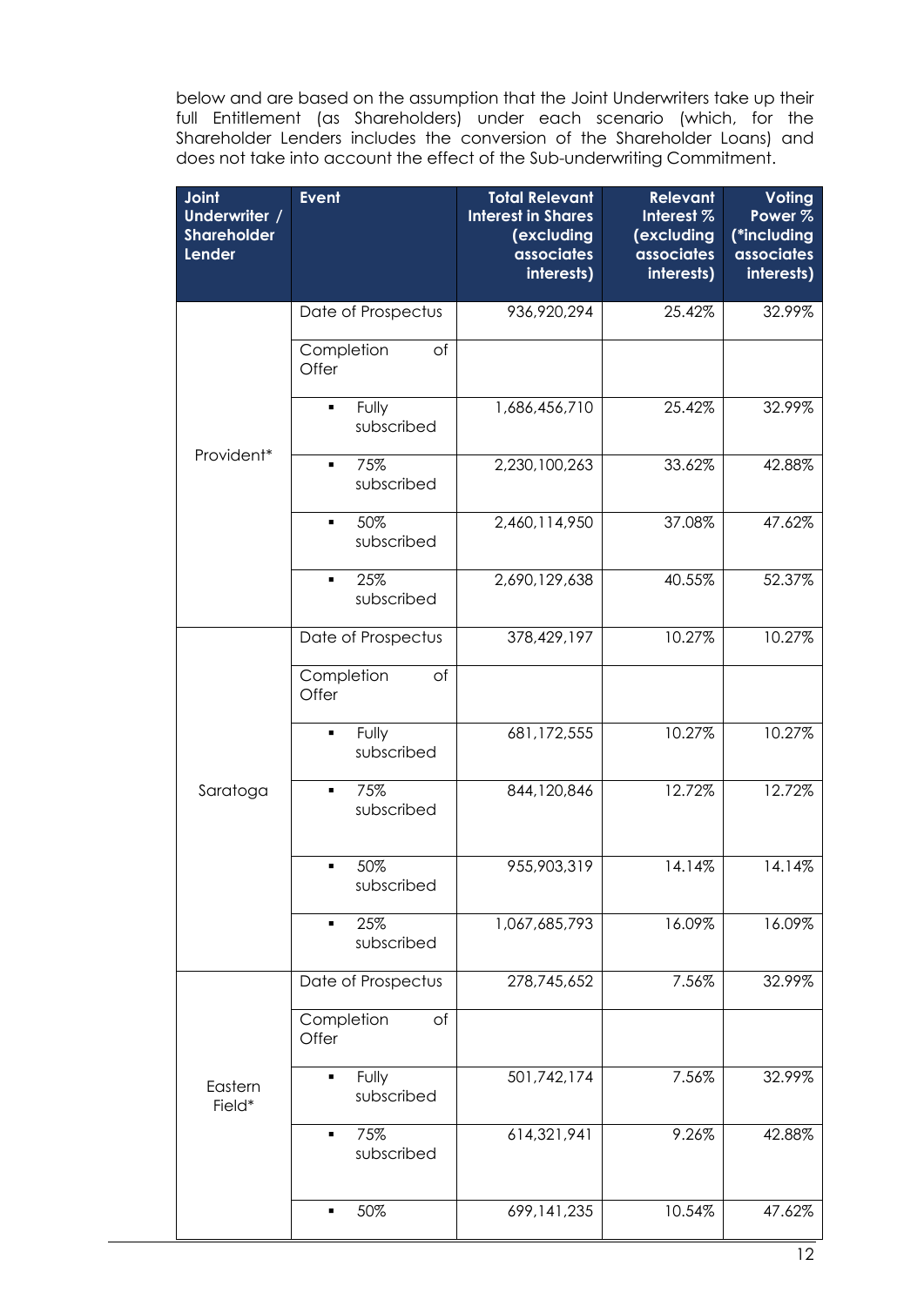below and are based on the assumption that the Joint Underwriters take up their full Entitlement (as Shareholders) under each scenario (which, for the Shareholder Lenders includes the conversion of the Shareholder Loans) and does not take into account the effect of the Sub-underwriting Commitment.

| Joint Underwriter / Shareholder Lender | Event | Total Relevant Interest in Shares (excluding associates interests) | Relevant Interest % (excluding associates interests) | Voting Power % (*including associates interests) |
|---|---|---|---|---|
| Provident* | Date of Prospectus | 936,920,294 | 25.42% | 32.99% |
| | Completion of Offer | | | |
| | ▪ Fully subscribed | 1,686,456,710 | 25.42% | 32.99% |
| | ▪ 75% subscribed | 2,230,100,263 | 33.62% | 42.88% |
| | ▪ 50% subscribed | 2,460,114,950 | 37.08% | 47.62% |
| | ▪ 25% subscribed | 2,690,129,638 | 40.55% | 52.37% |
| Saratoga | Date of Prospectus | 378,429,197 | 10.27% | 10.27% |
| | Completion of Offer | | | |
| | ▪ Fully subscribed | 681,172,555 | 10.27% | 10.27% |
| | ▪ 75% subscribed | 844,120,846 | 12.72% | 12.72% |
| | ▪ 50% subscribed | 955,903,319 | 14.14% | 14.14% |
| | ▪ 25% subscribed | 1,067,685,793 | 16.09% | 16.09% |
| Eastern Field* | Date of Prospectus | 278,745,652 | 7.56% | 32.99% |
| | Completion of Offer | | | |
| | ▪ Fully subscribed | 501,742,174 | 7.56% | 32.99% |
| | ▪ 75% subscribed | 614,321,941 | 9.26% | 42.88% |
| | ▪ 50% | 699,141,235 | 10.54% | 47.62% |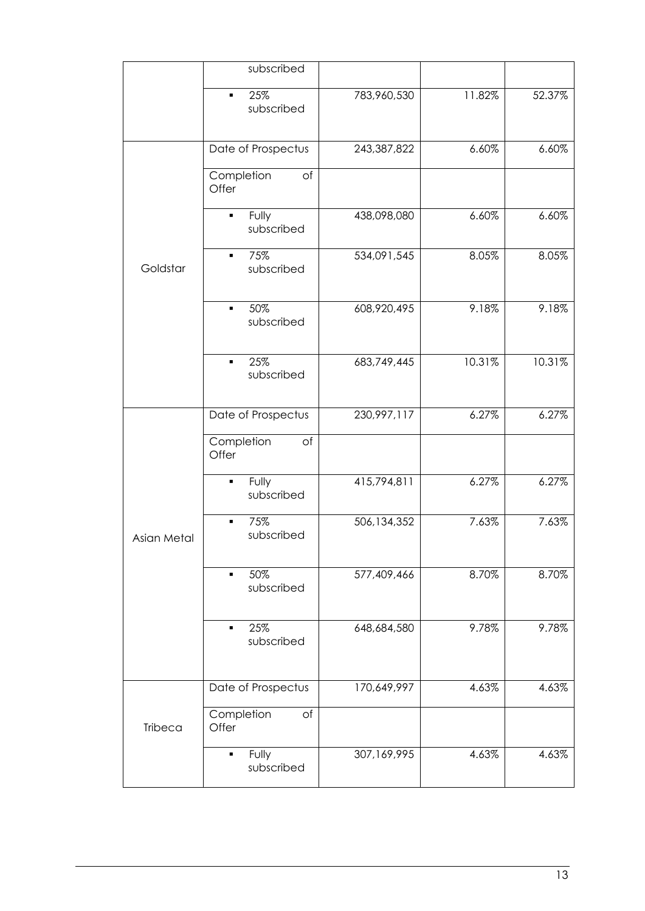| | | | | |
|---|---|---|---|---|
| | subscribed | | | |
| | ▪ 25% subscribed | 783,960,530 | 11.82% | 52.37% |
| Goldstar | Date of Prospectus | 243,387,822 | 6.60% | 6.60% |
| | Completion of Offer | | | |
| | ▪ Fully subscribed | 438,098,080 | 6.60% | 6.60% |
| | ▪ 75% subscribed | 534,091,545 | 8.05% | 8.05% |
| | ▪ 50% subscribed | 608,920,495 | 9.18% | 9.18% |
| | ▪ 25% subscribed | 683,749,445 | 10.31% | 10.31% |
| Asian Metal | Date of Prospectus | 230,997,117 | 6.27% | 6.27% |
| | Completion of Offer | | | |
| | ▪ Fully subscribed | 415,794,811 | 6.27% | 6.27% |
| | ▪ 75% subscribed | 506,134,352 | 7.63% | 7.63% |
| | ▪ 50% subscribed | 577,409,466 | 8.70% | 8.70% |
| | ▪ 25% subscribed | 648,684,580 | 9.78% | 9.78% |
| Tribeca | Date of Prospectus | 170,649,997 | 4.63% | 4.63% |
| | Completion of Offer | | | |
| | ▪ Fully subscribed | 307,169,995 | 4.63% | 4.63% |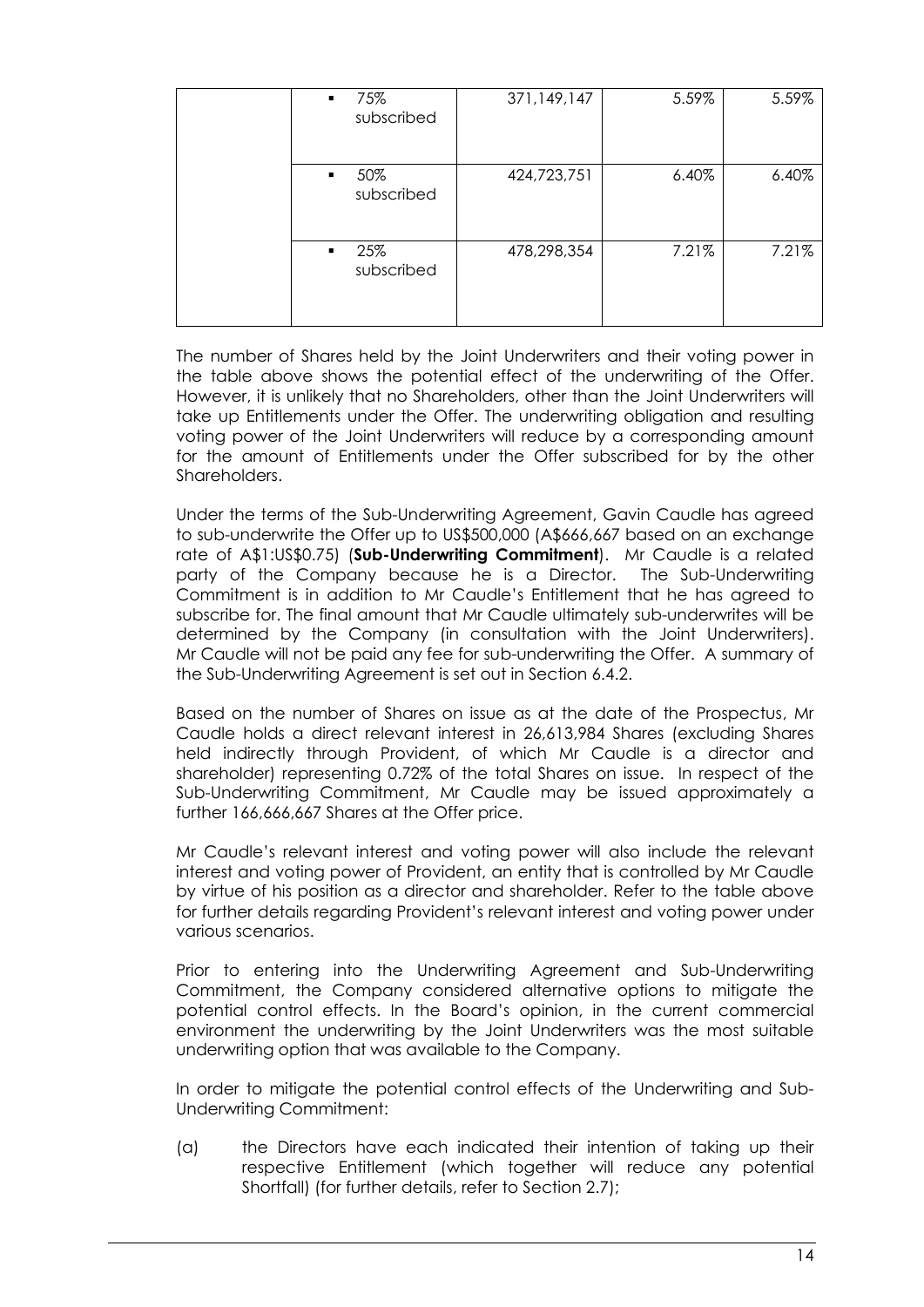|  | ▪ 75% subscribed | 371,149,147 | 5.59% | 5.59% |
|---|---|---|---|---|
|  | ▪ 50% subscribed | 424,723,751 | 6.40% | 6.40% |
|  | ▪ 25% subscribed | 478,298,354 | 7.21% | 7.21% |

The number of Shares held by the Joint Underwriters and their voting power in the table above shows the potential effect of the underwriting of the Offer. However, it is unlikely that no Shareholders, other than the Joint Underwriters will take up Entitlements under the Offer. The underwriting obligation and resulting voting power of the Joint Underwriters will reduce by a corresponding amount for the amount of Entitlements under the Offer subscribed for by the other Shareholders.

Under the terms of the Sub-Underwriting Agreement, Gavin Caudle has agreed to sub-underwrite the Offer up to US$500,000 (A$666,667 based on an exchange rate of A$1:US$0.75) (**Sub-Underwriting Commitment**). Mr Caudle is a related party of the Company because he is a Director. The Sub-Underwriting Commitment is in addition to Mr Caudle's Entitlement that he has agreed to subscribe for. The final amount that Mr Caudle ultimately sub-underwrites will be determined by the Company (in consultation with the Joint Underwriters). Mr Caudle will not be paid any fee for sub-underwriting the Offer. A summary of the Sub-Underwriting Agreement is set out in Section 6.4.2.

Based on the number of Shares on issue as at the date of the Prospectus, Mr Caudle holds a direct relevant interest in 26,613,984 Shares (excluding Shares held indirectly through Provident, of which Mr Caudle is a director and shareholder) representing 0.72% of the total Shares on issue. In respect of the Sub-Underwriting Commitment, Mr Caudle may be issued approximately a further 166,666,667 Shares at the Offer price.

Mr Caudle's relevant interest and voting power will also include the relevant interest and voting power of Provident, an entity that is controlled by Mr Caudle by virtue of his position as a director and shareholder. Refer to the table above for further details regarding Provident's relevant interest and voting power under various scenarios.

Prior to entering into the Underwriting Agreement and Sub-Underwriting Commitment, the Company considered alternative options to mitigate the potential control effects. In the Board's opinion, in the current commercial environment the underwriting by the Joint Underwriters was the most suitable underwriting option that was available to the Company.

In order to mitigate the potential control effects of the Underwriting and Sub-Underwriting Commitment:

(a) the Directors have each indicated their intention of taking up their respective Entitlement (which together will reduce any potential Shortfall) (for further details, refer to Section 2.7);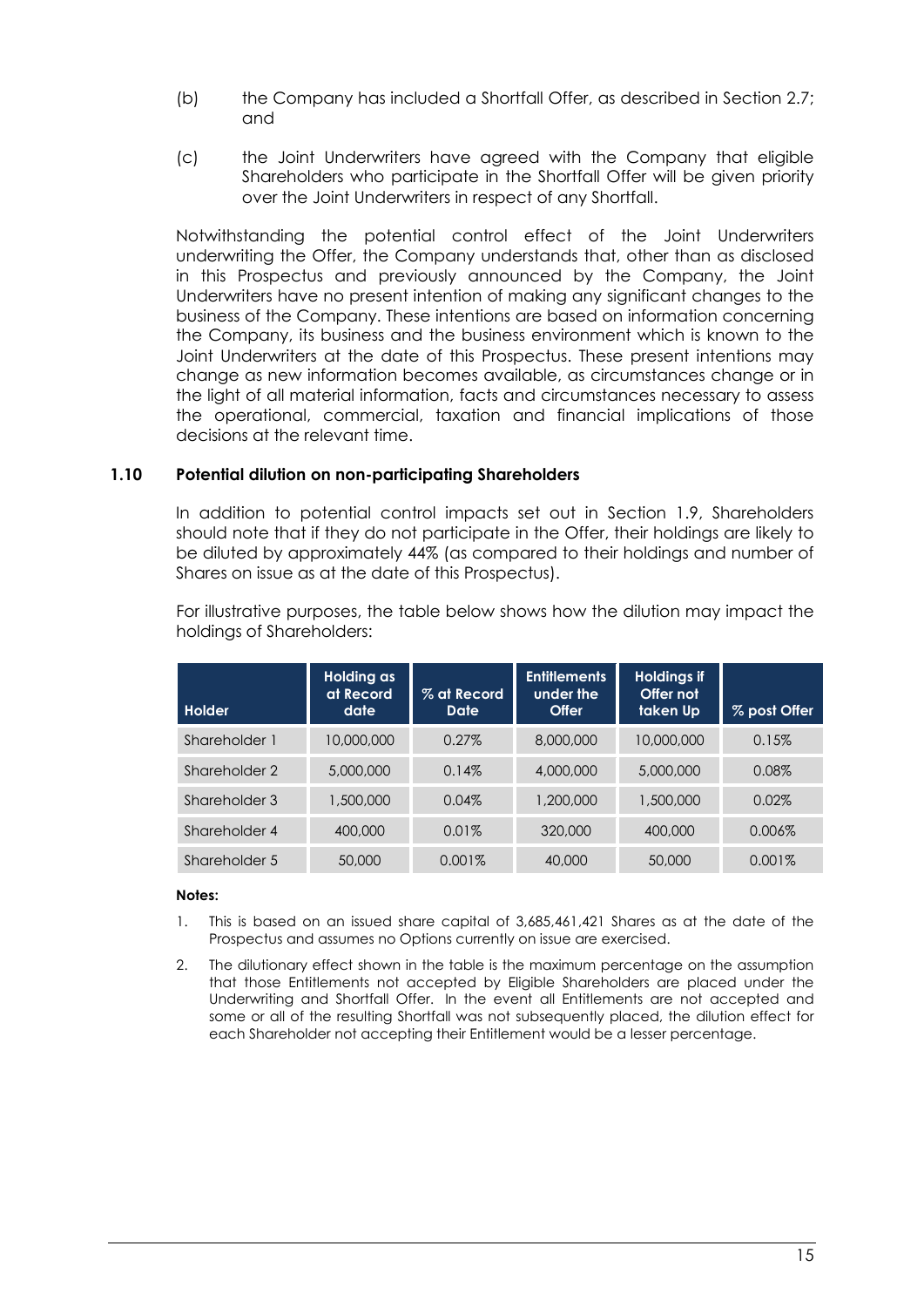(b) the Company has included a Shortfall Offer, as described in Section 2.7; and

(c) the Joint Underwriters have agreed with the Company that eligible Shareholders who participate in the Shortfall Offer will be given priority over the Joint Underwriters in respect of any Shortfall.

Notwithstanding the potential control effect of the Joint Underwriters underwriting the Offer, the Company understands that, other than as disclosed in this Prospectus and previously announced by the Company, the Joint Underwriters have no present intention of making any significant changes to the business of the Company. These intentions are based on information concerning the Company, its business and the business environment which is known to the Joint Underwriters at the date of this Prospectus. These present intentions may change as new information becomes available, as circumstances change or in the light of all material information, facts and circumstances necessary to assess the operational, commercial, taxation and financial implications of those decisions at the relevant time.

### 1.10 Potential dilution on non-participating Shareholders

In addition to potential control impacts set out in Section 1.9, Shareholders should note that if they do not participate in the Offer, their holdings are likely to be diluted by approximately 44% (as compared to their holdings and number of Shares on issue as at the date of this Prospectus).

For illustrative purposes, the table below shows how the dilution may impact the holdings of Shareholders:

| Holder | Holding as at Record date | % at Record Date | Entitlements under the Offer | Holdings if Offer not taken Up | % post Offer |
|---|---|---|---|---|---|
| Shareholder 1 | 10,000,000 | 0.27% | 8,000,000 | 10,000,000 | 0.15% |
| Shareholder 2 | 5,000,000 | 0.14% | 4,000,000 | 5,000,000 | 0.08% |
| Shareholder 3 | 1,500,000 | 0.04% | 1,200,000 | 1,500,000 | 0.02% |
| Shareholder 4 | 400,000 | 0.01% | 320,000 | 400,000 | 0.006% |
| Shareholder 5 | 50,000 | 0.001% | 40,000 | 50,000 | 0.001% |

**Notes:**

1. This is based on an issued share capital of 3,685,461,421 Shares as at the date of the Prospectus and assumes no Options currently on issue are exercised.
2. The dilutionary effect shown in the table is the maximum percentage on the assumption that those Entitlements not accepted by Eligible Shareholders are placed under the Underwriting and Shortfall Offer. In the event all Entitlements are not accepted and some or all of the resulting Shortfall was not subsequently placed, the dilution effect for each Shareholder not accepting their Entitlement would be a lesser percentage.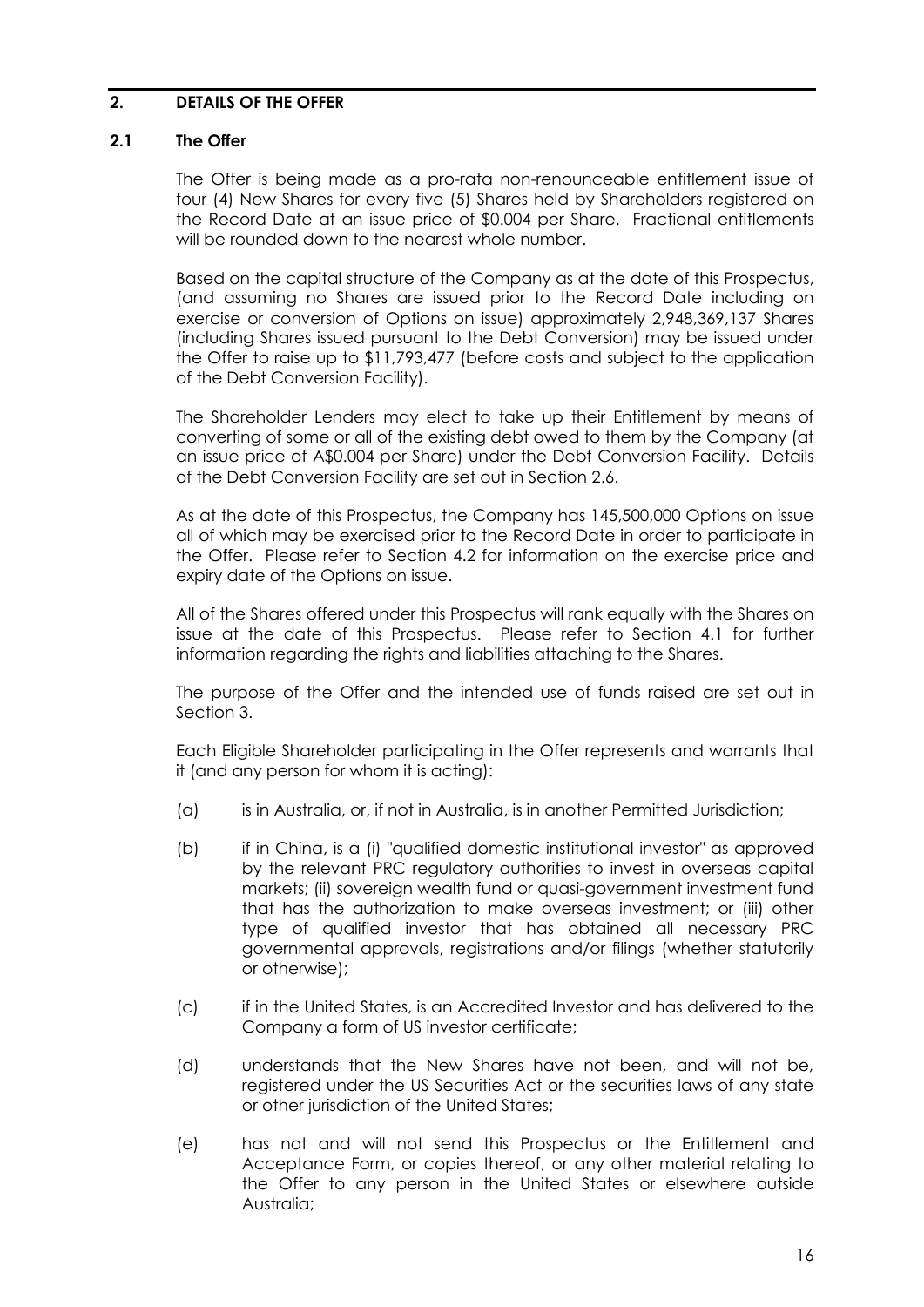## 2. DETAILS OF THE OFFER

### 2.1 The Offer

The Offer is being made as a pro-rata non-renounceable entitlement issue of four (4) New Shares for every five (5) Shares held by Shareholders registered on the Record Date at an issue price of $0.004 per Share. Fractional entitlements will be rounded down to the nearest whole number.

Based on the capital structure of the Company as at the date of this Prospectus, (and assuming no Shares are issued prior to the Record Date including on exercise or conversion of Options on issue) approximately 2,948,369,137 Shares (including Shares issued pursuant to the Debt Conversion) may be issued under the Offer to raise up to $11,793,477 (before costs and subject to the application of the Debt Conversion Facility).

The Shareholder Lenders may elect to take up their Entitlement by means of converting of some or all of the existing debt owed to them by the Company (at an issue price of A$0.004 per Share) under the Debt Conversion Facility. Details of the Debt Conversion Facility are set out in Section 2.6.

As at the date of this Prospectus, the Company has 145,500,000 Options on issue all of which may be exercised prior to the Record Date in order to participate in the Offer. Please refer to Section 4.2 for information on the exercise price and expiry date of the Options on issue.

All of the Shares offered under this Prospectus will rank equally with the Shares on issue at the date of this Prospectus. Please refer to Section 4.1 for further information regarding the rights and liabilities attaching to the Shares.

The purpose of the Offer and the intended use of funds raised are set out in Section 3.

Each Eligible Shareholder participating in the Offer represents and warrants that it (and any person for whom it is acting):

(a) is in Australia, or, if not in Australia, is in another Permitted Jurisdiction;

(b) if in China, is a (i) "qualified domestic institutional investor" as approved by the relevant PRC regulatory authorities to invest in overseas capital markets; (ii) sovereign wealth fund or quasi-government investment fund that has the authorization to make overseas investment; or (iii) other type of qualified investor that has obtained all necessary PRC governmental approvals, registrations and/or filings (whether statutorily or otherwise);

(c) if in the United States, is an Accredited Investor and has delivered to the Company a form of US investor certificate;

(d) understands that the New Shares have not been, and will not be, registered under the US Securities Act or the securities laws of any state or other jurisdiction of the United States;

(e) has not and will not send this Prospectus or the Entitlement and Acceptance Form, or copies thereof, or any other material relating to the Offer to any person in the United States or elsewhere outside Australia;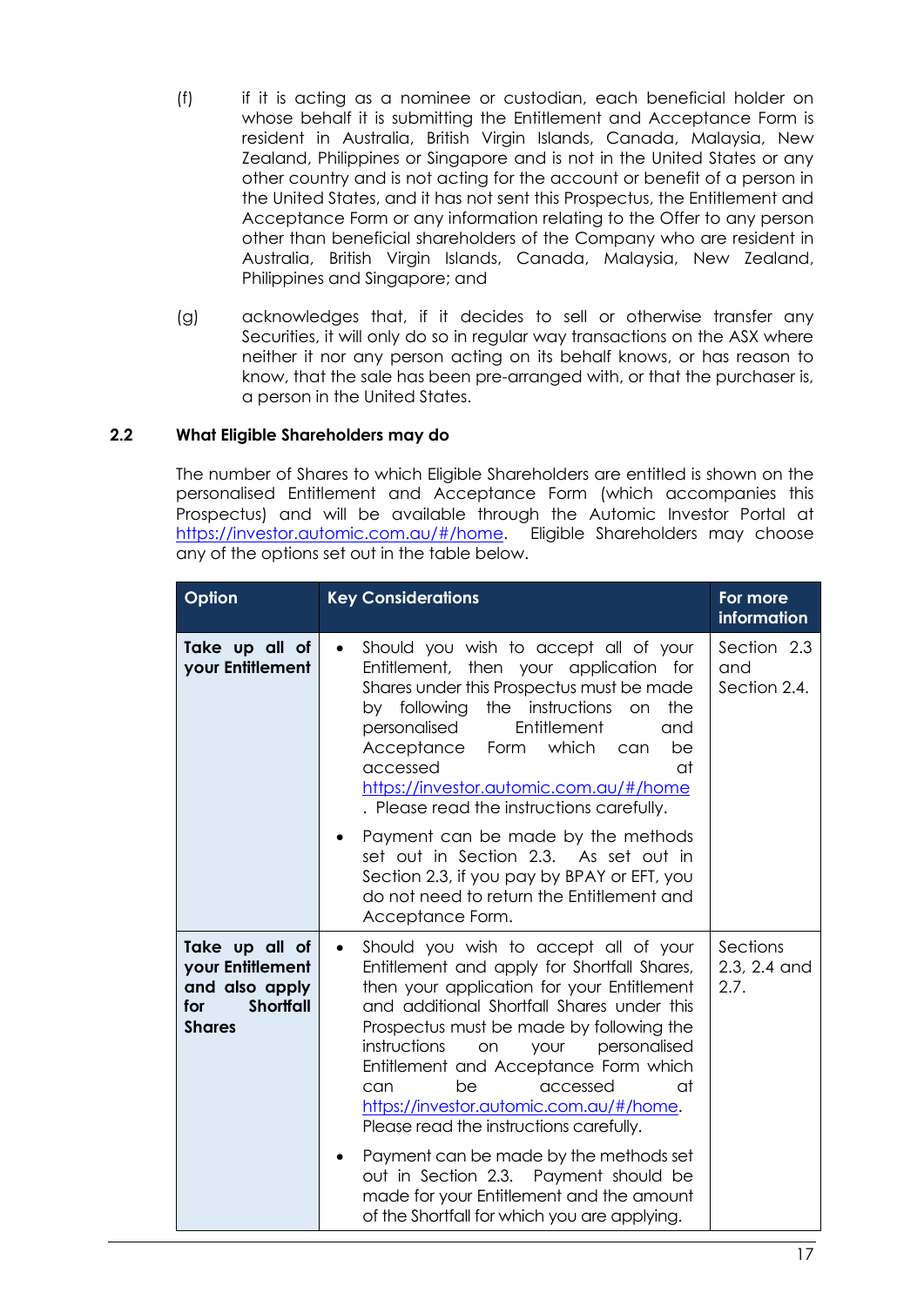(f) if it is acting as a nominee or custodian, each beneficial holder on whose behalf it is submitting the Entitlement and Acceptance Form is resident in Australia, British Virgin Islands, Canada, Malaysia, New Zealand, Philippines or Singapore and is not in the United States or any other country and is not acting for the account or benefit of a person in the United States, and it has not sent this Prospectus, the Entitlement and Acceptance Form or any information relating to the Offer to any person other than beneficial shareholders of the Company who are resident in Australia, British Virgin Islands, Canada, Malaysia, New Zealand, Philippines and Singapore; and

(g) acknowledges that, if it decides to sell or otherwise transfer any Securities, it will only do so in regular way transactions on the ASX where neither it nor any person acting on its behalf knows, or has reason to know, that the sale has been pre-arranged with, or that the purchaser is, a person in the United States.

## 2.2 What Eligible Shareholders may do

The number of Shares to which Eligible Shareholders are entitled is shown on the personalised Entitlement and Acceptance Form (which accompanies this Prospectus) and will be available through the Automic Investor Portal at https://investor.automic.com.au/#/home. Eligible Shareholders may choose any of the options set out in the table below.

| Option | Key Considerations | For more information |
|---|---|---|
| **Take up all of your Entitlement** | • Should you wish to accept all of your Entitlement, then your application for Shares under this Prospectus must be made by following the instructions on the personalised Entitlement and Acceptance Form which can be accessed at https://investor.automic.com.au/#/home . Please read the instructions carefully.<br>• Payment can be made by the methods set out in Section 2.3. As set out in Section 2.3, if you pay by BPAY or EFT, you do not need to return the Entitlement and Acceptance Form. | Section 2.3 and Section 2.4. |
| **Take up all of your Entitlement and also apply for Shortfall Shares** | • Should you wish to accept all of your Entitlement and apply for Shortfall Shares, then your application for your Entitlement and additional Shortfall Shares under this Prospectus must be made by following the instructions on your personalised Entitlement and Acceptance Form which can be accessed at https://investor.automic.com.au/#/home. Please read the instructions carefully.<br>• Payment can be made by the methods set out in Section 2.3. Payment should be made for your Entitlement and the amount of the Shortfall for which you are applying. | Sections 2.3, 2.4 and 2.7. |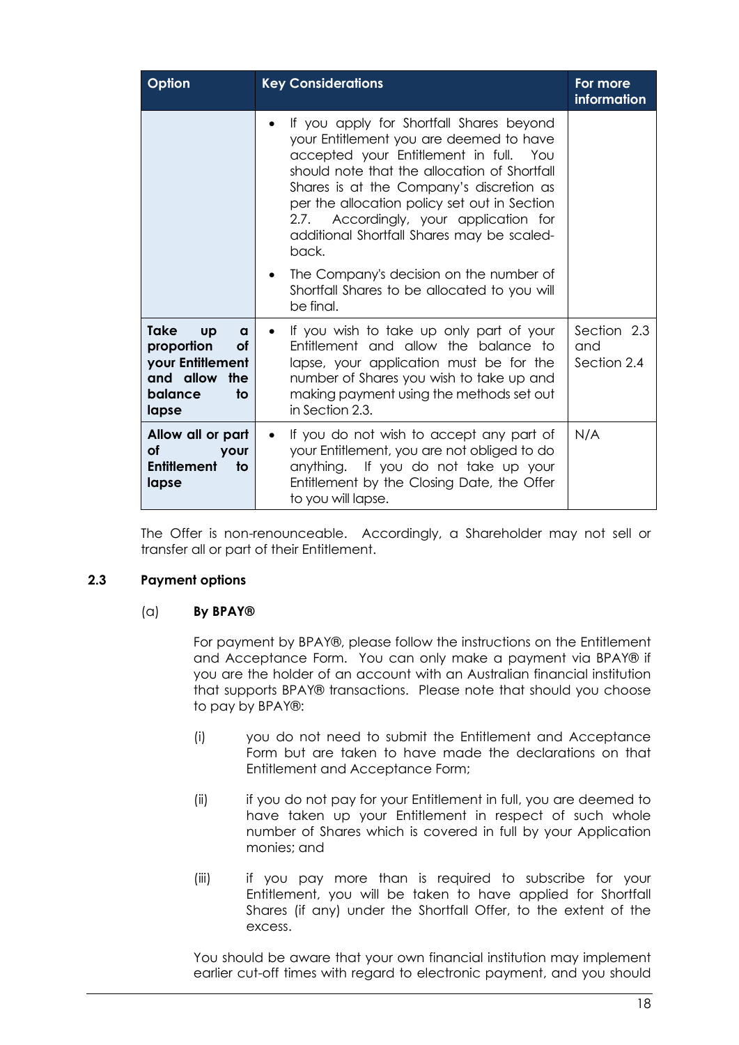| Option | Key Considerations | For more information |
|---|---|---|
| | • If you apply for Shortfall Shares beyond your Entitlement you are deemed to have accepted your Entitlement in full. You should note that the allocation of Shortfall Shares is at the Company's discretion as per the allocation policy set out in Section 2.7. Accordingly, your application for additional Shortfall Shares may be scaled-back.<br>• The Company's decision on the number of Shortfall Shares to be allocated to you will be final. | |
| **Take up a proportion of your Entitlement and allow the balance to lapse** | • If you wish to take up only part of your Entitlement and allow the balance to lapse, your application must be for the number of Shares you wish to take up and making payment using the methods set out in Section 2.3. | Section 2.3 and Section 2.4 |
| **Allow all or part of your Entitlement to lapse** | • If you do not wish to accept any part of your Entitlement, you are not obliged to do anything. If you do not take up your Entitlement by the Closing Date, the Offer to you will lapse. | N/A |

The Offer is non-renounceable. Accordingly, a Shareholder may not sell or transfer all or part of their Entitlement.

## 2.3 Payment options

### (a) By BPAY®

For payment by BPAY®, please follow the instructions on the Entitlement and Acceptance Form. You can only make a payment via BPAY® if you are the holder of an account with an Australian financial institution that supports BPAY® transactions. Please note that should you choose to pay by BPAY®:

(i) you do not need to submit the Entitlement and Acceptance Form but are taken to have made the declarations on that Entitlement and Acceptance Form;

(ii) if you do not pay for your Entitlement in full, you are deemed to have taken up your Entitlement in respect of such whole number of Shares which is covered in full by your Application monies; and

(iii) if you pay more than is required to subscribe for your Entitlement, you will be taken to have applied for Shortfall Shares (if any) under the Shortfall Offer, to the extent of the excess.

You should be aware that your own financial institution may implement earlier cut-off times with regard to electronic payment, and you should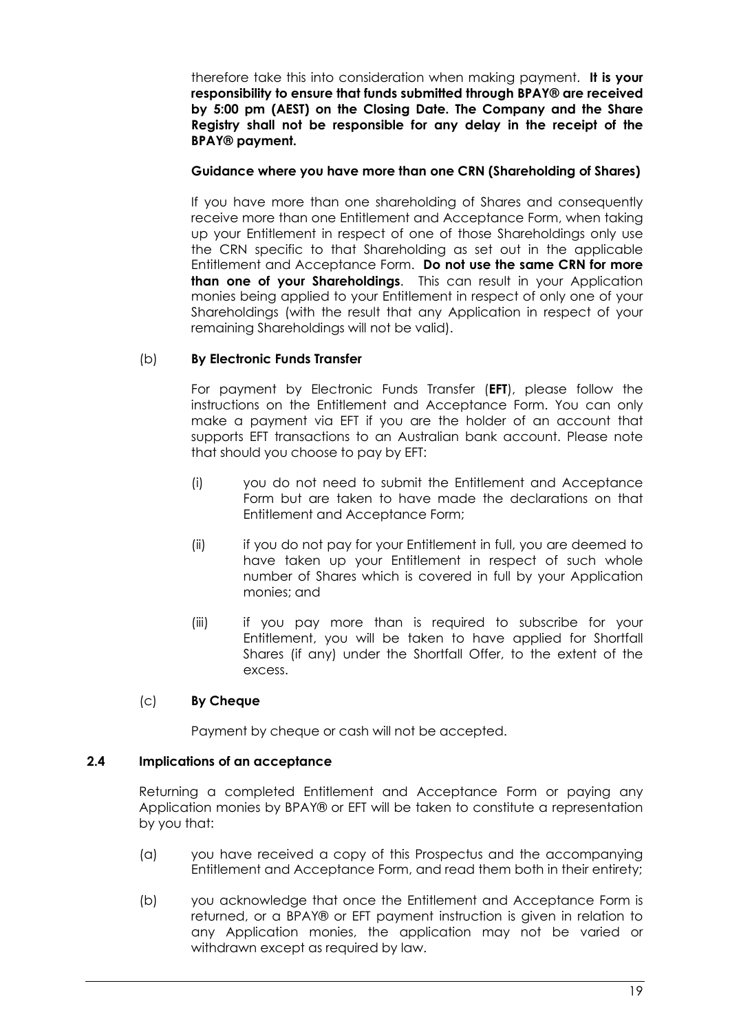therefore take this into consideration when making payment. **It is your responsibility to ensure that funds submitted through BPAY® are received by 5:00 pm (AEST) on the Closing Date. The Company and the Share Registry shall not be responsible for any delay in the receipt of the BPAY® payment.**

**Guidance where you have more than one CRN (Shareholding of Shares)**

If you have more than one shareholding of Shares and consequently receive more than one Entitlement and Acceptance Form, when taking up your Entitlement in respect of one of those Shareholdings only use the CRN specific to that Shareholding as set out in the applicable Entitlement and Acceptance Form. **Do not use the same CRN for more than one of your Shareholdings**. This can result in your Application monies being applied to your Entitlement in respect of only one of your Shareholdings (with the result that any Application in respect of your remaining Shareholdings will not be valid).

(b) **By Electronic Funds Transfer**

For payment by Electronic Funds Transfer (**EFT**), please follow the instructions on the Entitlement and Acceptance Form. You can only make a payment via EFT if you are the holder of an account that supports EFT transactions to an Australian bank account. Please note that should you choose to pay by EFT:

(i) you do not need to submit the Entitlement and Acceptance Form but are taken to have made the declarations on that Entitlement and Acceptance Form;

(ii) if you do not pay for your Entitlement in full, you are deemed to have taken up your Entitlement in respect of such whole number of Shares which is covered in full by your Application monies; and

(iii) if you pay more than is required to subscribe for your Entitlement, you will be taken to have applied for Shortfall Shares (if any) under the Shortfall Offer, to the extent of the excess.

(c) **By Cheque**

Payment by cheque or cash will not be accepted.

### 2.4 Implications of an acceptance

Returning a completed Entitlement and Acceptance Form or paying any Application monies by BPAY® or EFT will be taken to constitute a representation by you that:

(a) you have received a copy of this Prospectus and the accompanying Entitlement and Acceptance Form, and read them both in their entirety;

(b) you acknowledge that once the Entitlement and Acceptance Form is returned, or a BPAY® or EFT payment instruction is given in relation to any Application monies, the application may not be varied or withdrawn except as required by law.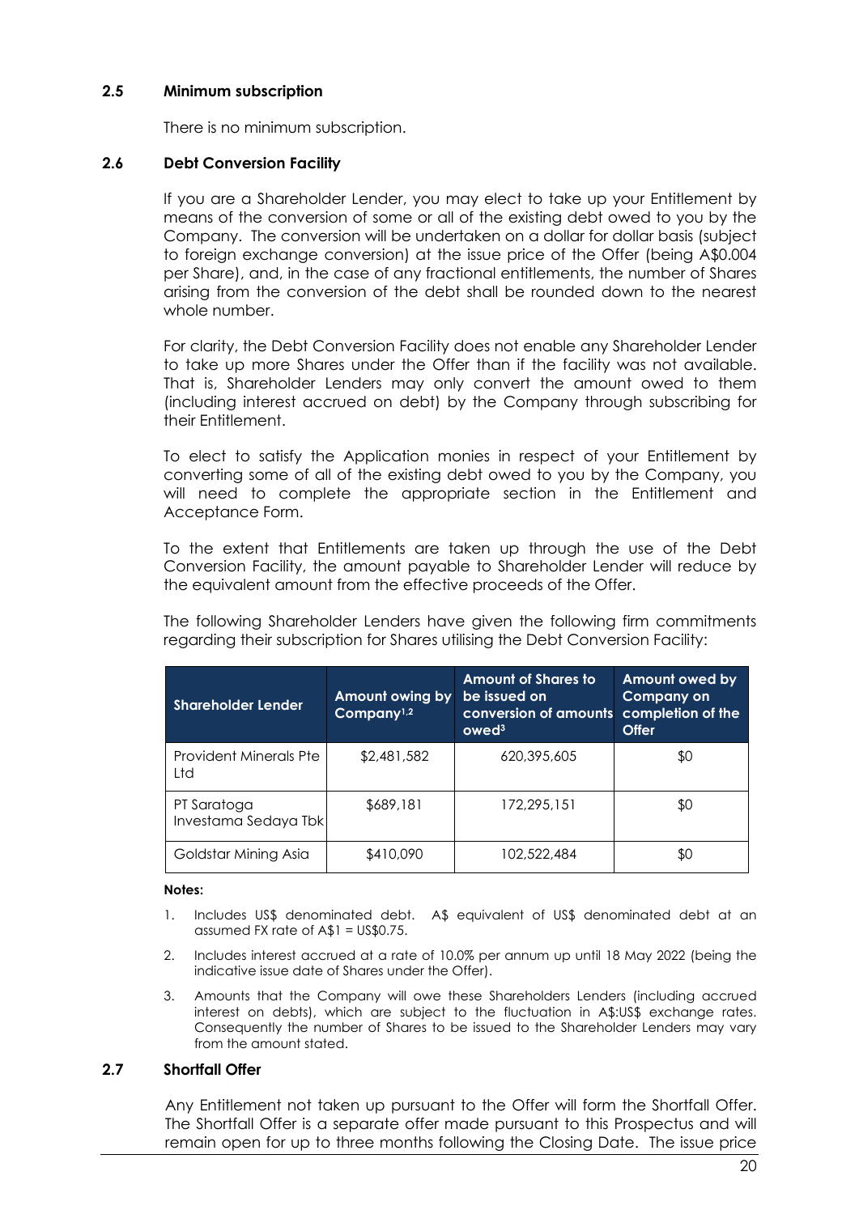### 2.5 Minimum subscription

There is no minimum subscription.

### 2.6 Debt Conversion Facility

If you are a Shareholder Lender, you may elect to take up your Entitlement by means of the conversion of some or all of the existing debt owed to you by the Company. The conversion will be undertaken on a dollar for dollar basis (subject to foreign exchange conversion) at the issue price of the Offer (being A$0.004 per Share), and, in the case of any fractional entitlements, the number of Shares arising from the conversion of the debt shall be rounded down to the nearest whole number.

For clarity, the Debt Conversion Facility does not enable any Shareholder Lender to take up more Shares under the Offer than if the facility was not available. That is, Shareholder Lenders may only convert the amount owed to them (including interest accrued on debt) by the Company through subscribing for their Entitlement.

To elect to satisfy the Application monies in respect of your Entitlement by converting some of all of the existing debt owed to you by the Company, you will need to complete the appropriate section in the Entitlement and Acceptance Form.

To the extent that Entitlements are taken up through the use of the Debt Conversion Facility, the amount payable to Shareholder Lender will reduce by the equivalent amount from the effective proceeds of the Offer.

The following Shareholder Lenders have given the following firm commitments regarding their subscription for Shares utilising the Debt Conversion Facility:

| Shareholder Lender | Amount owing by Company[1,2] | Amount of Shares to be issued on conversion of amounts owed[3] | Amount owed by Company on completion of the Offer |
|---|---|---|---|
| Provident Minerals Pte Ltd | $2,481,582 | 620,395,605 | $0 |
| PT Saratoga Investama Sedaya Tbk | $689,181 | 172,295,151 | $0 |
| Goldstar Mining Asia | $410,090 | 102,522,484 | $0 |

**Notes:**

1. Includes US$ denominated debt. A$ equivalent of US$ denominated debt at an assumed FX rate of A$1 = US$0.75.
2. Includes interest accrued at a rate of 10.0% per annum up until 18 May 2022 (being the indicative issue date of Shares under the Offer).
3. Amounts that the Company will owe these Shareholders Lenders (including accrued interest on debts), which are subject to the fluctuation in A$:US$ exchange rates. Consequently the number of Shares to be issued to the Shareholder Lenders may vary from the amount stated.

### 2.7 Shortfall Offer

Any Entitlement not taken up pursuant to the Offer will form the Shortfall Offer. The Shortfall Offer is a separate offer made pursuant to this Prospectus and will remain open for up to three months following the Closing Date. The issue price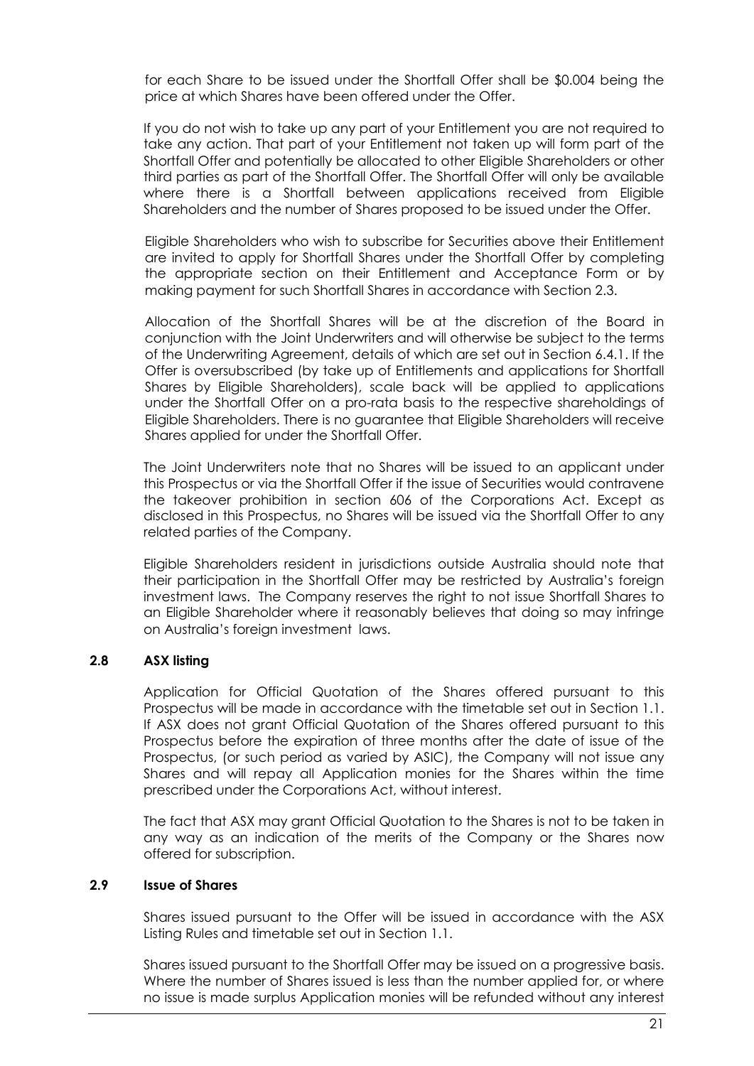for each Share to be issued under the Shortfall Offer shall be $0.004 being the price at which Shares have been offered under the Offer.

If you do not wish to take up any part of your Entitlement you are not required to take any action. That part of your Entitlement not taken up will form part of the Shortfall Offer and potentially be allocated to other Eligible Shareholders or other third parties as part of the Shortfall Offer. The Shortfall Offer will only be available where there is a Shortfall between applications received from Eligible Shareholders and the number of Shares proposed to be issued under the Offer.

Eligible Shareholders who wish to subscribe for Securities above their Entitlement are invited to apply for Shortfall Shares under the Shortfall Offer by completing the appropriate section on their Entitlement and Acceptance Form or by making payment for such Shortfall Shares in accordance with Section 2.3.

Allocation of the Shortfall Shares will be at the discretion of the Board in conjunction with the Joint Underwriters and will otherwise be subject to the terms of the Underwriting Agreement, details of which are set out in Section 6.4.1. If the Offer is oversubscribed (by take up of Entitlements and applications for Shortfall Shares by Eligible Shareholders), scale back will be applied to applications under the Shortfall Offer on a pro-rata basis to the respective shareholdings of Eligible Shareholders. There is no guarantee that Eligible Shareholders will receive Shares applied for under the Shortfall Offer.

The Joint Underwriters note that no Shares will be issued to an applicant under this Prospectus or via the Shortfall Offer if the issue of Securities would contravene the takeover prohibition in section 606 of the Corporations Act. Except as disclosed in this Prospectus, no Shares will be issued via the Shortfall Offer to any related parties of the Company.

Eligible Shareholders resident in jurisdictions outside Australia should note that their participation in the Shortfall Offer may be restricted by Australia's foreign investment laws. The Company reserves the right to not issue Shortfall Shares to an Eligible Shareholder where it reasonably believes that doing so may infringe on Australia's foreign investment laws.

### 2.8 ASX listing

Application for Official Quotation of the Shares offered pursuant to this Prospectus will be made in accordance with the timetable set out in Section 1.1. If ASX does not grant Official Quotation of the Shares offered pursuant to this Prospectus before the expiration of three months after the date of issue of the Prospectus, (or such period as varied by ASIC), the Company will not issue any Shares and will repay all Application monies for the Shares within the time prescribed under the Corporations Act, without interest.

The fact that ASX may grant Official Quotation to the Shares is not to be taken in any way as an indication of the merits of the Company or the Shares now offered for subscription.

### 2.9 Issue of Shares

Shares issued pursuant to the Offer will be issued in accordance with the ASX Listing Rules and timetable set out in Section 1.1.

Shares issued pursuant to the Shortfall Offer may be issued on a progressive basis. Where the number of Shares issued is less than the number applied for, or where no issue is made surplus Application monies will be refunded without any interest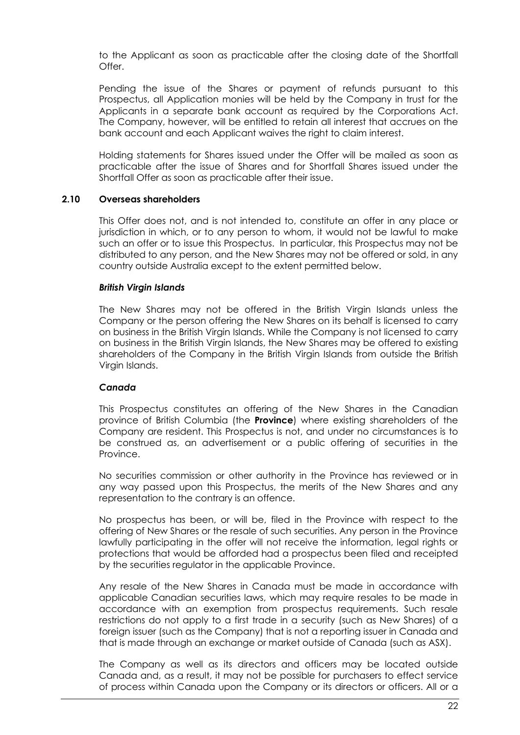to the Applicant as soon as practicable after the closing date of the Shortfall Offer.

Pending the issue of the Shares or payment of refunds pursuant to this Prospectus, all Application monies will be held by the Company in trust for the Applicants in a separate bank account as required by the Corporations Act. The Company, however, will be entitled to retain all interest that accrues on the bank account and each Applicant waives the right to claim interest.

Holding statements for Shares issued under the Offer will be mailed as soon as practicable after the issue of Shares and for Shortfall Shares issued under the Shortfall Offer as soon as practicable after their issue.

### 2.10 Overseas shareholders

This Offer does not, and is not intended to, constitute an offer in any place or jurisdiction in which, or to any person to whom, it would not be lawful to make such an offer or to issue this Prospectus. In particular, this Prospectus may not be distributed to any person, and the New Shares may not be offered or sold, in any country outside Australia except to the extent permitted below.

***British Virgin Islands***

The New Shares may not be offered in the British Virgin Islands unless the Company or the person offering the New Shares on its behalf is licensed to carry on business in the British Virgin Islands. While the Company is not licensed to carry on business in the British Virgin Islands, the New Shares may be offered to existing shareholders of the Company in the British Virgin Islands from outside the British Virgin Islands.

***Canada***

This Prospectus constitutes an offering of the New Shares in the Canadian province of British Columbia (the **Province**) where existing shareholders of the Company are resident. This Prospectus is not, and under no circumstances is to be construed as, an advertisement or a public offering of securities in the Province.

No securities commission or other authority in the Province has reviewed or in any way passed upon this Prospectus, the merits of the New Shares and any representation to the contrary is an offence.

No prospectus has been, or will be, filed in the Province with respect to the offering of New Shares or the resale of such securities. Any person in the Province lawfully participating in the offer will not receive the information, legal rights or protections that would be afforded had a prospectus been filed and receipted by the securities regulator in the applicable Province.

Any resale of the New Shares in Canada must be made in accordance with applicable Canadian securities laws, which may require resales to be made in accordance with an exemption from prospectus requirements. Such resale restrictions do not apply to a first trade in a security (such as New Shares) of a foreign issuer (such as the Company) that is not a reporting issuer in Canada and that is made through an exchange or market outside of Canada (such as ASX).

The Company as well as its directors and officers may be located outside Canada and, as a result, it may not be possible for purchasers to effect service of process within Canada upon the Company or its directors or officers. All or a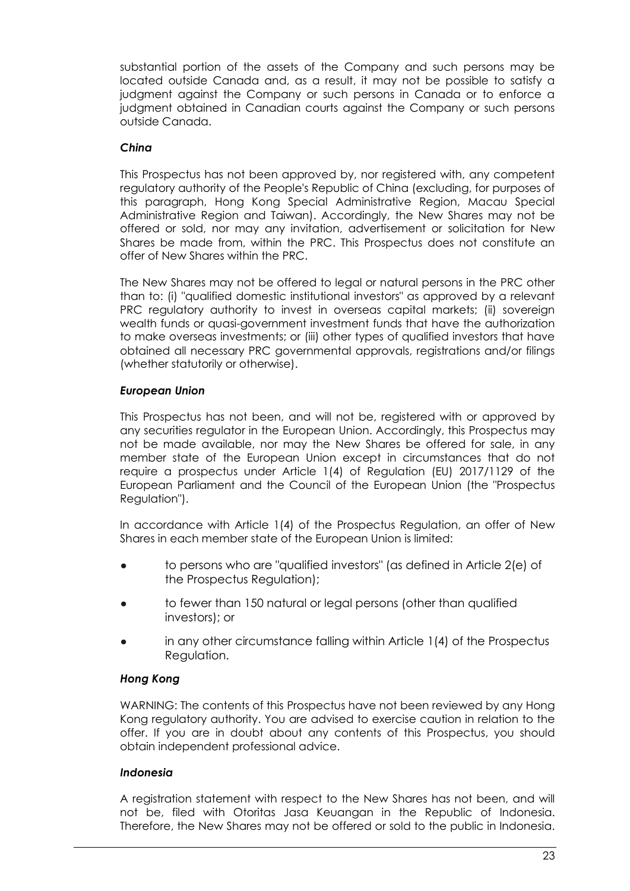substantial portion of the assets of the Company and such persons may be located outside Canada and, as a result, it may not be possible to satisfy a judgment against the Company or such persons in Canada or to enforce a judgment obtained in Canadian courts against the Company or such persons outside Canada.

### *China*

This Prospectus has not been approved by, nor registered with, any competent regulatory authority of the People's Republic of China (excluding, for purposes of this paragraph, Hong Kong Special Administrative Region, Macau Special Administrative Region and Taiwan). Accordingly, the New Shares may not be offered or sold, nor may any invitation, advertisement or solicitation for New Shares be made from, within the PRC. This Prospectus does not constitute an offer of New Shares within the PRC.

The New Shares may not be offered to legal or natural persons in the PRC other than to: (i) "qualified domestic institutional investors" as approved by a relevant PRC regulatory authority to invest in overseas capital markets; (ii) sovereign wealth funds or quasi-government investment funds that have the authorization to make overseas investments; or (iii) other types of qualified investors that have obtained all necessary PRC governmental approvals, registrations and/or filings (whether statutorily or otherwise).

### *European Union*

This Prospectus has not been, and will not be, registered with or approved by any securities regulator in the European Union. Accordingly, this Prospectus may not be made available, nor may the New Shares be offered for sale, in any member state of the European Union except in circumstances that do not require a prospectus under Article 1(4) of Regulation (EU) 2017/1129 of the European Parliament and the Council of the European Union (the "Prospectus Regulation").

In accordance with Article 1(4) of the Prospectus Regulation, an offer of New Shares in each member state of the European Union is limited:

- to persons who are "qualified investors" (as defined in Article 2(e) of the Prospectus Regulation);
- to fewer than 150 natural or legal persons (other than qualified investors); or
- in any other circumstance falling within Article 1(4) of the Prospectus Regulation.

### *Hong Kong*

WARNING: The contents of this Prospectus have not been reviewed by any Hong Kong regulatory authority. You are advised to exercise caution in relation to the offer. If you are in doubt about any contents of this Prospectus, you should obtain independent professional advice.

### *Indonesia*

A registration statement with respect to the New Shares has not been, and will not be, filed with Otoritas Jasa Keuangan in the Republic of Indonesia. Therefore, the New Shares may not be offered or sold to the public in Indonesia.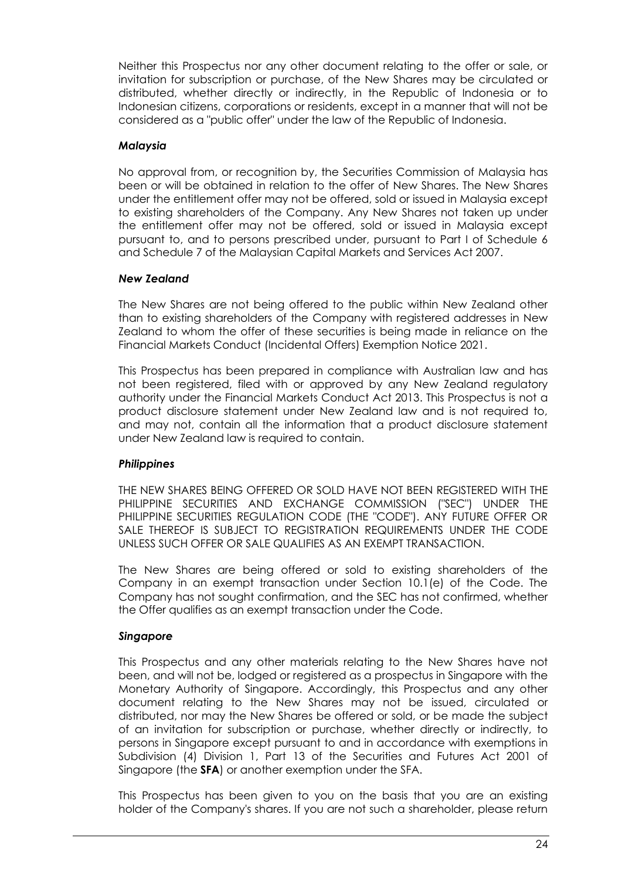Neither this Prospectus nor any other document relating to the offer or sale, or invitation for subscription or purchase, of the New Shares may be circulated or distributed, whether directly or indirectly, in the Republic of Indonesia or to Indonesian citizens, corporations or residents, except in a manner that will not be considered as a "public offer" under the law of the Republic of Indonesia.

***Malaysia***

No approval from, or recognition by, the Securities Commission of Malaysia has been or will be obtained in relation to the offer of New Shares. The New Shares under the entitlement offer may not be offered, sold or issued in Malaysia except to existing shareholders of the Company. Any New Shares not taken up under the entitlement offer may not be offered, sold or issued in Malaysia except pursuant to, and to persons prescribed under, pursuant to Part I of Schedule 6 and Schedule 7 of the Malaysian Capital Markets and Services Act 2007.

***New Zealand***

The New Shares are not being offered to the public within New Zealand other than to existing shareholders of the Company with registered addresses in New Zealand to whom the offer of these securities is being made in reliance on the Financial Markets Conduct (Incidental Offers) Exemption Notice 2021.

This Prospectus has been prepared in compliance with Australian law and has not been registered, filed with or approved by any New Zealand regulatory authority under the Financial Markets Conduct Act 2013. This Prospectus is not a product disclosure statement under New Zealand law and is not required to, and may not, contain all the information that a product disclosure statement under New Zealand law is required to contain.

***Philippines***

THE NEW SHARES BEING OFFERED OR SOLD HAVE NOT BEEN REGISTERED WITH THE PHILIPPINE SECURITIES AND EXCHANGE COMMISSION ("SEC") UNDER THE PHILIPPINE SECURITIES REGULATION CODE (THE "CODE"). ANY FUTURE OFFER OR SALE THEREOF IS SUBJECT TO REGISTRATION REQUIREMENTS UNDER THE CODE UNLESS SUCH OFFER OR SALE QUALIFIES AS AN EXEMPT TRANSACTION.

The New Shares are being offered or sold to existing shareholders of the Company in an exempt transaction under Section 10.1(e) of the Code. The Company has not sought confirmation, and the SEC has not confirmed, whether the Offer qualifies as an exempt transaction under the Code.

***Singapore***

This Prospectus and any other materials relating to the New Shares have not been, and will not be, lodged or registered as a prospectus in Singapore with the Monetary Authority of Singapore. Accordingly, this Prospectus and any other document relating to the New Shares may not be issued, circulated or distributed, nor may the New Shares be offered or sold, or be made the subject of an invitation for subscription or purchase, whether directly or indirectly, to persons in Singapore except pursuant to and in accordance with exemptions in Subdivision (4) Division 1, Part 13 of the Securities and Futures Act 2001 of Singapore (the **SFA**) or another exemption under the SFA.

This Prospectus has been given to you on the basis that you are an existing holder of the Company's shares. If you are not such a shareholder, please return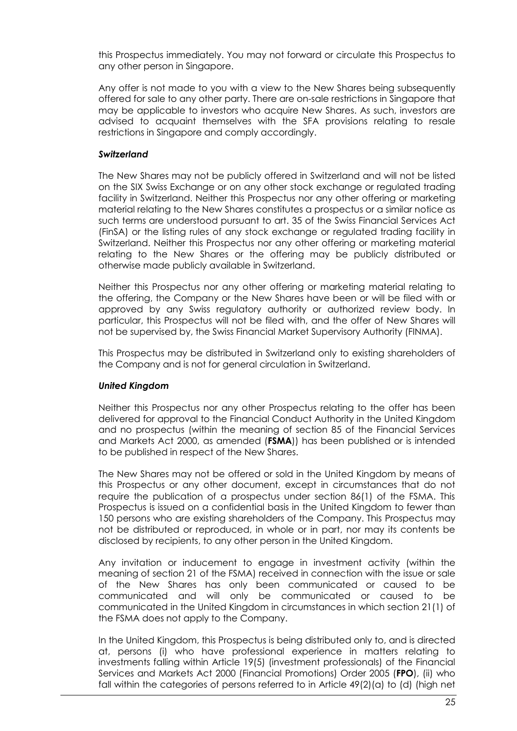this Prospectus immediately. You may not forward or circulate this Prospectus to any other person in Singapore.

Any offer is not made to you with a view to the New Shares being subsequently offered for sale to any other party. There are on-sale restrictions in Singapore that may be applicable to investors who acquire New Shares. As such, investors are advised to acquaint themselves with the SFA provisions relating to resale restrictions in Singapore and comply accordingly.

### *Switzerland*

The New Shares may not be publicly offered in Switzerland and will not be listed on the SIX Swiss Exchange or on any other stock exchange or regulated trading facility in Switzerland. Neither this Prospectus nor any other offering or marketing material relating to the New Shares constitutes a prospectus or a similar notice as such terms are understood pursuant to art. 35 of the Swiss Financial Services Act (FinSA) or the listing rules of any stock exchange or regulated trading facility in Switzerland. Neither this Prospectus nor any other offering or marketing material relating to the New Shares or the offering may be publicly distributed or otherwise made publicly available in Switzerland.

Neither this Prospectus nor any other offering or marketing material relating to the offering, the Company or the New Shares have been or will be filed with or approved by any Swiss regulatory authority or authorized review body. In particular, this Prospectus will not be filed with, and the offer of New Shares will not be supervised by, the Swiss Financial Market Supervisory Authority (FINMA).

This Prospectus may be distributed in Switzerland only to existing shareholders of the Company and is not for general circulation in Switzerland.

### *United Kingdom*

Neither this Prospectus nor any other Prospectus relating to the offer has been delivered for approval to the Financial Conduct Authority in the United Kingdom and no prospectus (within the meaning of section 85 of the Financial Services and Markets Act 2000, as amended (**FSMA**)) has been published or is intended to be published in respect of the New Shares.

The New Shares may not be offered or sold in the United Kingdom by means of this Prospectus or any other document, except in circumstances that do not require the publication of a prospectus under section 86(1) of the FSMA. This Prospectus is issued on a confidential basis in the United Kingdom to fewer than 150 persons who are existing shareholders of the Company. This Prospectus may not be distributed or reproduced, in whole or in part, nor may its contents be disclosed by recipients, to any other person in the United Kingdom.

Any invitation or inducement to engage in investment activity (within the meaning of section 21 of the FSMA) received in connection with the issue or sale of the New Shares has only been communicated or caused to be communicated and will only be communicated or caused to be communicated in the United Kingdom in circumstances in which section 21(1) of the FSMA does not apply to the Company.

In the United Kingdom, this Prospectus is being distributed only to, and is directed at, persons (i) who have professional experience in matters relating to investments falling within Article 19(5) (investment professionals) of the Financial Services and Markets Act 2000 (Financial Promotions) Order 2005 (**FPO**), (ii) who fall within the categories of persons referred to in Article 49(2)(a) to (d) (high net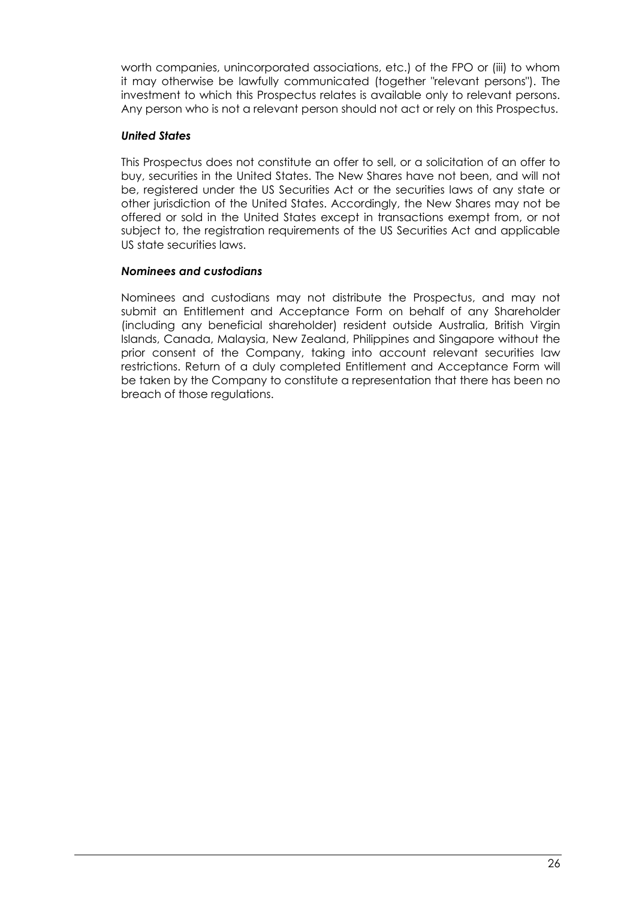worth companies, unincorporated associations, etc.) of the FPO or (iii) to whom it may otherwise be lawfully communicated (together "relevant persons"). The investment to which this Prospectus relates is available only to relevant persons. Any person who is not a relevant person should not act or rely on this Prospectus.

### *United States*

This Prospectus does not constitute an offer to sell, or a solicitation of an offer to buy, securities in the United States. The New Shares have not been, and will not be, registered under the US Securities Act or the securities laws of any state or other jurisdiction of the United States. Accordingly, the New Shares may not be offered or sold in the United States except in transactions exempt from, or not subject to, the registration requirements of the US Securities Act and applicable US state securities laws.

### *Nominees and custodians*

Nominees and custodians may not distribute the Prospectus, and may not submit an Entitlement and Acceptance Form on behalf of any Shareholder (including any beneficial shareholder) resident outside Australia, British Virgin Islands, Canada, Malaysia, New Zealand, Philippines and Singapore without the prior consent of the Company, taking into account relevant securities law restrictions. Return of a duly completed Entitlement and Acceptance Form will be taken by the Company to constitute a representation that there has been no breach of those regulations.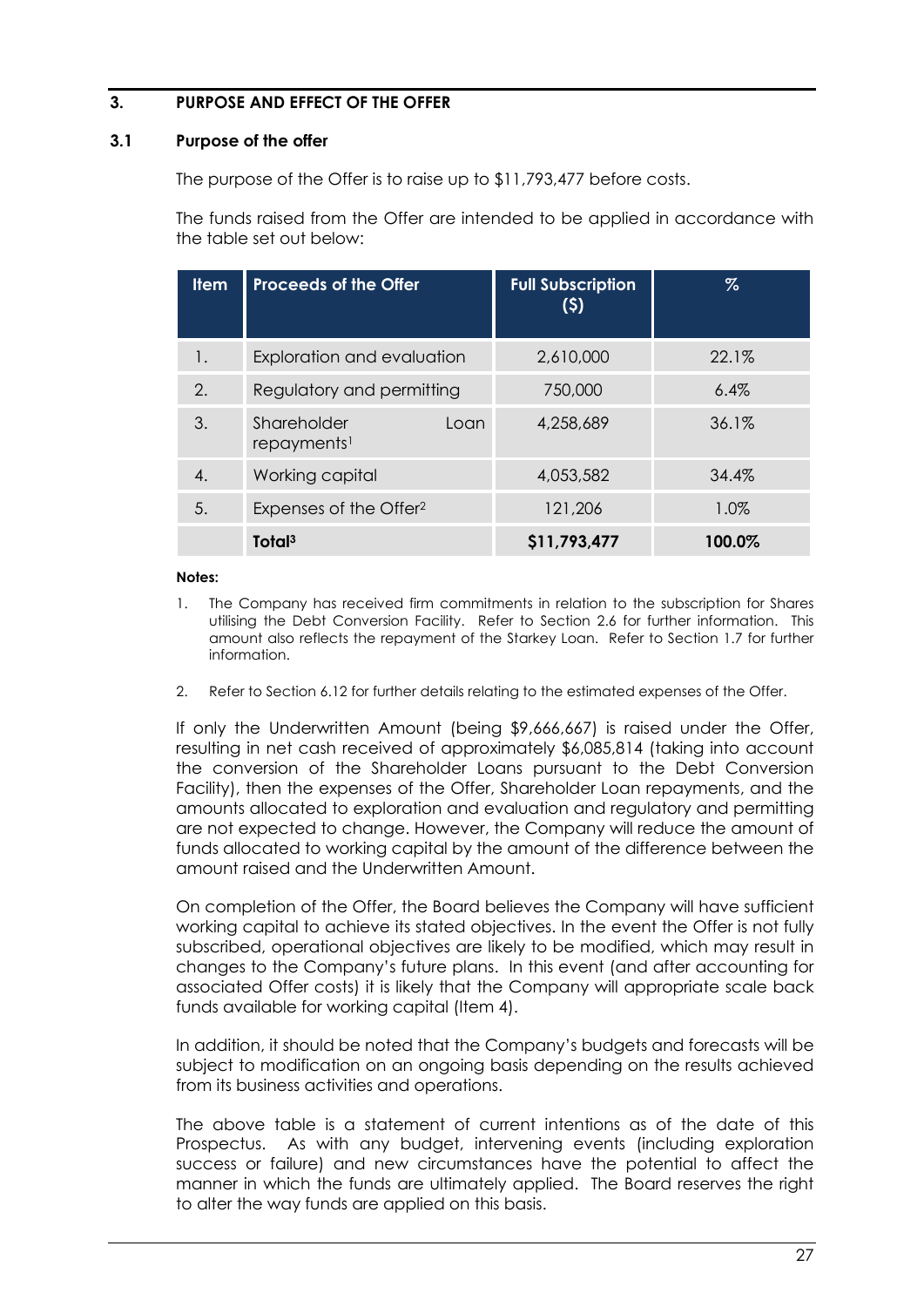## 3. PURPOSE AND EFFECT OF THE OFFER

### 3.1 Purpose of the offer

The purpose of the Offer is to raise up to $11,793,477 before costs.

The funds raised from the Offer are intended to be applied in accordance with the table set out below:

| Item | Proceeds of the Offer | Full Subscription ($) | % |
|---|---|---|---|
| 1. | Exploration and evaluation | 2,610,000 | 22.1% |
| 2. | Regulatory and permitting | 750,000 | 6.4% |
| 3. | Shareholder Loan repayments[1] | 4,258,689 | 36.1% |
| 4. | Working capital | 4,053,582 | 34.4% |
| 5. | Expenses of the Offer[2] | 121,206 | 1.0% |
| | **Total[3]** | **$11,793,477** | **100.0%** |

**Notes:**

1. The Company has received firm commitments in relation to the subscription for Shares utilising the Debt Conversion Facility. Refer to Section 2.6 for further information. This amount also reflects the repayment of the Starkey Loan. Refer to Section 1.7 for further information.
2. Refer to Section 6.12 for further details relating to the estimated expenses of the Offer.

If only the Underwritten Amount (being $9,666,667) is raised under the Offer, resulting in net cash received of approximately $6,085,814 (taking into account the conversion of the Shareholder Loans pursuant to the Debt Conversion Facility), then the expenses of the Offer, Shareholder Loan repayments, and the amounts allocated to exploration and evaluation and regulatory and permitting are not expected to change. However, the Company will reduce the amount of funds allocated to working capital by the amount of the difference between the amount raised and the Underwritten Amount.

On completion of the Offer, the Board believes the Company will have sufficient working capital to achieve its stated objectives. In the event the Offer is not fully subscribed, operational objectives are likely to be modified, which may result in changes to the Company's future plans. In this event (and after accounting for associated Offer costs) it is likely that the Company will appropriate scale back funds available for working capital (Item 4).

In addition, it should be noted that the Company's budgets and forecasts will be subject to modification on an ongoing basis depending on the results achieved from its business activities and operations.

The above table is a statement of current intentions as of the date of this Prospectus. As with any budget, intervening events (including exploration success or failure) and new circumstances have the potential to affect the manner in which the funds are ultimately applied. The Board reserves the right to alter the way funds are applied on this basis.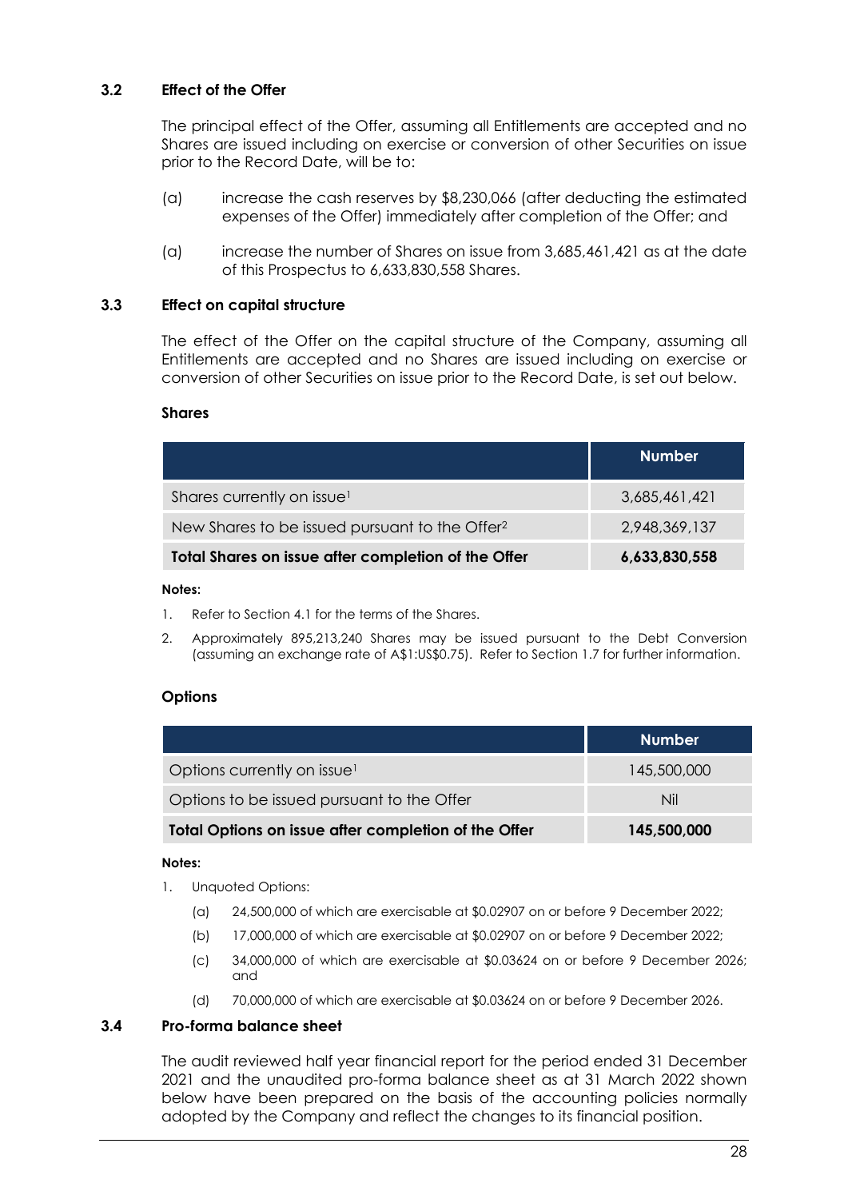### 3.2 Effect of the Offer

The principal effect of the Offer, assuming all Entitlements are accepted and no Shares are issued including on exercise or conversion of other Securities on issue prior to the Record Date, will be to:

(a) increase the cash reserves by $8,230,066 (after deducting the estimated expenses of the Offer) immediately after completion of the Offer; and

(a) increase the number of Shares on issue from 3,685,461,421 as at the date of this Prospectus to 6,633,830,558 Shares.

### 3.3 Effect on capital structure

The effect of the Offer on the capital structure of the Company, assuming all Entitlements are accepted and no Shares are issued including on exercise or conversion of other Securities on issue prior to the Record Date, is set out below.

**Shares**

| | Number |
|---|---|
| Shares currently on issue[1] | 3,685,461,421 |
| New Shares to be issued pursuant to the Offer[2] | 2,948,369,137 |
| **Total Shares on issue after completion of the Offer** | **6,633,830,558** |

**Notes:**

1. Refer to Section 4.1 for the terms of the Shares.
2. Approximately 895,213,240 Shares may be issued pursuant to the Debt Conversion (assuming an exchange rate of A$1:US$0.75). Refer to Section 1.7 for further information.

**Options**

| | Number |
|---|---|
| Options currently on issue[1] | 145,500,000 |
| Options to be issued pursuant to the Offer | Nil |
| **Total Options on issue after completion of the Offer** | **145,500,000** |

**Notes:**

1. Unquoted Options:
   (a) 24,500,000 of which are exercisable at $0.02907 on or before 9 December 2022;
   (b) 17,000,000 of which are exercisable at $0.02907 on or before 9 December 2022;
   (c) 34,000,000 of which are exercisable at $0.03624 on or before 9 December 2026; and
   (d) 70,000,000 of which are exercisable at $0.03624 on or before 9 December 2026.

### 3.4 Pro-forma balance sheet

The audit reviewed half year financial report for the period ended 31 December 2021 and the unaudited pro-forma balance sheet as at 31 March 2022 shown below have been prepared on the basis of the accounting policies normally adopted by the Company and reflect the changes to its financial position.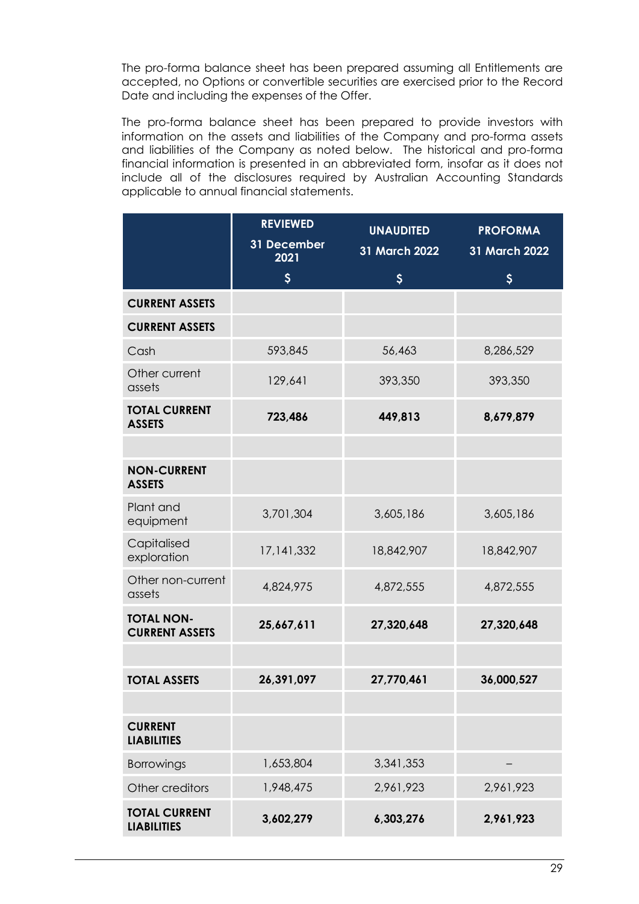The pro-forma balance sheet has been prepared assuming all Entitlements are accepted, no Options or convertible securities are exercised prior to the Record Date and including the expenses of the Offer.

The pro-forma balance sheet has been prepared to provide investors with information on the assets and liabilities of the Company and pro-forma assets and liabilities of the Company as noted below. The historical and pro-forma financial information is presented in an abbreviated form, insofar as it does not include all of the disclosures required by Australian Accounting Standards applicable to annual financial statements.

| | REVIEWED 31 December 2021 $ | UNAUDITED 31 March 2022 $ | PROFORMA 31 March 2022 $ |
|---|---|---|---|
| **CURRENT ASSETS** | | | |
| **CURRENT ASSETS** | | | |
| Cash | 593,845 | 56,463 | 8,286,529 |
| Other current assets | 129,641 | 393,350 | 393,350 |
| **TOTAL CURRENT ASSETS** | **723,486** | **449,813** | **8,679,879** |
| | | | |
| **NON-CURRENT ASSETS** | | | |
| Plant and equipment | 3,701,304 | 3,605,186 | 3,605,186 |
| Capitalised exploration | 17,141,332 | 18,842,907 | 18,842,907 |
| Other non-current assets | 4,824,975 | 4,872,555 | 4,872,555 |
| **TOTAL NON-CURRENT ASSETS** | **25,667,611** | **27,320,648** | **27,320,648** |
| | | | |
| **TOTAL ASSETS** | **26,391,097** | **27,770,461** | **36,000,527** |
| | | | |
| **CURRENT LIABILITIES** | | | |
| Borrowings | 1,653,804 | 3,341,353 | – |
| Other creditors | 1,948,475 | 2,961,923 | 2,961,923 |
| **TOTAL CURRENT LIABILITIES** | **3,602,279** | **6,303,276** | **2,961,923** |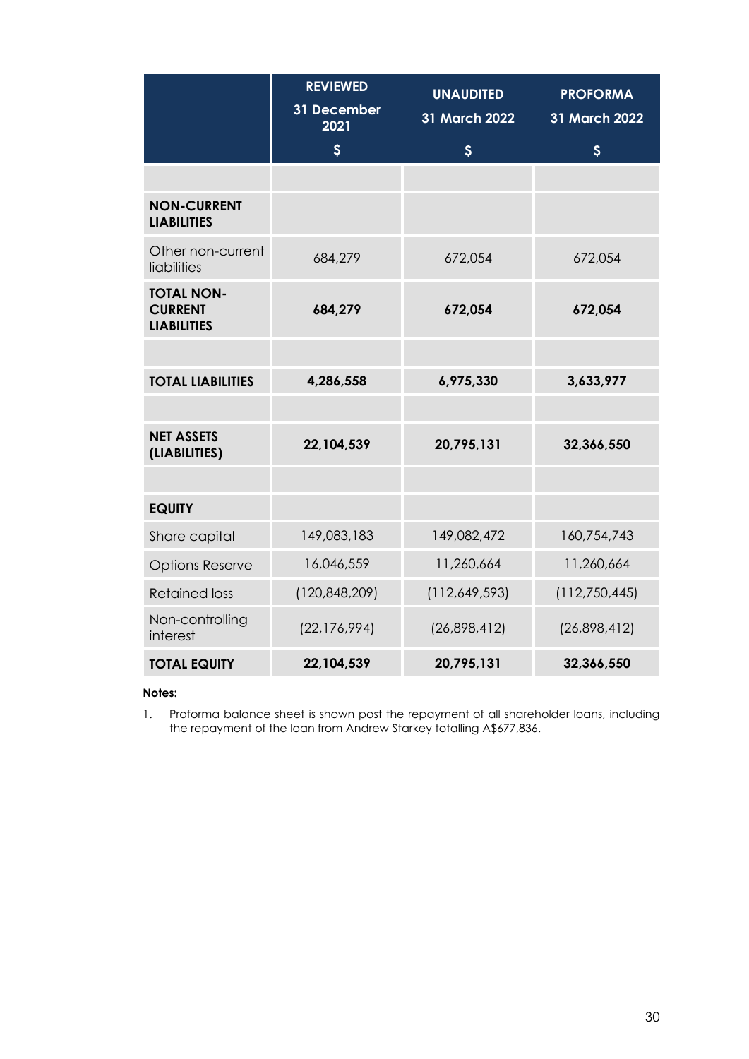| | REVIEWED 31 December 2021 $ | UNAUDITED 31 March 2022 $ | PROFORMA 31 March 2022 $ |
|---|---|---|---|
| | | | |
| **NON-CURRENT LIABILITIES** | | | |
| Other non-current liabilities | 684,279 | 672,054 | 672,054 |
| **TOTAL NON-CURRENT LIABILITIES** | **684,279** | **672,054** | **672,054** |
| | | | |
| **TOTAL LIABILITIES** | **4,286,558** | **6,975,330** | **3,633,977** |
| | | | |
| **NET ASSETS (LIABILITIES)** | **22,104,539** | **20,795,131** | **32,366,550** |
| | | | |
| **EQUITY** | | | |
| Share capital | 149,083,183 | 149,082,472 | 160,754,743 |
| Options Reserve | 16,046,559 | 11,260,664 | 11,260,664 |
| Retained loss | (120,848,209) | (112,649,593) | (112,750,445) |
| Non-controlling interest | (22,176,994) | (26,898,412) | (26,898,412) |
| **TOTAL EQUITY** | **22,104,539** | **20,795,131** | **32,366,550** |

**Notes:**

1. Proforma balance sheet is shown post the repayment of all shareholder loans, including the repayment of the loan from Andrew Starkey totalling A$677,836.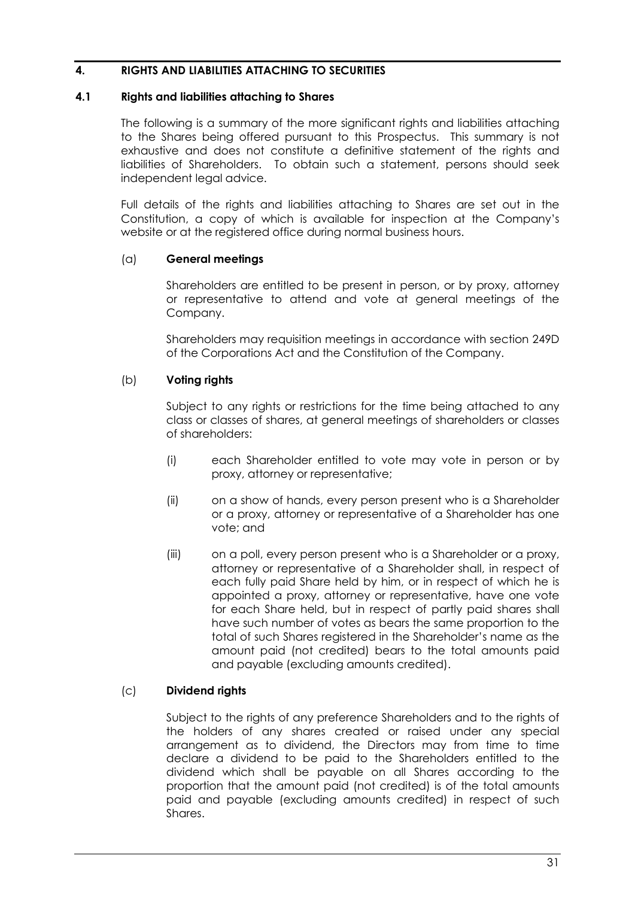## 4. RIGHTS AND LIABILITIES ATTACHING TO SECURITIES

### 4.1 Rights and liabilities attaching to Shares

The following is a summary of the more significant rights and liabilities attaching to the Shares being offered pursuant to this Prospectus. This summary is not exhaustive and does not constitute a definitive statement of the rights and liabilities of Shareholders. To obtain such a statement, persons should seek independent legal advice.

Full details of the rights and liabilities attaching to Shares are set out in the Constitution, a copy of which is available for inspection at the Company's website or at the registered office during normal business hours.

(a) **General meetings**

Shareholders are entitled to be present in person, or by proxy, attorney or representative to attend and vote at general meetings of the Company.

Shareholders may requisition meetings in accordance with section 249D of the Corporations Act and the Constitution of the Company.

(b) **Voting rights**

Subject to any rights or restrictions for the time being attached to any class or classes of shares, at general meetings of shareholders or classes of shareholders:

(i) each Shareholder entitled to vote may vote in person or by proxy, attorney or representative;

(ii) on a show of hands, every person present who is a Shareholder or a proxy, attorney or representative of a Shareholder has one vote; and

(iii) on a poll, every person present who is a Shareholder or a proxy, attorney or representative of a Shareholder shall, in respect of each fully paid Share held by him, or in respect of which he is appointed a proxy, attorney or representative, have one vote for each Share held, but in respect of partly paid shares shall have such number of votes as bears the same proportion to the total of such Shares registered in the Shareholder's name as the amount paid (not credited) bears to the total amounts paid and payable (excluding amounts credited).

(c) **Dividend rights**

Subject to the rights of any preference Shareholders and to the rights of the holders of any shares created or raised under any special arrangement as to dividend, the Directors may from time to time declare a dividend to be paid to the Shareholders entitled to the dividend which shall be payable on all Shares according to the proportion that the amount paid (not credited) is of the total amounts paid and payable (excluding amounts credited) in respect of such Shares.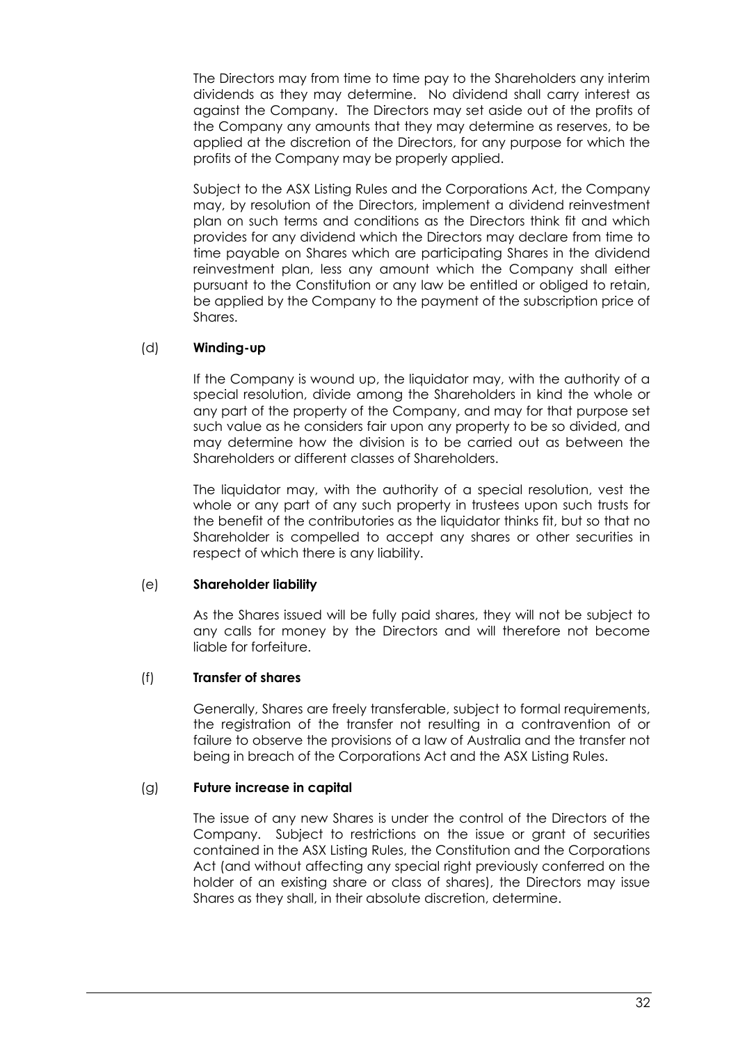The Directors may from time to time pay to the Shareholders any interim dividends as they may determine. No dividend shall carry interest as against the Company. The Directors may set aside out of the profits of the Company any amounts that they may determine as reserves, to be applied at the discretion of the Directors, for any purpose for which the profits of the Company may be properly applied.

Subject to the ASX Listing Rules and the Corporations Act, the Company may, by resolution of the Directors, implement a dividend reinvestment plan on such terms and conditions as the Directors think fit and which provides for any dividend which the Directors may declare from time to time payable on Shares which are participating Shares in the dividend reinvestment plan, less any amount which the Company shall either pursuant to the Constitution or any law be entitled or obliged to retain, be applied by the Company to the payment of the subscription price of Shares.

(d) **Winding-up**

If the Company is wound up, the liquidator may, with the authority of a special resolution, divide among the Shareholders in kind the whole or any part of the property of the Company, and may for that purpose set such value as he considers fair upon any property to be so divided, and may determine how the division is to be carried out as between the Shareholders or different classes of Shareholders.

The liquidator may, with the authority of a special resolution, vest the whole or any part of any such property in trustees upon such trusts for the benefit of the contributories as the liquidator thinks fit, but so that no Shareholder is compelled to accept any shares or other securities in respect of which there is any liability.

(e) **Shareholder liability**

As the Shares issued will be fully paid shares, they will not be subject to any calls for money by the Directors and will therefore not become liable for forfeiture.

(f) **Transfer of shares**

Generally, Shares are freely transferable, subject to formal requirements, the registration of the transfer not resulting in a contravention of or failure to observe the provisions of a law of Australia and the transfer not being in breach of the Corporations Act and the ASX Listing Rules.

(g) **Future increase in capital**

The issue of any new Shares is under the control of the Directors of the Company. Subject to restrictions on the issue or grant of securities contained in the ASX Listing Rules, the Constitution and the Corporations Act (and without affecting any special right previously conferred on the holder of an existing share or class of shares), the Directors may issue Shares as they shall, in their absolute discretion, determine.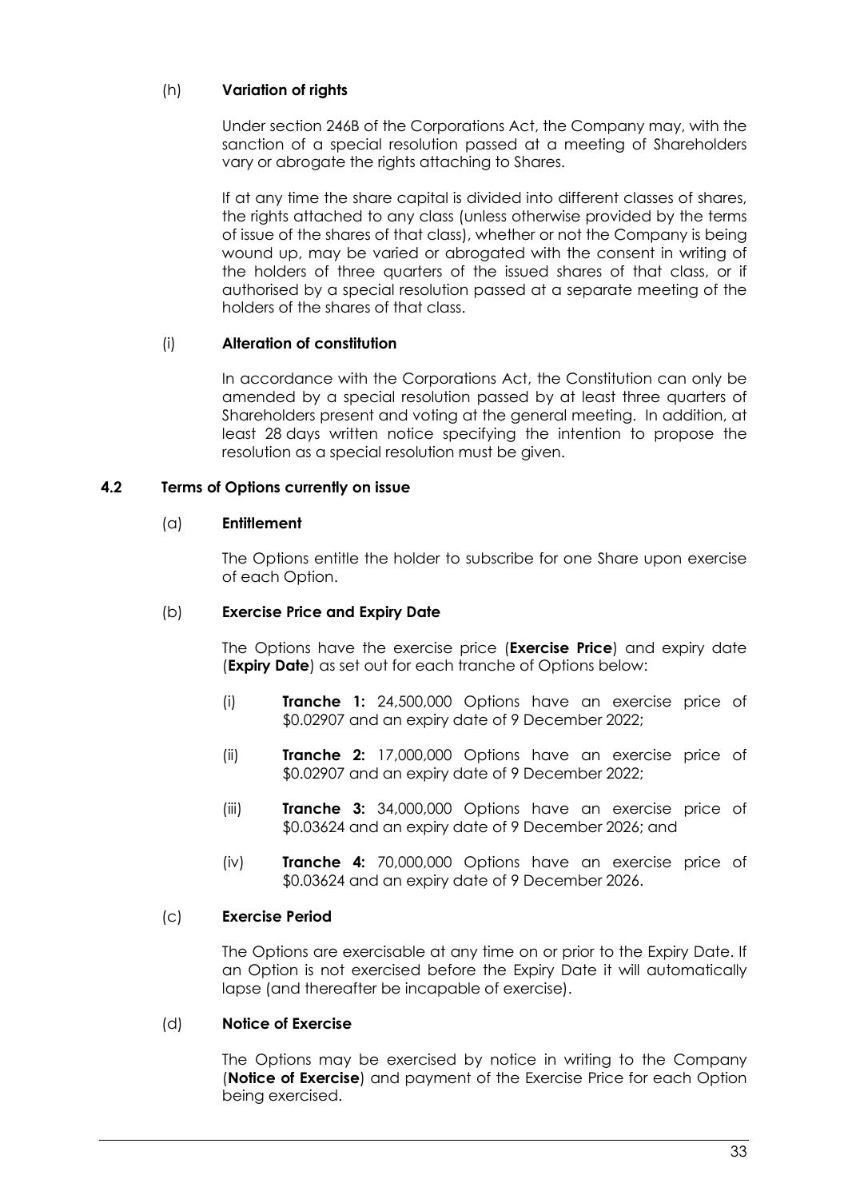(h) **Variation of rights**

Under section 246B of the Corporations Act, the Company may, with the sanction of a special resolution passed at a meeting of Shareholders vary or abrogate the rights attaching to Shares.

If at any time the share capital is divided into different classes of shares, the rights attached to any class (unless otherwise provided by the terms of issue of the shares of that class), whether or not the Company is being wound up, may be varied or abrogated with the consent in writing of the holders of three quarters of the issued shares of that class, or if authorised by a special resolution passed at a separate meeting of the holders of the shares of that class.

(i) **Alteration of constitution**

In accordance with the Corporations Act, the Constitution can only be amended by a special resolution passed by at least three quarters of Shareholders present and voting at the general meeting. In addition, at least 28 days written notice specifying the intention to propose the resolution as a special resolution must be given.

## 4.2 Terms of Options currently on issue

(a) **Entitlement**

The Options entitle the holder to subscribe for one Share upon exercise of each Option.

(b) **Exercise Price and Expiry Date**

The Options have the exercise price (**Exercise Price**) and expiry date (**Expiry Date**) as set out for each tranche of Options below:

(i) **Tranche 1:** 24,500,000 Options have an exercise price of $0.02907 and an expiry date of 9 December 2022;

(ii) **Tranche 2:** 17,000,000 Options have an exercise price of $0.02907 and an expiry date of 9 December 2022;

(iii) **Tranche 3:** 34,000,000 Options have an exercise price of $0.03624 and an expiry date of 9 December 2026; and

(iv) **Tranche 4:** 70,000,000 Options have an exercise price of $0.03624 and an expiry date of 9 December 2026.

(c) **Exercise Period**

The Options are exercisable at any time on or prior to the Expiry Date. If an Option is not exercised before the Expiry Date it will automatically lapse (and thereafter be incapable of exercise).

(d) **Notice of Exercise**

The Options may be exercised by notice in writing to the Company (**Notice of Exercise**) and payment of the Exercise Price for each Option being exercised.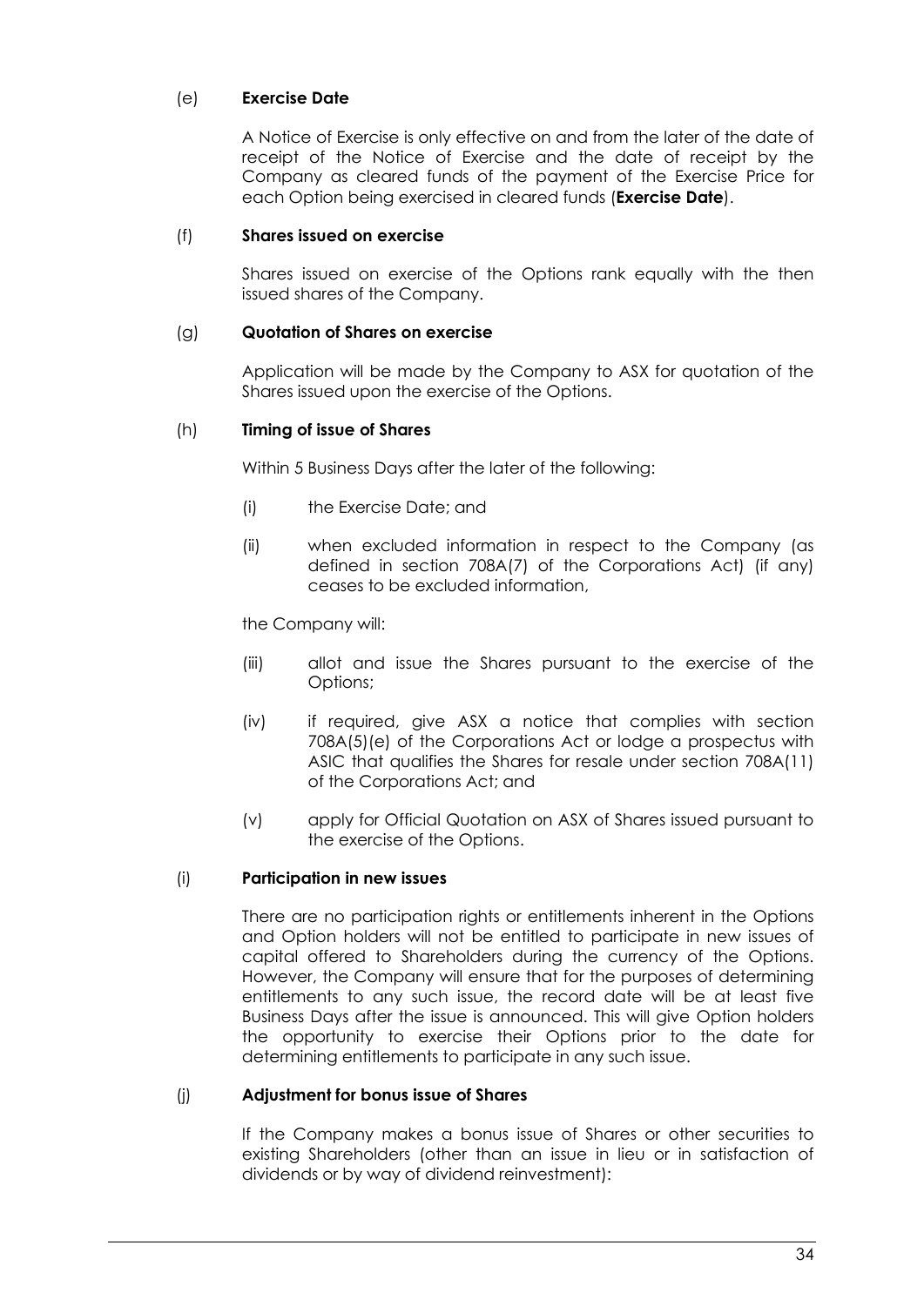(e) **Exercise Date**

A Notice of Exercise is only effective on and from the later of the date of receipt of the Notice of Exercise and the date of receipt by the Company as cleared funds of the payment of the Exercise Price for each Option being exercised in cleared funds (**Exercise Date**).

(f) **Shares issued on exercise**

Shares issued on exercise of the Options rank equally with the then issued shares of the Company.

(g) **Quotation of Shares on exercise**

Application will be made by the Company to ASX for quotation of the Shares issued upon the exercise of the Options.

(h) **Timing of issue of Shares**

Within 5 Business Days after the later of the following:

(i) the Exercise Date; and

(ii) when excluded information in respect to the Company (as defined in section 708A(7) of the Corporations Act) (if any) ceases to be excluded information,

the Company will:

(iii) allot and issue the Shares pursuant to the exercise of the Options;

(iv) if required, give ASX a notice that complies with section 708A(5)(e) of the Corporations Act or lodge a prospectus with ASIC that qualifies the Shares for resale under section 708A(11) of the Corporations Act; and

(v) apply for Official Quotation on ASX of Shares issued pursuant to the exercise of the Options.

(i) **Participation in new issues**

There are no participation rights or entitlements inherent in the Options and Option holders will not be entitled to participate in new issues of capital offered to Shareholders during the currency of the Options. However, the Company will ensure that for the purposes of determining entitlements to any such issue, the record date will be at least five Business Days after the issue is announced. This will give Option holders the opportunity to exercise their Options prior to the date for determining entitlements to participate in any such issue.

(j) **Adjustment for bonus issue of Shares**

If the Company makes a bonus issue of Shares or other securities to existing Shareholders (other than an issue in lieu or in satisfaction of dividends or by way of dividend reinvestment):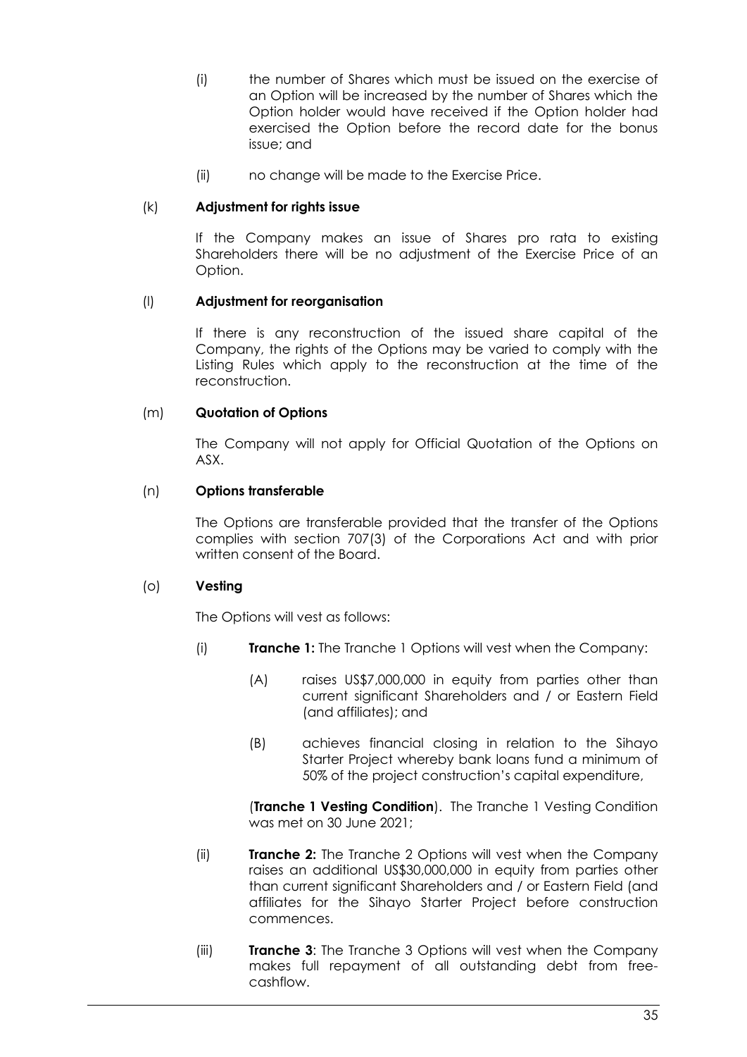(i) the number of Shares which must be issued on the exercise of an Option will be increased by the number of Shares which the Option holder would have received if the Option holder had exercised the Option before the record date for the bonus issue; and

(ii) no change will be made to the Exercise Price.

(k) **Adjustment for rights issue**

If the Company makes an issue of Shares pro rata to existing Shareholders there will be no adjustment of the Exercise Price of an Option.

(l) **Adjustment for reorganisation**

If there is any reconstruction of the issued share capital of the Company, the rights of the Options may be varied to comply with the Listing Rules which apply to the reconstruction at the time of the reconstruction.

(m) **Quotation of Options**

The Company will not apply for Official Quotation of the Options on ASX.

(n) **Options transferable**

The Options are transferable provided that the transfer of the Options complies with section 707(3) of the Corporations Act and with prior written consent of the Board.

(o) **Vesting**

The Options will vest as follows:

(i) **Tranche 1:** The Tranche 1 Options will vest when the Company:

(A) raises US$7,000,000 in equity from parties other than current significant Shareholders and / or Eastern Field (and affiliates); and

(B) achieves financial closing in relation to the Sihayo Starter Project whereby bank loans fund a minimum of 50% of the project construction's capital expenditure,

(**Tranche 1 Vesting Condition**). The Tranche 1 Vesting Condition was met on 30 June 2021;

(ii) **Tranche 2:** The Tranche 2 Options will vest when the Company raises an additional US$30,000,000 in equity from parties other than current significant Shareholders and / or Eastern Field (and affiliates for the Sihayo Starter Project before construction commences.

(iii) **Tranche 3**: The Tranche 3 Options will vest when the Company makes full repayment of all outstanding debt from free-cashflow.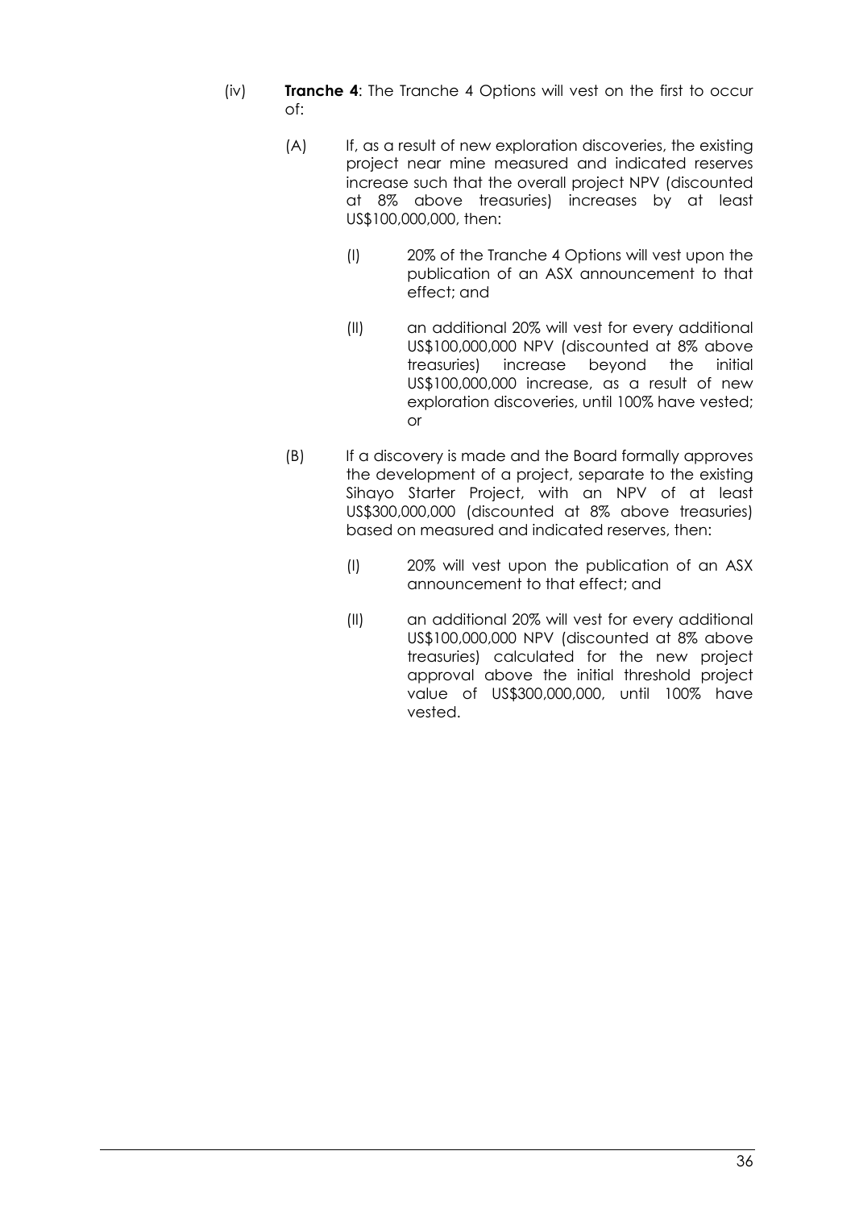(iv) **Tranche 4**: The Tranche 4 Options will vest on the first to occur of:

  (A) If, as a result of new exploration discoveries, the existing project near mine measured and indicated reserves increase such that the overall project NPV (discounted at 8% above treasuries) increases by at least US$100,000,000, then:

    (I) 20% of the Tranche 4 Options will vest upon the publication of an ASX announcement to that effect; and

    (II) an additional 20% will vest for every additional US$100,000,000 NPV (discounted at 8% above treasuries) increase beyond the initial US$100,000,000 increase, as a result of new exploration discoveries, until 100% have vested; or

  (B) If a discovery is made and the Board formally approves the development of a project, separate to the existing Sihayo Starter Project, with an NPV of at least US$300,000,000 (discounted at 8% above treasuries) based on measured and indicated reserves, then:

    (I) 20% will vest upon the publication of an ASX announcement to that effect; and

    (II) an additional 20% will vest for every additional US$100,000,000 NPV (discounted at 8% above treasuries) calculated for the new project approval above the initial threshold project value of US$300,000,000, until 100% have vested.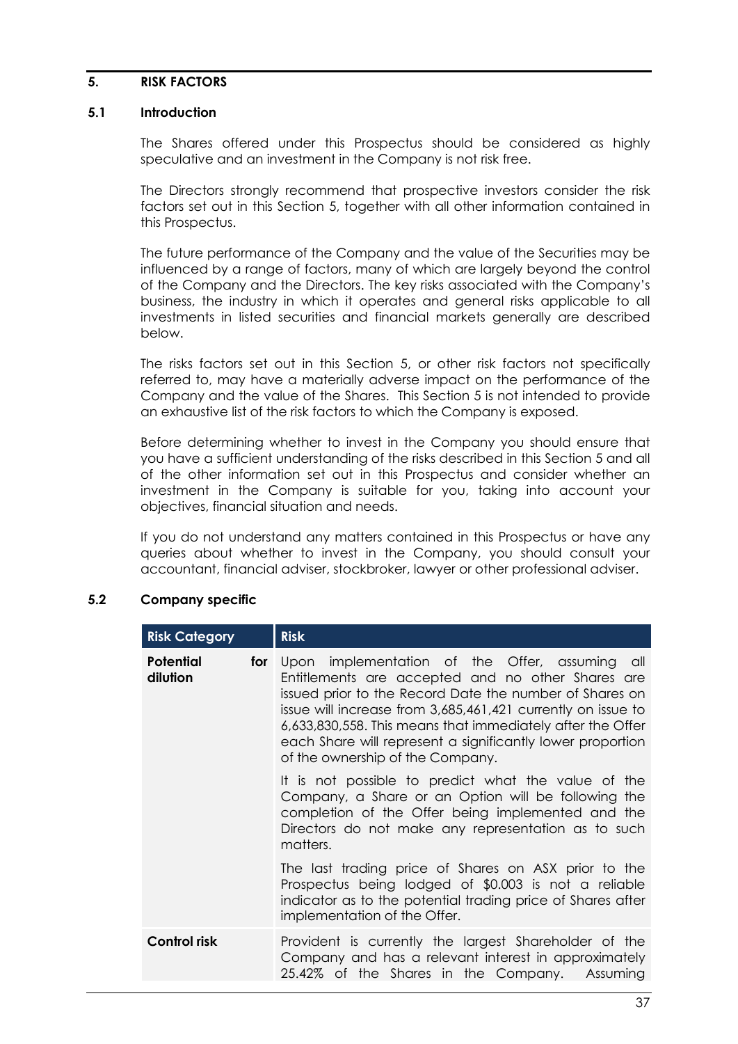## 5. RISK FACTORS

### 5.1 Introduction

The Shares offered under this Prospectus should be considered as highly speculative and an investment in the Company is not risk free.

The Directors strongly recommend that prospective investors consider the risk factors set out in this Section 5, together with all other information contained in this Prospectus.

The future performance of the Company and the value of the Securities may be influenced by a range of factors, many of which are largely beyond the control of the Company and the Directors. The key risks associated with the Company's business, the industry in which it operates and general risks applicable to all investments in listed securities and financial markets generally are described below.

The risks factors set out in this Section 5, or other risk factors not specifically referred to, may have a materially adverse impact on the performance of the Company and the value of the Shares. This Section 5 is not intended to provide an exhaustive list of the risk factors to which the Company is exposed.

Before determining whether to invest in the Company you should ensure that you have a sufficient understanding of the risks described in this Section 5 and all of the other information set out in this Prospectus and consider whether an investment in the Company is suitable for you, taking into account your objectives, financial situation and needs.

If you do not understand any matters contained in this Prospectus or have any queries about whether to invest in the Company, you should consult your accountant, financial adviser, stockbroker, lawyer or other professional adviser.

### 5.2 Company specific

| Risk Category | Risk |
|---|---|
| **Potential for dilution** | Upon implementation of the Offer, assuming all Entitlements are accepted and no other Shares are issued prior to the Record Date the number of Shares on issue will increase from 3,685,461,421 currently on issue to 6,633,830,558. This means that immediately after the Offer each Share will represent a significantly lower proportion of the ownership of the Company.<br><br>It is not possible to predict what the value of the Company, a Share or an Option will be following the completion of the Offer being implemented and the Directors do not make any representation as to such matters.<br><br>The last trading price of Shares on ASX prior to the Prospectus being lodged of $0.003 is not a reliable indicator as to the potential trading price of Shares after implementation of the Offer. |
| **Control risk** | Provident is currently the largest Shareholder of the Company and has a relevant interest in approximately 25.42% of the Shares in the Company. Assuming |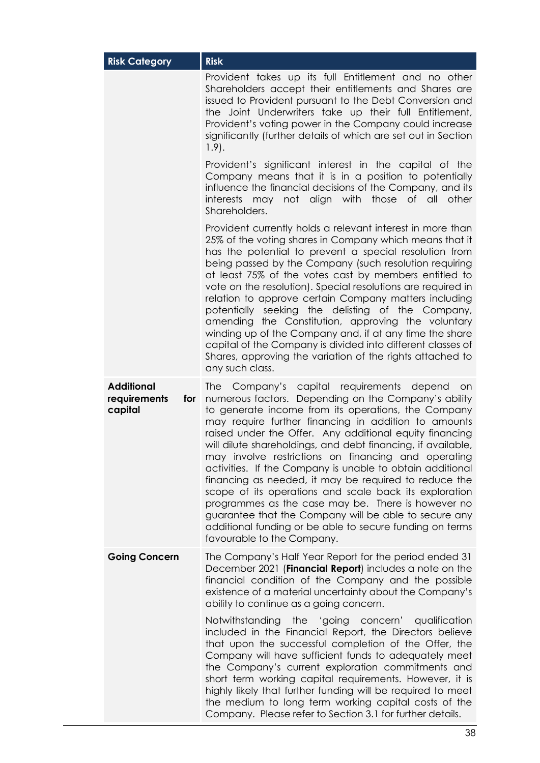| Risk Category | Risk |
|---|---|
| | Provident takes up its full Entitlement and no other Shareholders accept their entitlements and Shares are issued to Provident pursuant to the Debt Conversion and the Joint Underwriters take up their full Entitlement, Provident's voting power in the Company could increase significantly (further details of which are set out in Section 1.9).<br><br>Provident's significant interest in the capital of the Company means that it is in a position to potentially influence the financial decisions of the Company, and its interests may not align with those of all other Shareholders.<br><br>Provident currently holds a relevant interest in more than 25% of the voting shares in Company which means that it has the potential to prevent a special resolution from being passed by the Company (such resolution requiring at least 75% of the votes cast by members entitled to vote on the resolution). Special resolutions are required in relation to approve certain Company matters including potentially seeking the delisting of the Company, amending the Constitution, approving the voluntary winding up of the Company and, if at any time the share capital of the Company is divided into different classes of Shares, approving the variation of the rights attached to any such class. |
| **Additional requirements for capital** | The Company's capital requirements depend on numerous factors. Depending on the Company's ability to generate income from its operations, the Company may require further financing in addition to amounts raised under the Offer. Any additional equity financing will dilute shareholdings, and debt financing, if available, may involve restrictions on financing and operating activities. If the Company is unable to obtain additional financing as needed, it may be required to reduce the scope of its operations and scale back its exploration programmes as the case may be. There is however no guarantee that the Company will be able to secure any additional funding or be able to secure funding on terms favourable to the Company. |
| **Going Concern** | The Company's Half Year Report for the period ended 31 December 2021 (**Financial Report**) includes a note on the financial condition of the Company and the possible existence of a material uncertainty about the Company's ability to continue as a going concern.<br><br>Notwithstanding the 'going concern' qualification included in the Financial Report, the Directors believe that upon the successful completion of the Offer, the Company will have sufficient funds to adequately meet the Company's current exploration commitments and short term working capital requirements. However, it is highly likely that further funding will be required to meet the medium to long term working capital costs of the Company. Please refer to Section 3.1 for further details. |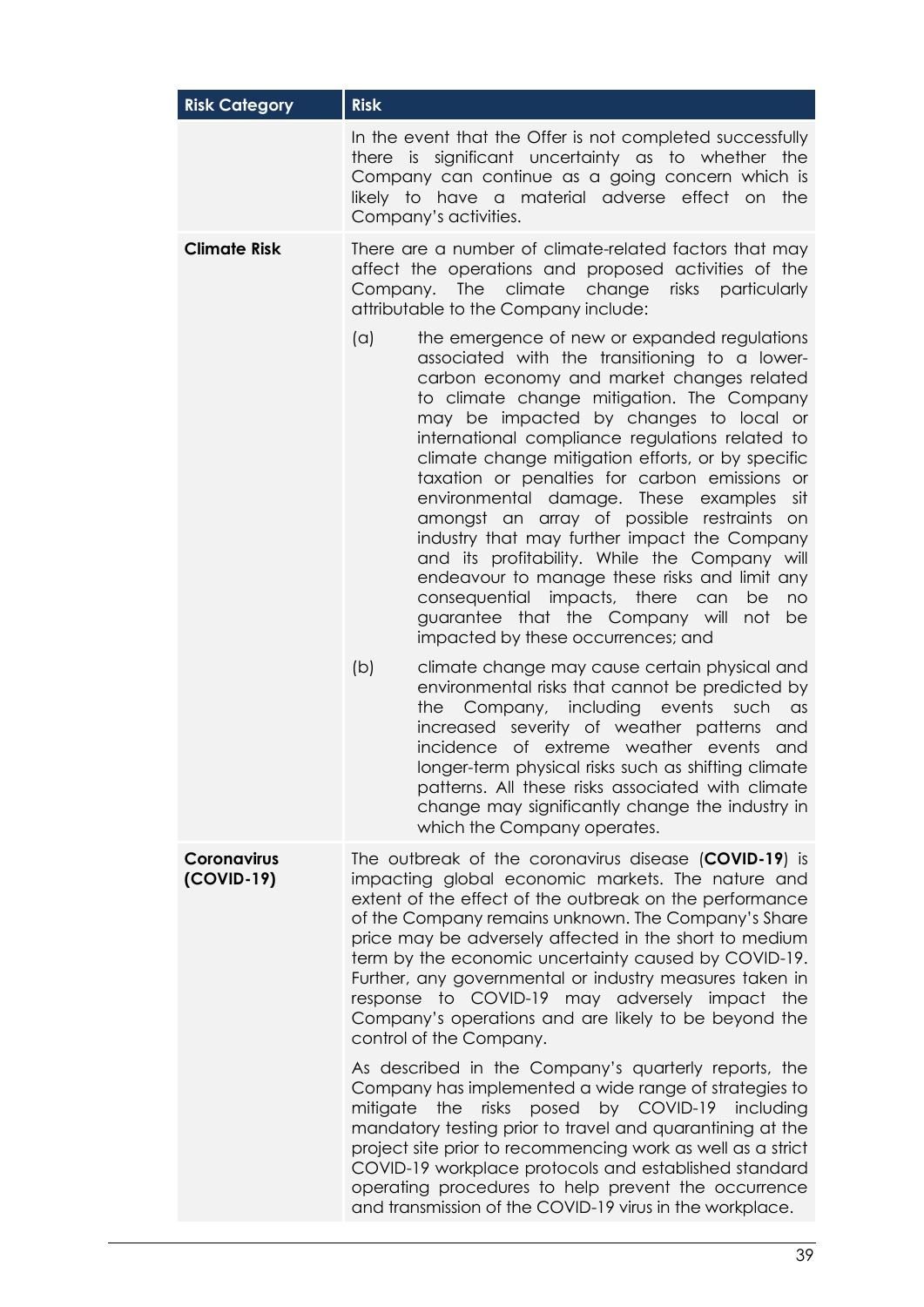| Risk Category | Risk |
|---|---|
| | In the event that the Offer is not completed successfully there is significant uncertainty as to whether the Company can continue as a going concern which is likely to have a material adverse effect on the Company's activities. |
| **Climate Risk** | There are a number of climate-related factors that may affect the operations and proposed activities of the Company. The climate change risks particularly attributable to the Company include:<br><br>(a) the emergence of new or expanded regulations associated with the transitioning to a lower-carbon economy and market changes related to climate change mitigation. The Company may be impacted by changes to local or international compliance regulations related to climate change mitigation efforts, or by specific taxation or penalties for carbon emissions or environmental damage. These examples sit amongst an array of possible restraints on industry that may further impact the Company and its profitability. While the Company will endeavour to manage these risks and limit any consequential impacts, there can be no guarantee that the Company will not be impacted by these occurrences; and<br><br>(b) climate change may cause certain physical and environmental risks that cannot be predicted by the Company, including events such as increased severity of weather patterns and incidence of extreme weather events and longer-term physical risks such as shifting climate patterns. All these risks associated with climate change may significantly change the industry in which the Company operates. |
| **Coronavirus (COVID-19)** | The outbreak of the coronavirus disease (**COVID-19**) is impacting global economic markets. The nature and extent of the effect of the outbreak on the performance of the Company remains unknown. The Company's Share price may be adversely affected in the short to medium term by the economic uncertainty caused by COVID-19. Further, any governmental or industry measures taken in response to COVID-19 may adversely impact the Company's operations and are likely to be beyond the control of the Company.<br><br>As described in the Company's quarterly reports, the Company has implemented a wide range of strategies to mitigate the risks posed by COVID-19 including mandatory testing prior to travel and quarantining at the project site prior to recommencing work as well as a strict COVID-19 workplace protocols and established standard operating procedures to help prevent the occurrence and transmission of the COVID-19 virus in the workplace. |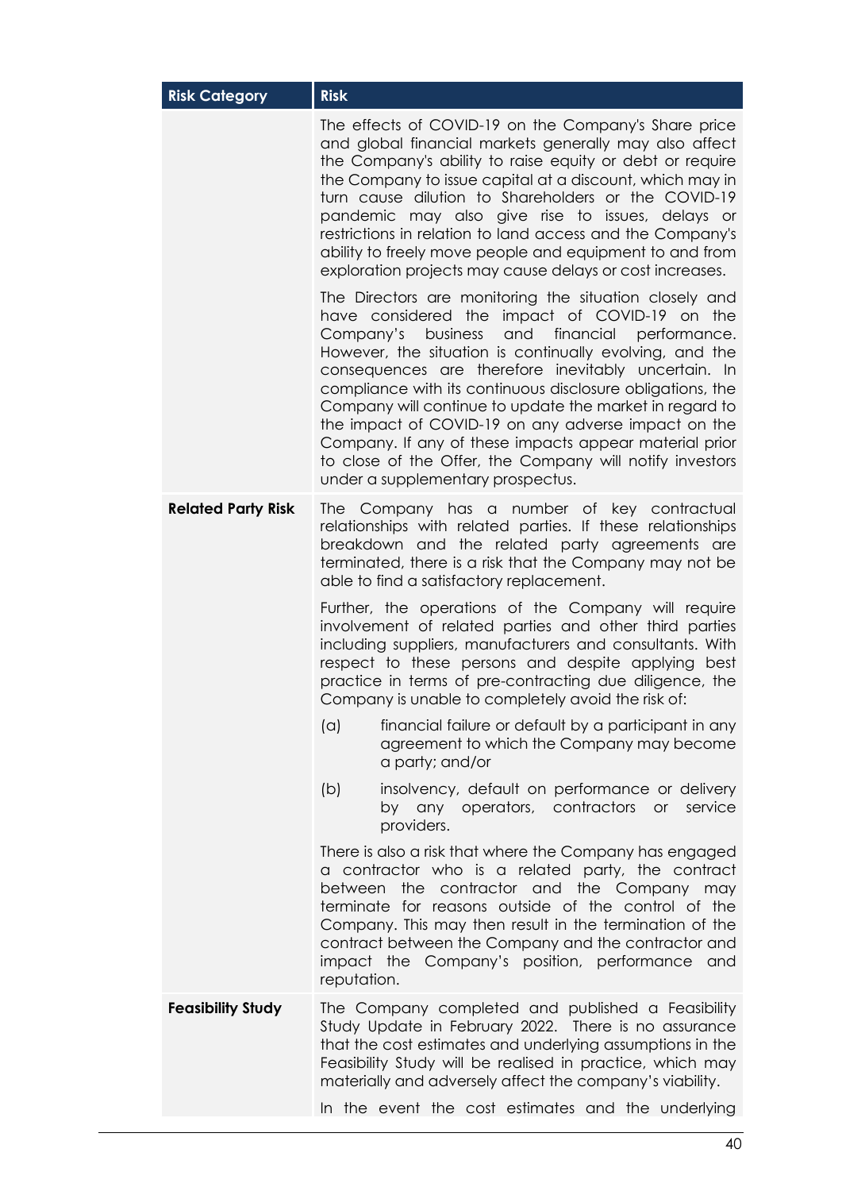| Risk Category | Risk |
| --- | --- |
| | The effects of COVID-19 on the Company's Share price and global financial markets generally may also affect the Company's ability to raise equity or debt or require the Company to issue capital at a discount, which may in turn cause dilution to Shareholders or the COVID-19 pandemic may also give rise to issues, delays or restrictions in relation to land access and the Company's ability to freely move people and equipment to and from exploration projects may cause delays or cost increases.<br><br>The Directors are monitoring the situation closely and have considered the impact of COVID-19 on the Company's business and financial performance. However, the situation is continually evolving, and the consequences are therefore inevitably uncertain. In compliance with its continuous disclosure obligations, the Company will continue to update the market in regard to the impact of COVID-19 on any adverse impact on the Company. If any of these impacts appear material prior to close of the Offer, the Company will notify investors under a supplementary prospectus. |
| **Related Party Risk** | The Company has a number of key contractual relationships with related parties. If these relationships breakdown and the related party agreements are terminated, there is a risk that the Company may not be able to find a satisfactory replacement.<br><br>Further, the operations of the Company will require involvement of related parties and other third parties including suppliers, manufacturers and consultants. With respect to these persons and despite applying best practice in terms of pre-contracting due diligence, the Company is unable to completely avoid the risk of:<br><br>(a) financial failure or default by a participant in any agreement to which the Company may become a party; and/or<br><br>(b) insolvency, default on performance or delivery by any operators, contractors or service providers.<br><br>There is also a risk that where the Company has engaged a contractor who is a related party, the contract between the contractor and the Company may terminate for reasons outside of the control of the Company. This may then result in the termination of the contract between the Company and the contractor and impact the Company's position, performance and reputation. |
| **Feasibility Study** | The Company completed and published a Feasibility Study Update in February 2022. There is no assurance that the cost estimates and underlying assumptions in the Feasibility Study will be realised in practice, which may materially and adversely affect the company's viability.<br><br>In the event the cost estimates and the underlying |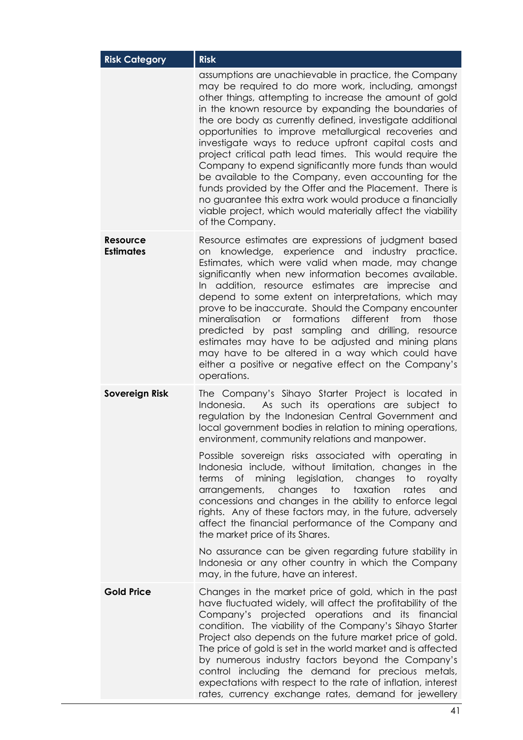| Risk Category | Risk |
|---|---|
| | assumptions are unachievable in practice, the Company may be required to do more work, including, amongst other things, attempting to increase the amount of gold in the known resource by expanding the boundaries of the ore body as currently defined, investigate additional opportunities to improve metallurgical recoveries and investigate ways to reduce upfront capital costs and project critical path lead times. This would require the Company to expend significantly more funds than would be available to the Company, even accounting for the funds provided by the Offer and the Placement. There is no guarantee this extra work would produce a financially viable project, which would materially affect the viability of the Company. |
| **Resource Estimates** | Resource estimates are expressions of judgment based on knowledge, experience and industry practice. Estimates, which were valid when made, may change significantly when new information becomes available. In addition, resource estimates are imprecise and depend to some extent on interpretations, which may prove to be inaccurate. Should the Company encounter mineralisation or formations different from those predicted by past sampling and drilling, resource estimates may have to be adjusted and mining plans may have to be altered in a way which could have either a positive or negative effect on the Company's operations. |
| **Sovereign Risk** | The Company's Sihayo Starter Project is located in Indonesia. As such its operations are subject to regulation by the Indonesian Central Government and local government bodies in relation to mining operations, environment, community relations and manpower.<br><br>Possible sovereign risks associated with operating in Indonesia include, without limitation, changes in the terms of mining legislation, changes to royalty arrangements, changes to taxation rates and concessions and changes in the ability to enforce legal rights. Any of these factors may, in the future, adversely affect the financial performance of the Company and the market price of its Shares.<br><br>No assurance can be given regarding future stability in Indonesia or any other country in which the Company may, in the future, have an interest. |
| **Gold Price** | Changes in the market price of gold, which in the past have fluctuated widely, will affect the profitability of the Company's projected operations and its financial condition. The viability of the Company's Sihayo Starter Project also depends on the future market price of gold. The price of gold is set in the world market and is affected by numerous industry factors beyond the Company's control including the demand for precious metals, expectations with respect to the rate of inflation, interest rates, currency exchange rates, demand for jewellery |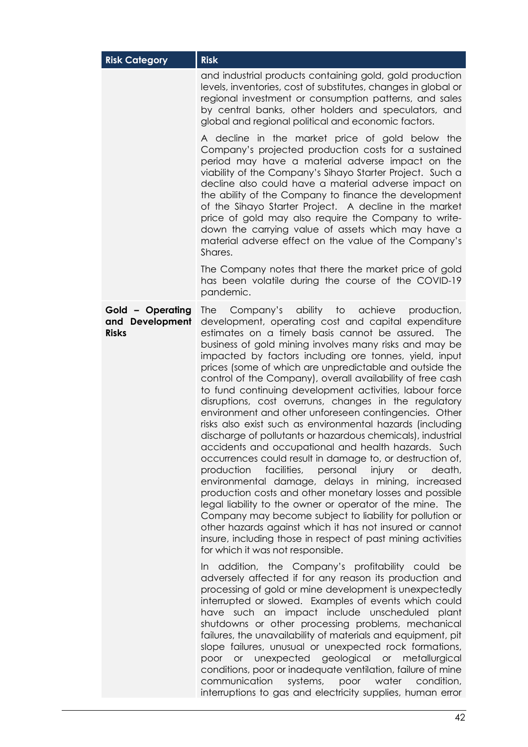| Risk Category | Risk |
| --- | --- |
| | and industrial products containing gold, gold production levels, inventories, cost of substitutes, changes in global or regional investment or consumption patterns, and sales by central banks, other holders and speculators, and global and regional political and economic factors.<br><br>A decline in the market price of gold below the Company's projected production costs for a sustained period may have a material adverse impact on the viability of the Company's Sihayo Starter Project. Such a decline also could have a material adverse impact on the ability of the Company to finance the development of the Sihayo Starter Project. A decline in the market price of gold may also require the Company to write-down the carrying value of assets which may have a material adverse effect on the value of the Company's Shares.<br><br>The Company notes that there the market price of gold has been volatile during the course of the COVID-19 pandemic. |
| **Gold – Operating and Development Risks** | The Company's ability to achieve production, development, operating cost and capital expenditure estimates on a timely basis cannot be assured. The business of gold mining involves many risks and may be impacted by factors including ore tonnes, yield, input prices (some of which are unpredictable and outside the control of the Company), overall availability of free cash to fund continuing development activities, labour force disruptions, cost overruns, changes in the regulatory environment and other unforeseen contingencies. Other risks also exist such as environmental hazards (including discharge of pollutants or hazardous chemicals), industrial accidents and occupational and health hazards. Such occurrences could result in damage to, or destruction of, production facilities, personal injury or death, environmental damage, delays in mining, increased production costs and other monetary losses and possible legal liability to the owner or operator of the mine. The Company may become subject to liability for pollution or other hazards against which it has not insured or cannot insure, including those in respect of past mining activities for which it was not responsible.<br><br>In addition, the Company's profitability could be adversely affected if for any reason its production and processing of gold or mine development is unexpectedly interrupted or slowed. Examples of events which could have such an impact include unscheduled plant shutdowns or other processing problems, mechanical failures, the unavailability of materials and equipment, pit slope failures, unusual or unexpected rock formations, poor or unexpected geological or metallurgical conditions, poor or inadequate ventilation, failure of mine communication systems, poor water condition, interruptions to gas and electricity supplies, human error |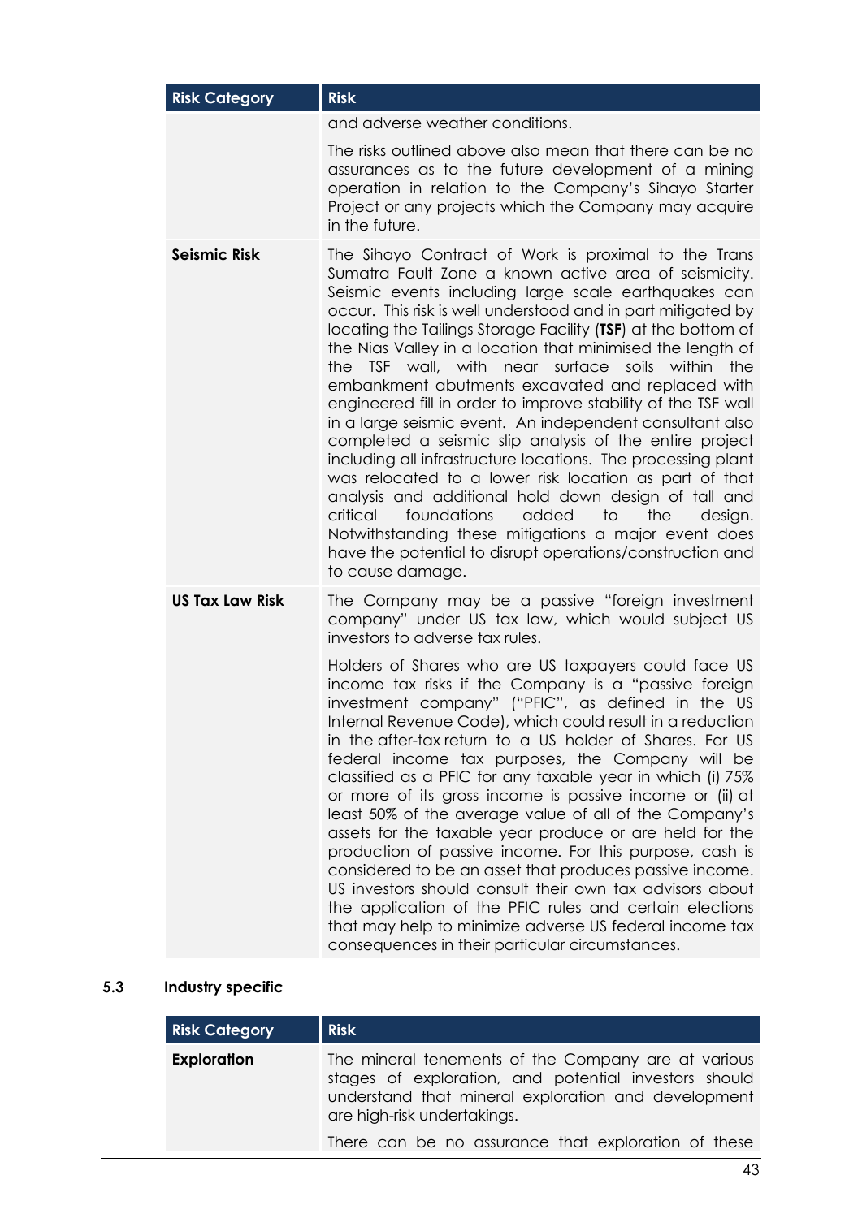| Risk Category | Risk |
|---|---|
| | and adverse weather conditions.<br><br>The risks outlined above also mean that there can be no assurances as to the future development of a mining operation in relation to the Company's Sihayo Starter Project or any projects which the Company may acquire in the future. |
| **Seismic Risk** | The Sihayo Contract of Work is proximal to the Trans Sumatra Fault Zone a known active area of seismicity. Seismic events including large scale earthquakes can occur. This risk is well understood and in part mitigated by locating the Tailings Storage Facility (**TSF**) at the bottom of the Nias Valley in a location that minimised the length of the TSF wall, with near surface soils within the embankment abutments excavated and replaced with engineered fill in order to improve stability of the TSF wall in a large seismic event. An independent consultant also completed a seismic slip analysis of the entire project including all infrastructure locations. The processing plant was relocated to a lower risk location as part of that analysis and additional hold down design of tall and critical foundations added to the design. Notwithstanding these mitigations a major event does have the potential to disrupt operations/construction and to cause damage. |
| **US Tax Law Risk** | The Company may be a passive "foreign investment company" under US tax law, which would subject US investors to adverse tax rules.<br><br>Holders of Shares who are US taxpayers could face US income tax risks if the Company is a "passive foreign investment company" ("PFIC", as defined in the US Internal Revenue Code), which could result in a reduction in the after-tax return to a US holder of Shares. For US federal income tax purposes, the Company will be classified as a PFIC for any taxable year in which (i) 75% or more of its gross income is passive income or (ii) at least 50% of the average value of all of the Company's assets for the taxable year produce or are held for the production of passive income. For this purpose, cash is considered to be an asset that produces passive income. US investors should consult their own tax advisors about the application of the PFIC rules and certain elections that may help to minimize adverse US federal income tax consequences in their particular circumstances. |

## 5.3 Industry specific

| Risk Category | Risk |
|---|---|
| **Exploration** | The mineral tenements of the Company are at various stages of exploration, and potential investors should understand that mineral exploration and development are high-risk undertakings.<br><br>There can be no assurance that exploration of these |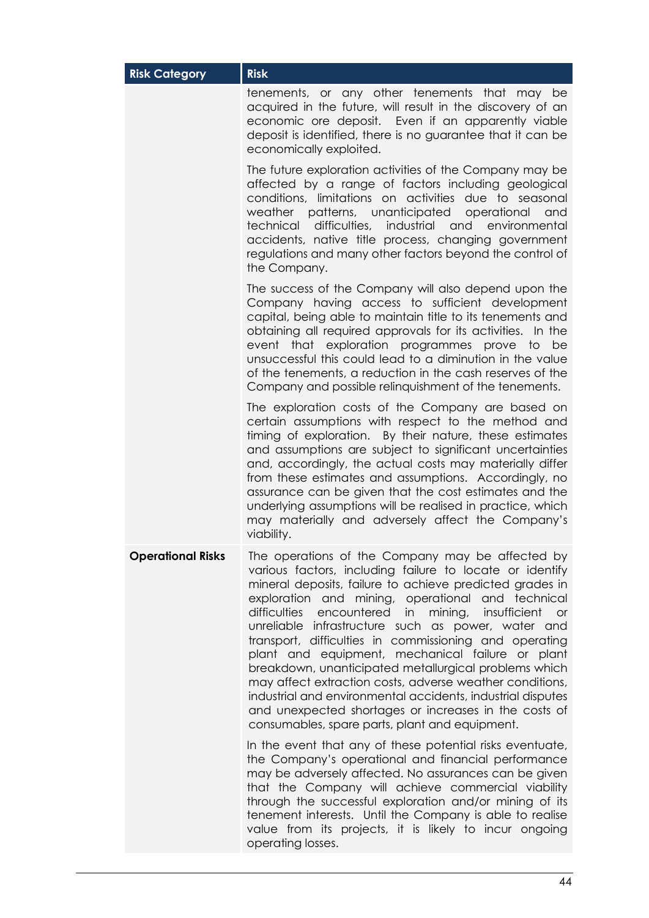| Risk Category | Risk |
| --- | --- |
| | tenements, or any other tenements that may be acquired in the future, will result in the discovery of an economic ore deposit. Even if an apparently viable deposit is identified, there is no guarantee that it can be economically exploited.<br><br>The future exploration activities of the Company may be affected by a range of factors including geological conditions, limitations on activities due to seasonal weather patterns, unanticipated operational and technical difficulties, industrial and environmental accidents, native title process, changing government regulations and many other factors beyond the control of the Company.<br><br>The success of the Company will also depend upon the Company having access to sufficient development capital, being able to maintain title to its tenements and obtaining all required approvals for its activities. In the event that exploration programmes prove to be unsuccessful this could lead to a diminution in the value of the tenements, a reduction in the cash reserves of the Company and possible relinquishment of the tenements.<br><br>The exploration costs of the Company are based on certain assumptions with respect to the method and timing of exploration. By their nature, these estimates and assumptions are subject to significant uncertainties and, accordingly, the actual costs may materially differ from these estimates and assumptions. Accordingly, no assurance can be given that the cost estimates and the underlying assumptions will be realised in practice, which may materially and adversely affect the Company's viability. |
| **Operational Risks** | The operations of the Company may be affected by various factors, including failure to locate or identify mineral deposits, failure to achieve predicted grades in exploration and mining, operational and technical difficulties encountered in mining, insufficient or unreliable infrastructure such as power, water and transport, difficulties in commissioning and operating plant and equipment, mechanical failure or plant breakdown, unanticipated metallurgical problems which may affect extraction costs, adverse weather conditions, industrial and environmental accidents, industrial disputes and unexpected shortages or increases in the costs of consumables, spare parts, plant and equipment.<br><br>In the event that any of these potential risks eventuate, the Company's operational and financial performance may be adversely affected. No assurances can be given that the Company will achieve commercial viability through the successful exploration and/or mining of its tenement interests. Until the Company is able to realise value from its projects, it is likely to incur ongoing operating losses. |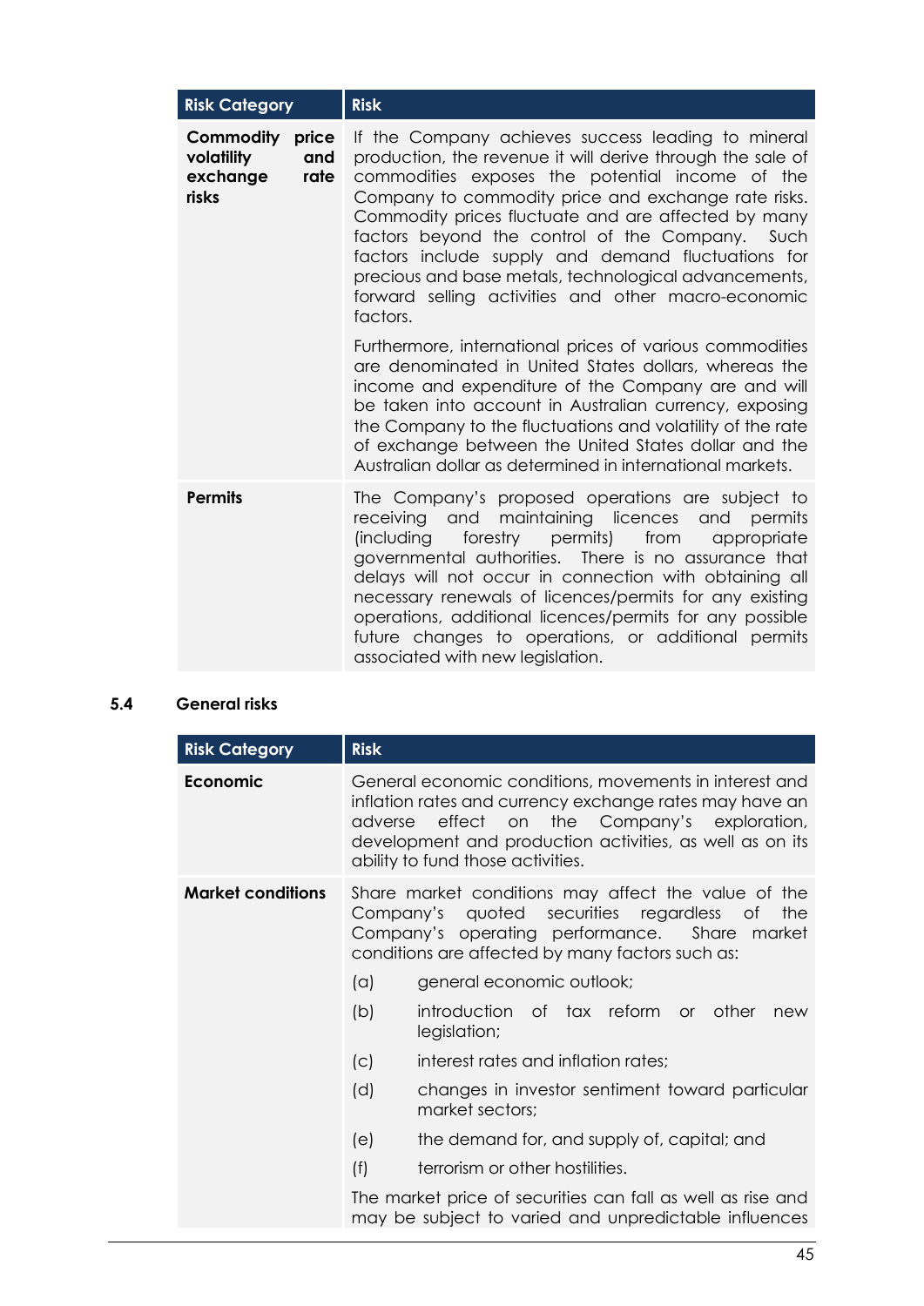| Risk Category | Risk |
|---|---|
| **Commodity price volatility and exchange rate risks** | If the Company achieves success leading to mineral production, the revenue it will derive through the sale of commodities exposes the potential income of the Company to commodity price and exchange rate risks. Commodity prices fluctuate and are affected by many factors beyond the control of the Company. Such factors include supply and demand fluctuations for precious and base metals, technological advancements, forward selling activities and other macro-economic factors.<br><br>Furthermore, international prices of various commodities are denominated in United States dollars, whereas the income and expenditure of the Company are and will be taken into account in Australian currency, exposing the Company to the fluctuations and volatility of the rate of exchange between the United States dollar and the Australian dollar as determined in international markets. |
| **Permits** | The Company's proposed operations are subject to receiving and maintaining licences and permits (including forestry permits) from appropriate governmental authorities. There is no assurance that delays will not occur in connection with obtaining all necessary renewals of licences/permits for any existing operations, additional licences/permits for any possible future changes to operations, or additional permits associated with new legislation. |

## 5.4 General risks

| Risk Category | Risk |
|---|---|
| **Economic** | General economic conditions, movements in interest and inflation rates and currency exchange rates may have an adverse effect on the Company's exploration, development and production activities, as well as on its ability to fund those activities. |
| **Market conditions** | Share market conditions may affect the value of the Company's quoted securities regardless of the Company's operating performance. Share market conditions are affected by many factors such as:<br>(a) general economic outlook;<br>(b) introduction of tax reform or other new legislation;<br>(c) interest rates and inflation rates;<br>(d) changes in investor sentiment toward particular market sectors;<br>(e) the demand for, and supply of, capital; and<br>(f) terrorism or other hostilities.<br><br>The market price of securities can fall as well as rise and may be subject to varied and unpredictable influences |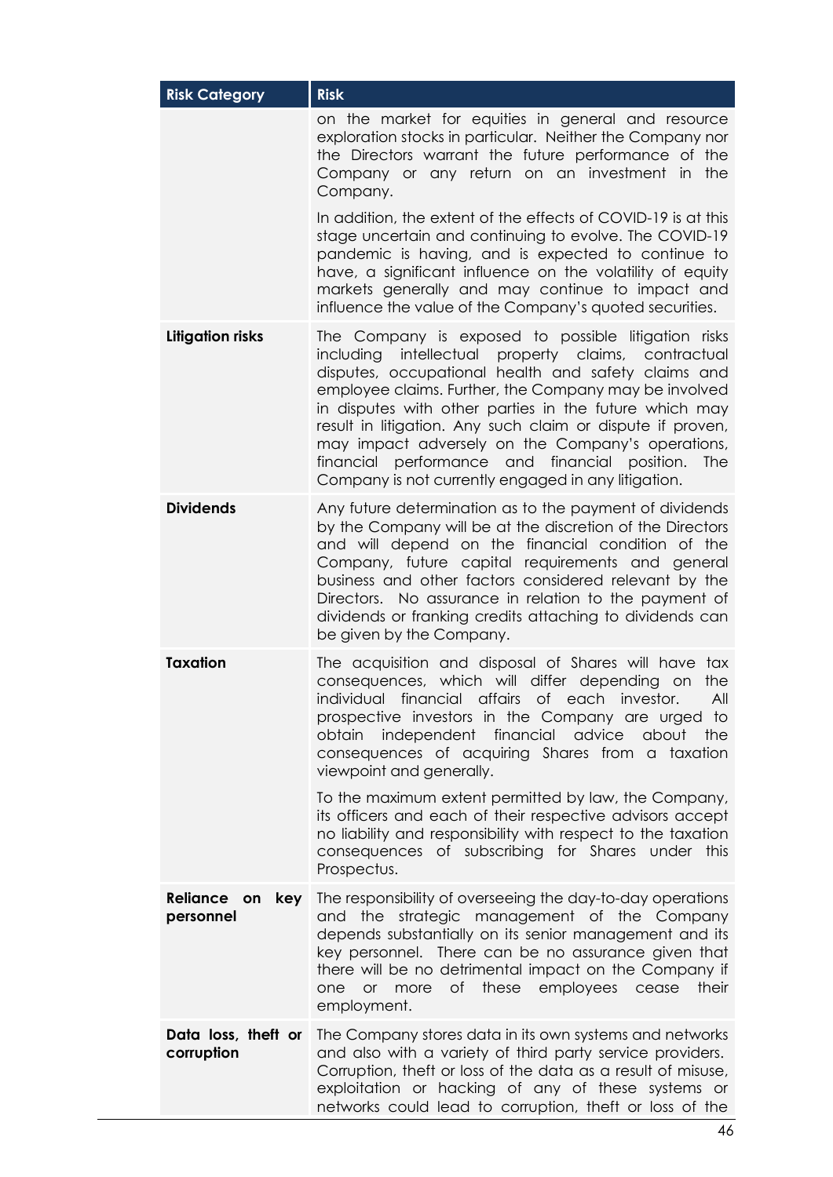| Risk Category | Risk |
|---|---|
| | on the market for equities in general and resource exploration stocks in particular. Neither the Company nor the Directors warrant the future performance of the Company or any return on an investment in the Company.<br><br>In addition, the extent of the effects of COVID-19 is at this stage uncertain and continuing to evolve. The COVID-19 pandemic is having, and is expected to continue to have, a significant influence on the volatility of equity markets generally and may continue to impact and influence the value of the Company's quoted securities. |
| **Litigation risks** | The Company is exposed to possible litigation risks including intellectual property claims, contractual disputes, occupational health and safety claims and employee claims. Further, the Company may be involved in disputes with other parties in the future which may result in litigation. Any such claim or dispute if proven, may impact adversely on the Company's operations, financial performance and financial position. The Company is not currently engaged in any litigation. |
| **Dividends** | Any future determination as to the payment of dividends by the Company will be at the discretion of the Directors and will depend on the financial condition of the Company, future capital requirements and general business and other factors considered relevant by the Directors. No assurance in relation to the payment of dividends or franking credits attaching to dividends can be given by the Company. |
| **Taxation** | The acquisition and disposal of Shares will have tax consequences, which will differ depending on the individual financial affairs of each investor. All prospective investors in the Company are urged to obtain independent financial advice about the consequences of acquiring Shares from a taxation viewpoint and generally.<br><br>To the maximum extent permitted by law, the Company, its officers and each of their respective advisors accept no liability and responsibility with respect to the taxation consequences of subscribing for Shares under this Prospectus. |
| **Reliance on key personnel** | The responsibility of overseeing the day-to-day operations and the strategic management of the Company depends substantially on its senior management and its key personnel. There can be no assurance given that there will be no detrimental impact on the Company if one or more of these employees cease their employment. |
| **Data loss, theft or corruption** | The Company stores data in its own systems and networks and also with a variety of third party service providers. Corruption, theft or loss of the data as a result of misuse, exploitation or hacking of any of these systems or networks could lead to corruption, theft or loss of the |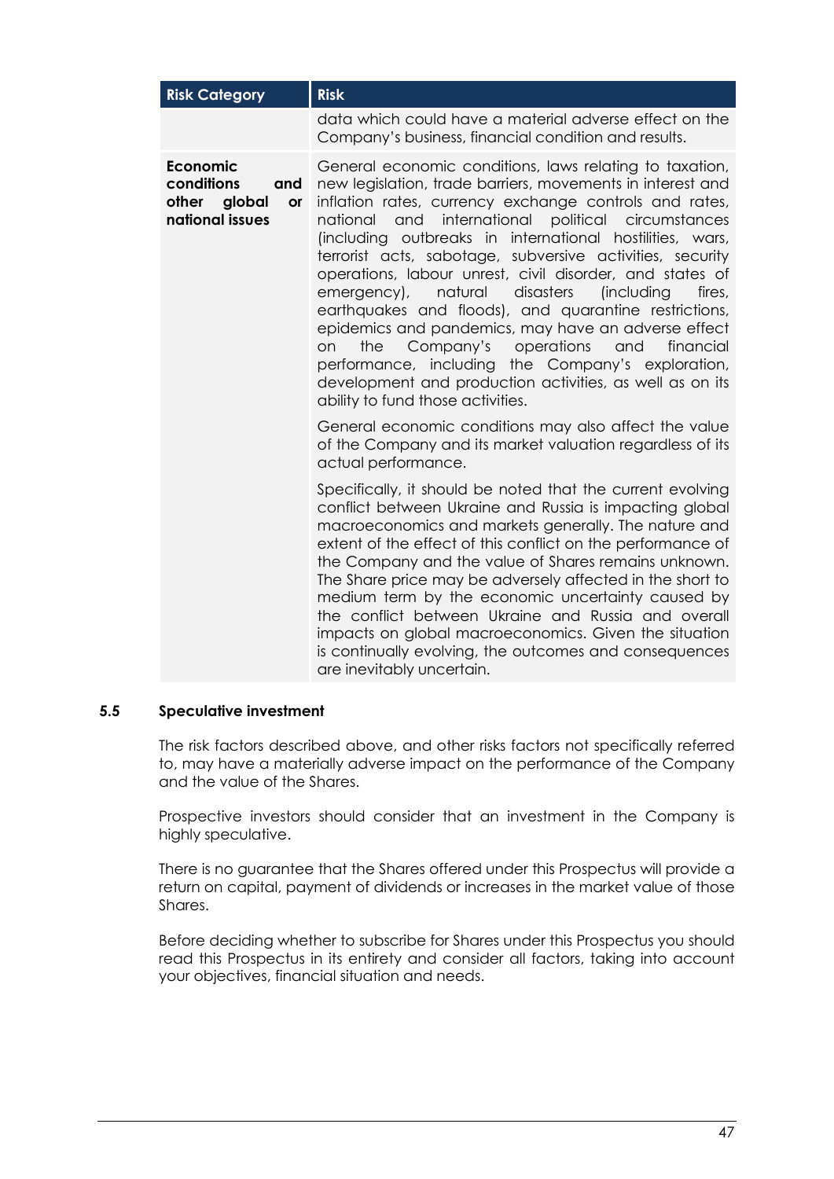| Risk Category | Risk |
| --- | --- |
| | data which could have a material adverse effect on the Company's business, financial condition and results. |
| **Economic conditions and other global or national issues** | General economic conditions, laws relating to taxation, new legislation, trade barriers, movements in interest and inflation rates, currency exchange controls and rates, national and international political circumstances (including outbreaks in international hostilities, wars, terrorist acts, sabotage, subversive activities, security operations, labour unrest, civil disorder, and states of emergency), natural disasters (including fires, earthquakes and floods), and quarantine restrictions, epidemics and pandemics, may have an adverse effect on the Company's operations and financial performance, including the Company's exploration, development and production activities, as well as on its ability to fund those activities.<br><br>General economic conditions may also affect the value of the Company and its market valuation regardless of its actual performance.<br><br>Specifically, it should be noted that the current evolving conflict between Ukraine and Russia is impacting global macroeconomics and markets generally. The nature and extent of the effect of this conflict on the performance of the Company and the value of Shares remains unknown. The Share price may be adversely affected in the short to medium term by the economic uncertainty caused by the conflict between Ukraine and Russia and overall impacts on global macroeconomics. Given the situation is continually evolving, the outcomes and consequences are inevitably uncertain. |

### 5.5 Speculative investment

The risk factors described above, and other risks factors not specifically referred to, may have a materially adverse impact on the performance of the Company and the value of the Shares.

Prospective investors should consider that an investment in the Company is highly speculative.

There is no guarantee that the Shares offered under this Prospectus will provide a return on capital, payment of dividends or increases in the market value of those Shares.

Before deciding whether to subscribe for Shares under this Prospectus you should read this Prospectus in its entirety and consider all factors, taking into account your objectives, financial situation and needs.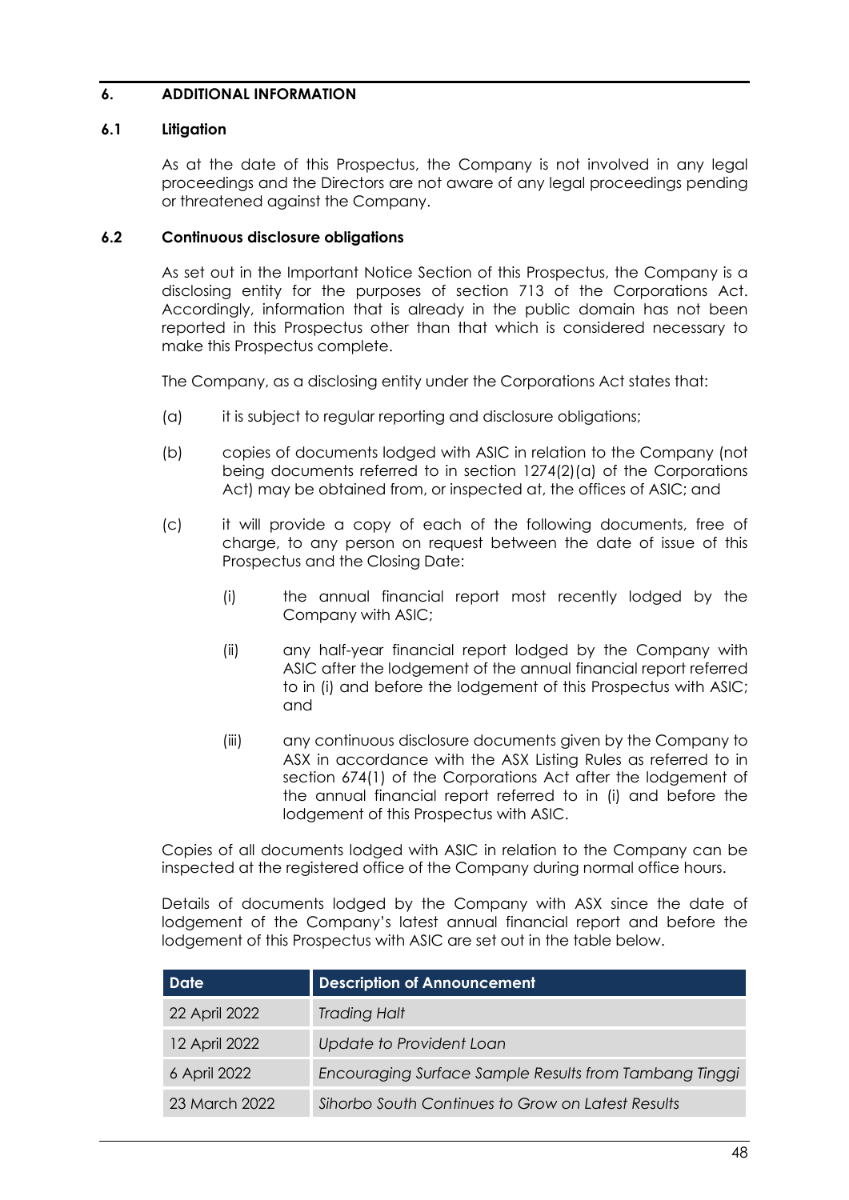## 6. ADDITIONAL INFORMATION

### 6.1 Litigation

As at the date of this Prospectus, the Company is not involved in any legal proceedings and the Directors are not aware of any legal proceedings pending or threatened against the Company.

### 6.2 Continuous disclosure obligations

As set out in the Important Notice Section of this Prospectus, the Company is a disclosing entity for the purposes of section 713 of the Corporations Act. Accordingly, information that is already in the public domain has not been reported in this Prospectus other than that which is considered necessary to make this Prospectus complete.

The Company, as a disclosing entity under the Corporations Act states that:

(a) it is subject to regular reporting and disclosure obligations;

(b) copies of documents lodged with ASIC in relation to the Company (not being documents referred to in section 1274(2)(a) of the Corporations Act) may be obtained from, or inspected at, the offices of ASIC; and

(c) it will provide a copy of each of the following documents, free of charge, to any person on request between the date of issue of this Prospectus and the Closing Date:

   (i) the annual financial report most recently lodged by the Company with ASIC;

   (ii) any half-year financial report lodged by the Company with ASIC after the lodgement of the annual financial report referred to in (i) and before the lodgement of this Prospectus with ASIC; and

   (iii) any continuous disclosure documents given by the Company to ASX in accordance with the ASX Listing Rules as referred to in section 674(1) of the Corporations Act after the lodgement of the annual financial report referred to in (i) and before the lodgement of this Prospectus with ASIC.

Copies of all documents lodged with ASIC in relation to the Company can be inspected at the registered office of the Company during normal office hours.

Details of documents lodged by the Company with ASX since the date of lodgement of the Company's latest annual financial report and before the lodgement of this Prospectus with ASIC are set out in the table below.

| Date | Description of Announcement |
|---|---|
| 22 April 2022 | *Trading Halt* |
| 12 April 2022 | *Update to Provident Loan* |
| 6 April 2022 | *Encouraging Surface Sample Results from Tambang Tinggi* |
| 23 March 2022 | *Sihorbo South Continues to Grow on Latest Results* |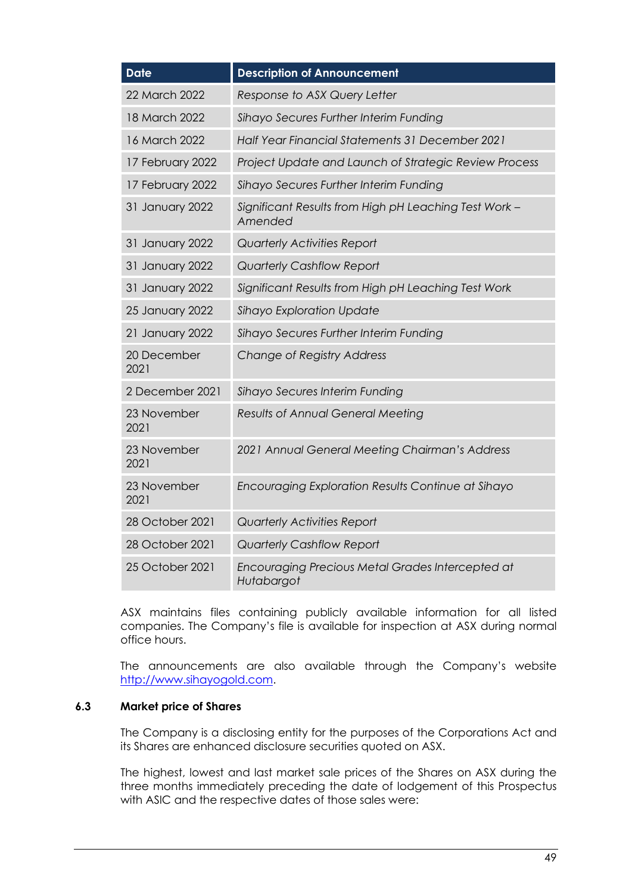| Date | Description of Announcement |
|---|---|
| 22 March 2022 | *Response to ASX Query Letter* |
| 18 March 2022 | *Sihayo Secures Further Interim Funding* |
| 16 March 2022 | *Half Year Financial Statements 31 December 2021* |
| 17 February 2022 | *Project Update and Launch of Strategic Review Process* |
| 17 February 2022 | *Sihayo Secures Further Interim Funding* |
| 31 January 2022 | *Significant Results from High pH Leaching Test Work – Amended* |
| 31 January 2022 | *Quarterly Activities Report* |
| 31 January 2022 | *Quarterly Cashflow Report* |
| 31 January 2022 | *Significant Results from High pH Leaching Test Work* |
| 25 January 2022 | *Sihayo Exploration Update* |
| 21 January 2022 | *Sihayo Secures Further Interim Funding* |
| 20 December 2021 | *Change of Registry Address* |
| 2 December 2021 | *Sihayo Secures Interim Funding* |
| 23 November 2021 | *Results of Annual General Meeting* |
| 23 November 2021 | *2021 Annual General Meeting Chairman's Address* |
| 23 November 2021 | *Encouraging Exploration Results Continue at Sihayo* |
| 28 October 2021 | *Quarterly Activities Report* |
| 28 October 2021 | *Quarterly Cashflow Report* |
| 25 October 2021 | *Encouraging Precious Metal Grades Intercepted at Hutabargot* |

ASX maintains files containing publicly available information for all listed companies. The Company's file is available for inspection at ASX during normal office hours.

The announcements are also available through the Company's website http://www.sihayogold.com.

## 6.3 Market price of Shares

The Company is a disclosing entity for the purposes of the Corporations Act and its Shares are enhanced disclosure securities quoted on ASX.

The highest, lowest and last market sale prices of the Shares on ASX during the three months immediately preceding the date of lodgement of this Prospectus with ASIC and the respective dates of those sales were: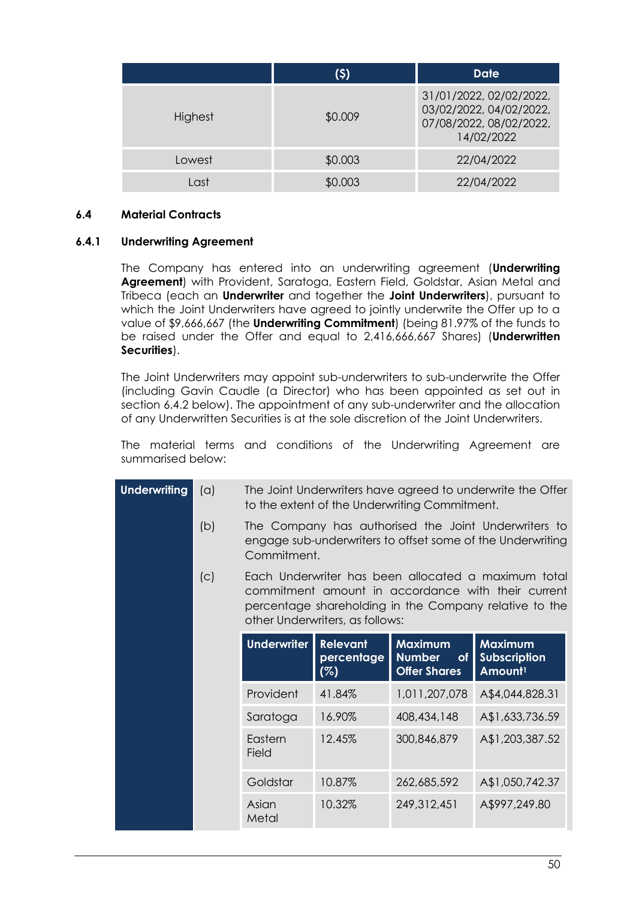| | ($) | Date |
|---|---|---|
| Highest | $0.009 | 31/01/2022, 02/02/2022, 03/02/2022, 04/02/2022, 07/08/2022, 08/02/2022, 14/02/2022 |
| Lowest | $0.003 | 22/04/2022 |
| Last | $0.003 | 22/04/2022 |

### 6.4 Material Contracts

#### 6.4.1 Underwriting Agreement

The Company has entered into an underwriting agreement (**Underwriting Agreement**) with Provident, Saratoga, Eastern Field, Goldstar, Asian Metal and Tribeca (each an **Underwriter** and together the **Joint Underwriters**), pursuant to which the Joint Underwriters have agreed to jointly underwrite the Offer up to a value of $9,666,667 (the **Underwriting Commitment**) (being 81.97% of the funds to be raised under the Offer and equal to 2,416,666,667 Shares) (**Underwritten Securities**).

The Joint Underwriters may appoint sub-underwriters to sub-underwrite the Offer (including Gavin Caudle (a Director) who has been appointed as set out in section 6.4.2 below). The appointment of any sub-underwriter and the allocation of any Underwritten Securities is at the sole discretion of the Joint Underwriters.

The material terms and conditions of the Underwriting Agreement are summarised below:

**Underwriting**

(a) The Joint Underwriters have agreed to underwrite the Offer to the extent of the Underwriting Commitment.

(b) The Company has authorised the Joint Underwriters to engage sub-underwriters to offset some of the Underwriting Commitment.

(c) Each Underwriter has been allocated a maximum total commitment amount in accordance with their current percentage shareholding in the Company relative to the other Underwriters, as follows:

| Underwriter | Relevant percentage (%) | Maximum Number of Offer Shares | Maximum Subscription Amount[1] |
|---|---|---|---|
| Provident | 41.84% | 1,011,207,078 | A$4,044,828.31 |
| Saratoga | 16.90% | 408,434,148 | A$1,633,736.59 |
| Eastern Field | 12.45% | 300,846,879 | A$1,203,387.52 |
| Goldstar | 10.87% | 262,685,592 | A$1,050,742.37 |
| Asian Metal | 10.32% | 249,312,451 | A$997,249.80 |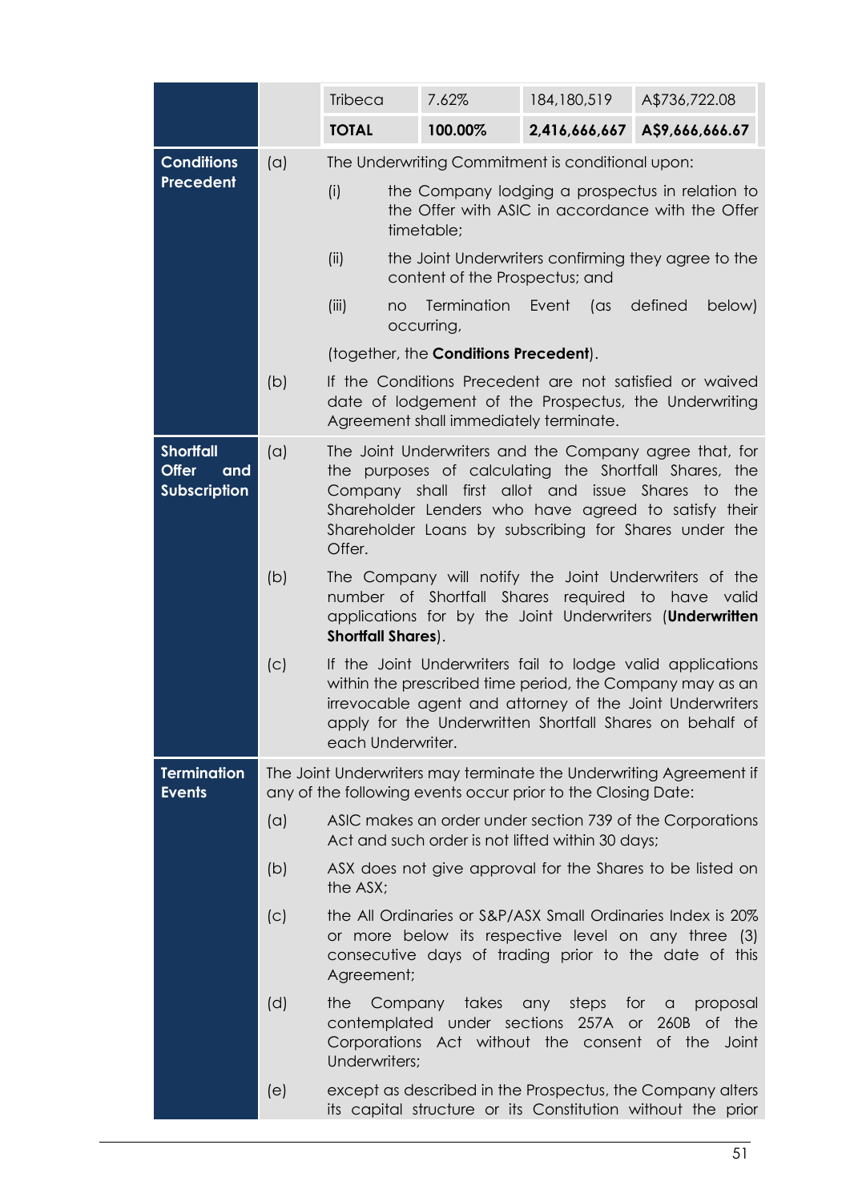| | | | | |
|---|---|---|---|---|
| | Tribeca | 7.62% | 184,180,519 | A$736,722.08 |
| | **TOTAL** | **100.00%** | **2,416,666,667** | **A$9,666,666.67** |

**Conditions Precedent**

(a) The Underwriting Commitment is conditional upon:

(i) the Company lodging a prospectus in relation to the Offer with ASIC in accordance with the Offer timetable;

(ii) the Joint Underwriters confirming they agree to the content of the Prospectus; and

(iii) no Termination Event (as defined below) occurring,

(together, the **Conditions Precedent**).

(b) If the Conditions Precedent are not satisfied or waived date of lodgement of the Prospectus, the Underwriting Agreement shall immediately terminate.

**Shortfall Offer and Subscription**

(a) The Joint Underwriters and the Company agree that, for the purposes of calculating the Shortfall Shares, the Company shall first allot and issue Shares to the Shareholder Lenders who have agreed to satisfy their Shareholder Loans by subscribing for Shares under the Offer.

(b) The Company will notify the Joint Underwriters of the number of Shortfall Shares required to have valid applications for by the Joint Underwriters (**Underwritten Shortfall Shares**).

(c) If the Joint Underwriters fail to lodge valid applications within the prescribed time period, the Company may as an irrevocable agent and attorney of the Joint Underwriters apply for the Underwritten Shortfall Shares on behalf of each Underwriter.

**Termination Events**

The Joint Underwriters may terminate the Underwriting Agreement if any of the following events occur prior to the Closing Date:

(a) ASIC makes an order under section 739 of the Corporations Act and such order is not lifted within 30 days;

(b) ASX does not give approval for the Shares to be listed on the ASX;

(c) the All Ordinaries or S&P/ASX Small Ordinaries Index is 20% or more below its respective level on any three (3) consecutive days of trading prior to the date of this Agreement;

(d) the Company takes any steps for a proposal contemplated under sections 257A or 260B of the Corporations Act without the consent of the Joint Underwriters;

(e) except as described in the Prospectus, the Company alters its capital structure or its Constitution without the prior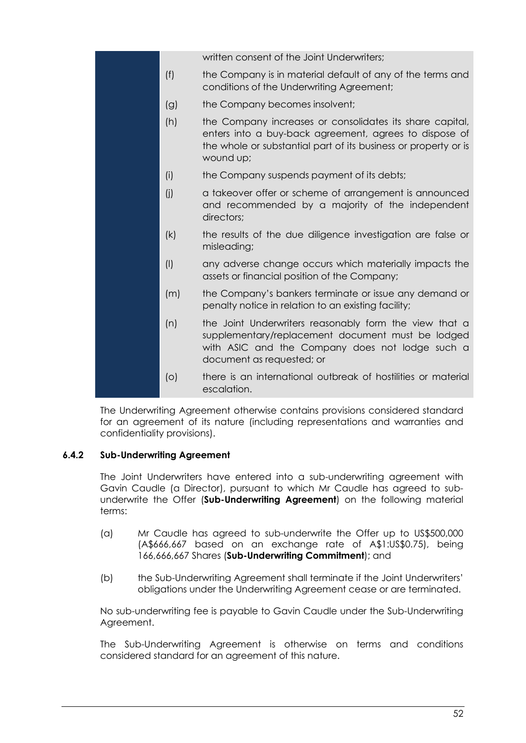written consent of the Joint Underwriters;

(f) the Company is in material default of any of the terms and conditions of the Underwriting Agreement;

(g) the Company becomes insolvent;

(h) the Company increases or consolidates its share capital, enters into a buy-back agreement, agrees to dispose of the whole or substantial part of its business or property or is wound up;

(i) the Company suspends payment of its debts;

(j) a takeover offer or scheme of arrangement is announced and recommended by a majority of the independent directors;

(k) the results of the due diligence investigation are false or misleading;

(l) any adverse change occurs which materially impacts the assets or financial position of the Company;

(m) the Company's bankers terminate or issue any demand or penalty notice in relation to an existing facility;

(n) the Joint Underwriters reasonably form the view that a supplementary/replacement document must be lodged with ASIC and the Company does not lodge such a document as requested; or

(o) there is an international outbreak of hostilities or material escalation.

The Underwriting Agreement otherwise contains provisions considered standard for an agreement of its nature (including representations and warranties and confidentiality provisions).

### 6.4.2 Sub-Underwriting Agreement

The Joint Underwriters have entered into a sub-underwriting agreement with Gavin Caudle (a Director), pursuant to which Mr Caudle has agreed to sub-underwrite the Offer (**Sub-Underwriting Agreement**) on the following material terms:

(a) Mr Caudle has agreed to sub-underwrite the Offer up to US$500,000 (A$666,667 based on an exchange rate of A$1:US$0.75), being 166,666,667 Shares (**Sub-Underwriting Commitment**); and

(b) the Sub-Underwriting Agreement shall terminate if the Joint Underwriters' obligations under the Underwriting Agreement cease or are terminated.

No sub-underwriting fee is payable to Gavin Caudle under the Sub-Underwriting Agreement.

The Sub-Underwriting Agreement is otherwise on terms and conditions considered standard for an agreement of this nature.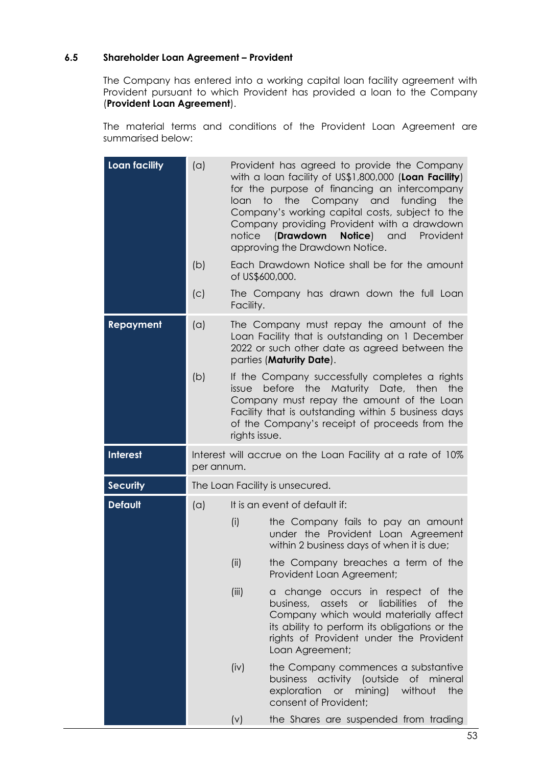### 6.5 Shareholder Loan Agreement – Provident

The Company has entered into a working capital loan facility agreement with Provident pursuant to which Provident has provided a loan to the Company (**Provident Loan Agreement**).

The material terms and conditions of the Provident Loan Agreement are summarised below:

| | |
|---|---|
| **Loan facility** | (a) Provident has agreed to provide the Company with a loan facility of US$1,800,000 (**Loan Facility**) for the purpose of financing an intercompany loan to the Company and funding the Company's working capital costs, subject to the Company providing Provident with a drawdown notice (**Drawdown Notice**) and Provident approving the Drawdown Notice.<br>(b) Each Drawdown Notice shall be for the amount of US$600,000.<br>(c) The Company has drawn down the full Loan Facility. |
| **Repayment** | (a) The Company must repay the amount of the Loan Facility that is outstanding on 1 December 2022 or such other date as agreed between the parties (**Maturity Date**).<br>(b) If the Company successfully completes a rights issue before the Maturity Date, then the Company must repay the amount of the Loan Facility that is outstanding within 5 business days of the Company's receipt of proceeds from the rights issue. |
| **Interest** | Interest will accrue on the Loan Facility at a rate of 10% per annum. |
| **Security** | The Loan Facility is unsecured. |
| **Default** | (a) It is an event of default if:<br>(i) the Company fails to pay an amount under the Provident Loan Agreement within 2 business days of when it is due;<br>(ii) the Company breaches a term of the Provident Loan Agreement;<br>(iii) a change occurs in respect of the business, assets or liabilities of the Company which would materially affect its ability to perform its obligations or the rights of Provident under the Provident Loan Agreement;<br>(iv) the Company commences a substantive business activity (outside of mineral exploration or mining) without the consent of Provident;<br>(v) the Shares are suspended from trading |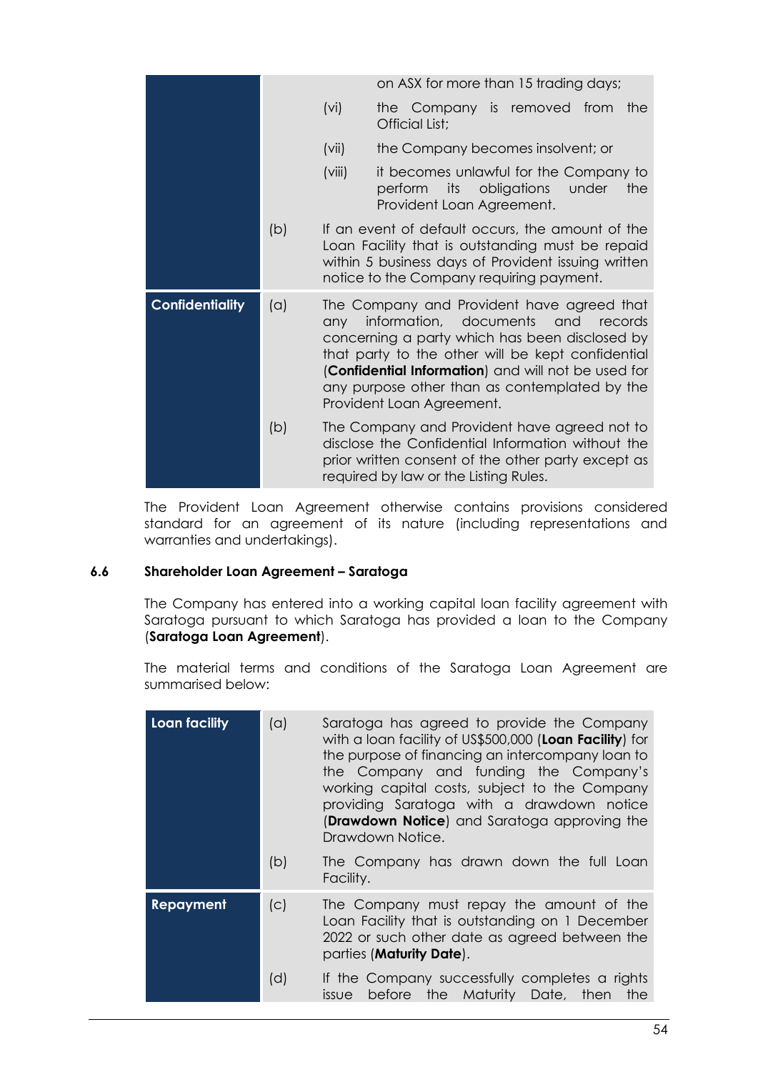| | | |
|---|---|---|
| | | on ASX for more than 15 trading days; |
| | | (vi) the Company is removed from the Official List; |
| | | (vii) the Company becomes insolvent; or |
| | | (viii) it becomes unlawful for the Company to perform its obligations under the Provident Loan Agreement. |
| | (b) | If an event of default occurs, the amount of the Loan Facility that is outstanding must be repaid within 5 business days of Provident issuing written notice to the Company requiring payment. |
| **Confidentiality** | (a) | The Company and Provident have agreed that any information, documents and records concerning a party which has been disclosed by that party to the other will be kept confidential (**Confidential Information**) and will not be used for any purpose other than as contemplated by the Provident Loan Agreement. |
| | (b) | The Company and Provident have agreed not to disclose the Confidential Information without the prior written consent of the other party except as required by law or the Listing Rules. |

The Provident Loan Agreement otherwise contains provisions considered standard for an agreement of its nature (including representations and warranties and undertakings).

### 6.6 Shareholder Loan Agreement – Saratoga

The Company has entered into a working capital loan facility agreement with Saratoga pursuant to which Saratoga has provided a loan to the Company (**Saratoga Loan Agreement**).

The material terms and conditions of the Saratoga Loan Agreement are summarised below:

| | | |
|---|---|---|
| **Loan facility** | (a) | Saratoga has agreed to provide the Company with a loan facility of US$500,000 (**Loan Facility**) for the purpose of financing an intercompany loan to the Company and funding the Company's working capital costs, subject to the Company providing Saratoga with a drawdown notice (**Drawdown Notice**) and Saratoga approving the Drawdown Notice. |
| | (b) | The Company has drawn down the full Loan Facility. |
| **Repayment** | (c) | The Company must repay the amount of the Loan Facility that is outstanding on 1 December 2022 or such other date as agreed between the parties (**Maturity Date**). |
| | (d) | If the Company successfully completes a rights issue before the Maturity Date, then the |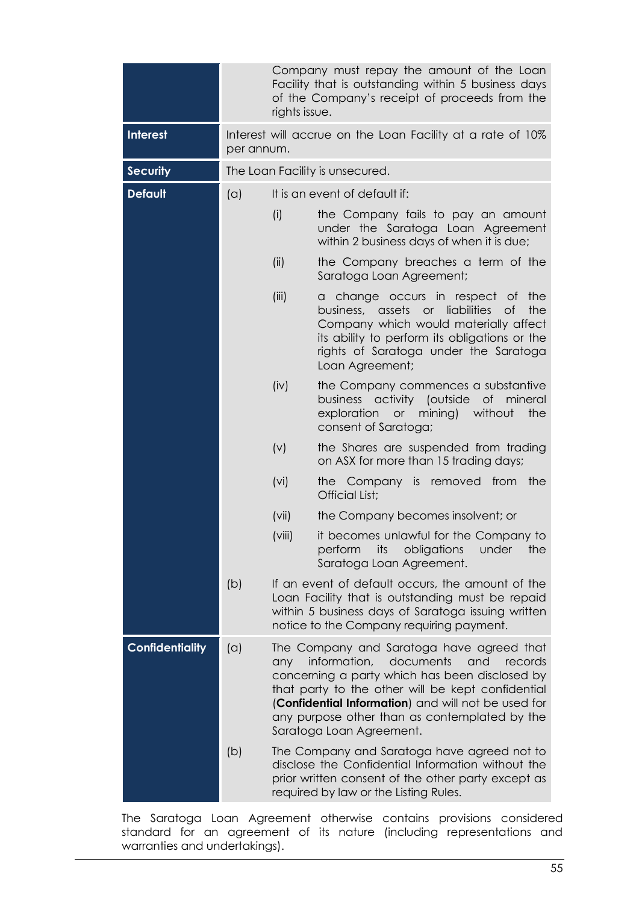| | |
|---|---|
| | Company must repay the amount of the Loan Facility that is outstanding within 5 business days of the Company's receipt of proceeds from the rights issue. |
| **Interest** | Interest will accrue on the Loan Facility at a rate of 10% per annum. |
| **Security** | The Loan Facility is unsecured. |
| **Default** | (a) It is an event of default if:<br>(i) the Company fails to pay an amount under the Saratoga Loan Agreement within 2 business days of when it is due;<br>(ii) the Company breaches a term of the Saratoga Loan Agreement;<br>(iii) a change occurs in respect of the business, assets or liabilities of the Company which would materially affect its ability to perform its obligations or the rights of Saratoga under the Saratoga Loan Agreement;<br>(iv) the Company commences a substantive business activity (outside of mineral exploration or mining) without the consent of Saratoga;<br>(v) the Shares are suspended from trading on ASX for more than 15 trading days;<br>(vi) the Company is removed from the Official List;<br>(vii) the Company becomes insolvent; or<br>(viii) it becomes unlawful for the Company to perform its obligations under the Saratoga Loan Agreement.<br>(b) If an event of default occurs, the amount of the Loan Facility that is outstanding must be repaid within 5 business days of Saratoga issuing written notice to the Company requiring payment. |
| **Confidentiality** | (a) The Company and Saratoga have agreed that any information, documents and records concerning a party which has been disclosed by that party to the other will be kept confidential (**Confidential Information**) and will not be used for any purpose other than as contemplated by the Saratoga Loan Agreement.<br>(b) The Company and Saratoga have agreed not to disclose the Confidential Information without the prior written consent of the other party except as required by law or the Listing Rules. |

The Saratoga Loan Agreement otherwise contains provisions considered standard for an agreement of its nature (including representations and warranties and undertakings).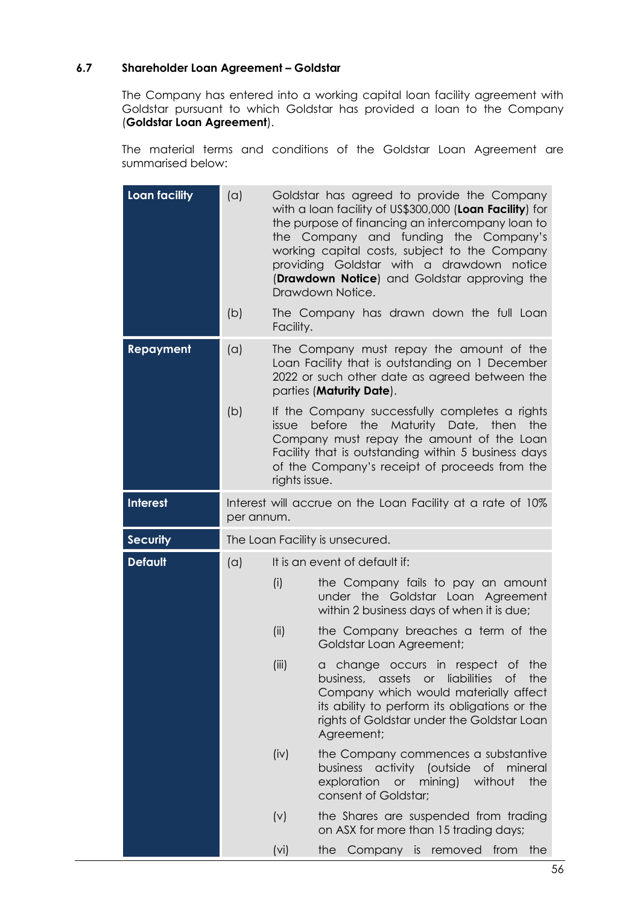### 6.7 Shareholder Loan Agreement – Goldstar

The Company has entered into a working capital loan facility agreement with Goldstar pursuant to which Goldstar has provided a loan to the Company (**Goldstar Loan Agreement**).

The material terms and conditions of the Goldstar Loan Agreement are summarised below:

| | |
|---|---|
| **Loan facility** | (a) Goldstar has agreed to provide the Company with a loan facility of US$300,000 (**Loan Facility**) for the purpose of financing an intercompany loan to the Company and funding the Company's working capital costs, subject to the Company providing Goldstar with a drawdown notice (**Drawdown Notice**) and Goldstar approving the Drawdown Notice.<br>(b) The Company has drawn down the full Loan Facility. |
| **Repayment** | (a) The Company must repay the amount of the Loan Facility that is outstanding on 1 December 2022 or such other date as agreed between the parties (**Maturity Date**).<br>(b) If the Company successfully completes a rights issue before the Maturity Date, then the Company must repay the amount of the Loan Facility that is outstanding within 5 business days of the Company's receipt of proceeds from the rights issue. |
| **Interest** | Interest will accrue on the Loan Facility at a rate of 10% per annum. |
| **Security** | The Loan Facility is unsecured. |
| **Default** | (a) It is an event of default if:<br>(i) the Company fails to pay an amount under the Goldstar Loan Agreement within 2 business days of when it is due;<br>(ii) the Company breaches a term of the Goldstar Loan Agreement;<br>(iii) a change occurs in respect of the business, assets or liabilities of the Company which would materially affect its ability to perform its obligations or the rights of Goldstar under the Goldstar Loan Agreement;<br>(iv) the Company commences a substantive business activity (outside of mineral exploration or mining) without the consent of Goldstar;<br>(v) the Shares are suspended from trading on ASX for more than 15 trading days;<br>(vi) the Company is removed from the |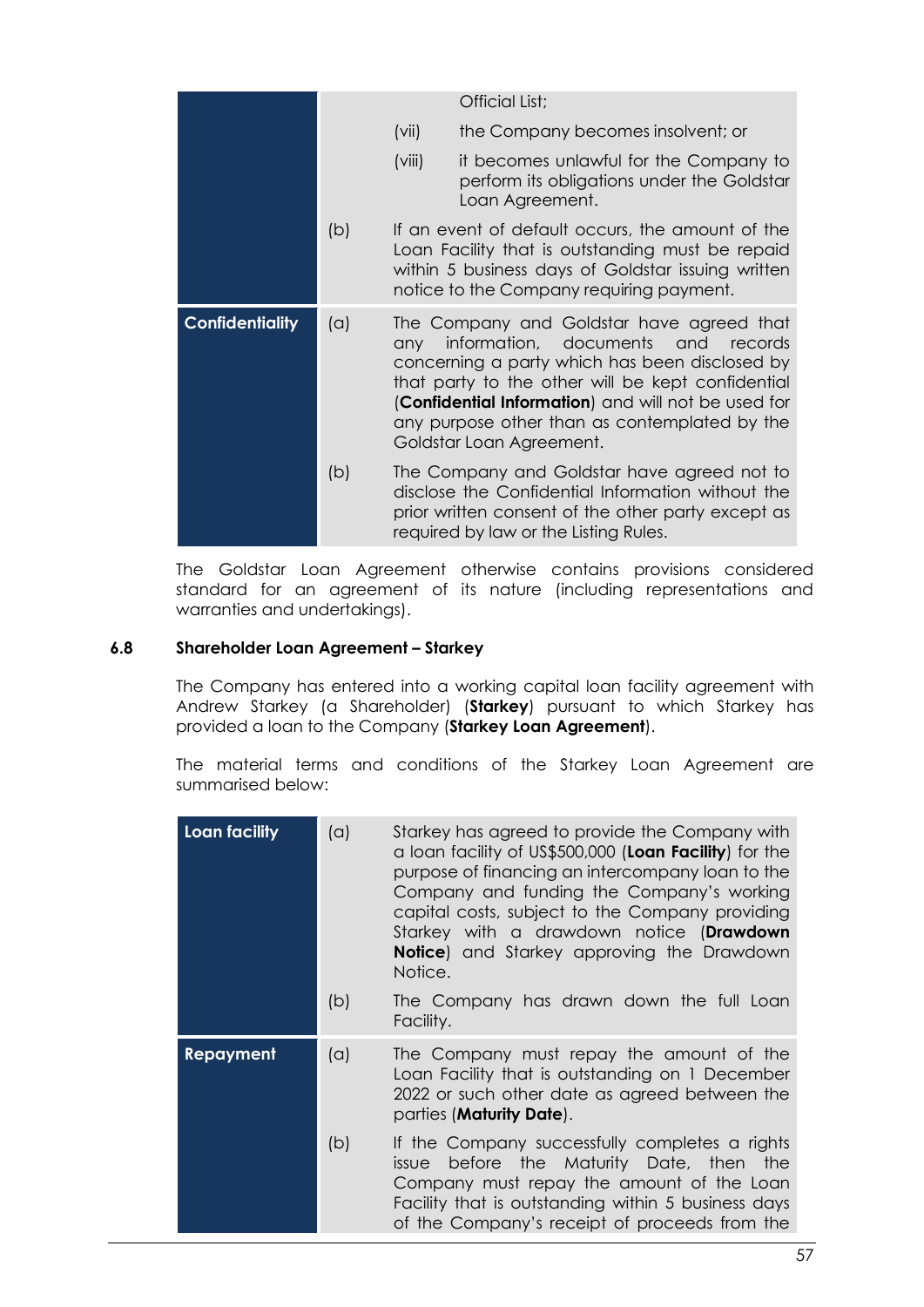| | | | |
|---|---|---|---|
| | | | Official List; |
| | | (vii) | the Company becomes insolvent; or |
| | | (viii) | it becomes unlawful for the Company to perform its obligations under the Goldstar Loan Agreement. |
| | (b) | If an event of default occurs, the amount of the Loan Facility that is outstanding must be repaid within 5 business days of Goldstar issuing written notice to the Company requiring payment. | |
| **Confidentiality** | (a) | The Company and Goldstar have agreed that any information, documents and records concerning a party which has been disclosed by that party to the other will be kept confidential (**Confidential Information**) and will not be used for any purpose other than as contemplated by the Goldstar Loan Agreement. | |
| | (b) | The Company and Goldstar have agreed not to disclose the Confidential Information without the prior written consent of the other party except as required by law or the Listing Rules. | |

The Goldstar Loan Agreement otherwise contains provisions considered standard for an agreement of its nature (including representations and warranties and undertakings).

### 6.8 Shareholder Loan Agreement – Starkey

The Company has entered into a working capital loan facility agreement with Andrew Starkey (a Shareholder) (**Starkey**) pursuant to which Starkey has provided a loan to the Company (**Starkey Loan Agreement**).

The material terms and conditions of the Starkey Loan Agreement are summarised below:

| | | |
|---|---|---|
| **Loan facility** | (a) | Starkey has agreed to provide the Company with a loan facility of US$500,000 (**Loan Facility**) for the purpose of financing an intercompany loan to the Company and funding the Company's working capital costs, subject to the Company providing Starkey with a drawdown notice (**Drawdown Notice**) and Starkey approving the Drawdown Notice. |
| | (b) | The Company has drawn down the full Loan Facility. |
| **Repayment** | (a) | The Company must repay the amount of the Loan Facility that is outstanding on 1 December 2022 or such other date as agreed between the parties (**Maturity Date**). |
| | (b) | If the Company successfully completes a rights issue before the Maturity Date, then the Company must repay the amount of the Loan Facility that is outstanding within 5 business days of the Company's receipt of proceeds from the |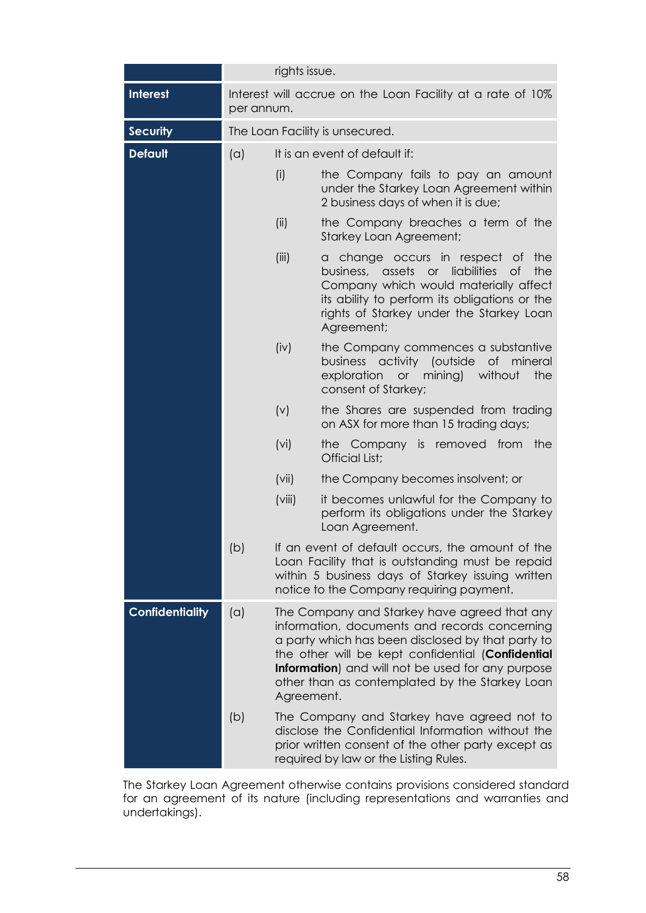| | |
|---|---|
| | rights issue. |
| **Interest** | Interest will accrue on the Loan Facility at a rate of 10% per annum. |
| **Security** | The Loan Facility is unsecured. |
| **Default** | (a) It is an event of default if:<br>(i) the Company fails to pay an amount under the Starkey Loan Agreement within 2 business days of when it is due;<br>(ii) the Company breaches a term of the Starkey Loan Agreement;<br>(iii) a change occurs in respect of the business, assets or liabilities of the Company which would materially affect its ability to perform its obligations or the rights of Starkey under the Starkey Loan Agreement;<br>(iv) the Company commences a substantive business activity (outside of mineral exploration or mining) without the consent of Starkey;<br>(v) the Shares are suspended from trading on ASX for more than 15 trading days;<br>(vi) the Company is removed from the Official List;<br>(vii) the Company becomes insolvent; or<br>(viii) it becomes unlawful for the Company to perform its obligations under the Starkey Loan Agreement.<br>(b) If an event of default occurs, the amount of the Loan Facility that is outstanding must be repaid within 5 business days of Starkey issuing written notice to the Company requiring payment. |
| **Confidentiality** | (a) The Company and Starkey have agreed that any information, documents and records concerning a party which has been disclosed by that party to the other will be kept confidential (**Confidential Information**) and will not be used for any purpose other than as contemplated by the Starkey Loan Agreement.<br>(b) The Company and Starkey have agreed not to disclose the Confidential Information without the prior written consent of the other party except as required by law or the Listing Rules. |

The Starkey Loan Agreement otherwise contains provisions considered standard for an agreement of its nature (including representations and warranties and undertakings).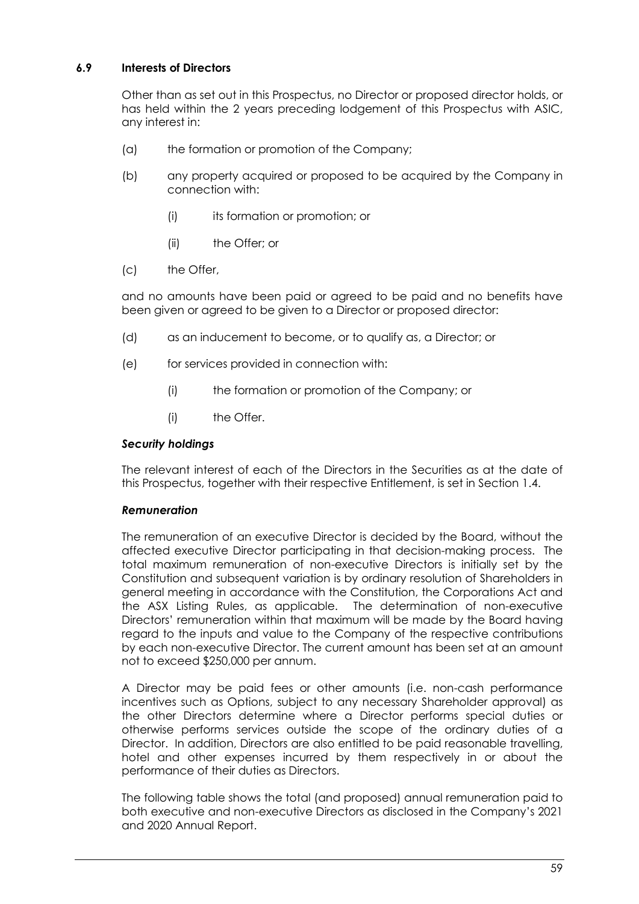### 6.9 Interests of Directors

Other than as set out in this Prospectus, no Director or proposed director holds, or has held within the 2 years preceding lodgement of this Prospectus with ASIC, any interest in:

(a) the formation or promotion of the Company;

(b) any property acquired or proposed to be acquired by the Company in connection with:

   (i) its formation or promotion; or

   (ii) the Offer; or

(c) the Offer,

and no amounts have been paid or agreed to be paid and no benefits have been given or agreed to be given to a Director or proposed director:

(d) as an inducement to become, or to qualify as, a Director; or

(e) for services provided in connection with:

   (i) the formation or promotion of the Company; or

   (i) the Offer.

***Security holdings***

The relevant interest of each of the Directors in the Securities as at the date of this Prospectus, together with their respective Entitlement, is set in Section 1.4.

***Remuneration***

The remuneration of an executive Director is decided by the Board, without the affected executive Director participating in that decision-making process. The total maximum remuneration of non-executive Directors is initially set by the Constitution and subsequent variation is by ordinary resolution of Shareholders in general meeting in accordance with the Constitution, the Corporations Act and the ASX Listing Rules, as applicable. The determination of non-executive Directors' remuneration within that maximum will be made by the Board having regard to the inputs and value to the Company of the respective contributions by each non-executive Director. The current amount has been set at an amount not to exceed $250,000 per annum.

A Director may be paid fees or other amounts (i.e. non-cash performance incentives such as Options, subject to any necessary Shareholder approval) as the other Directors determine where a Director performs special duties or otherwise performs services outside the scope of the ordinary duties of a Director. In addition, Directors are also entitled to be paid reasonable travelling, hotel and other expenses incurred by them respectively in or about the performance of their duties as Directors.

The following table shows the total (and proposed) annual remuneration paid to both executive and non-executive Directors as disclosed in the Company's 2021 and 2020 Annual Report.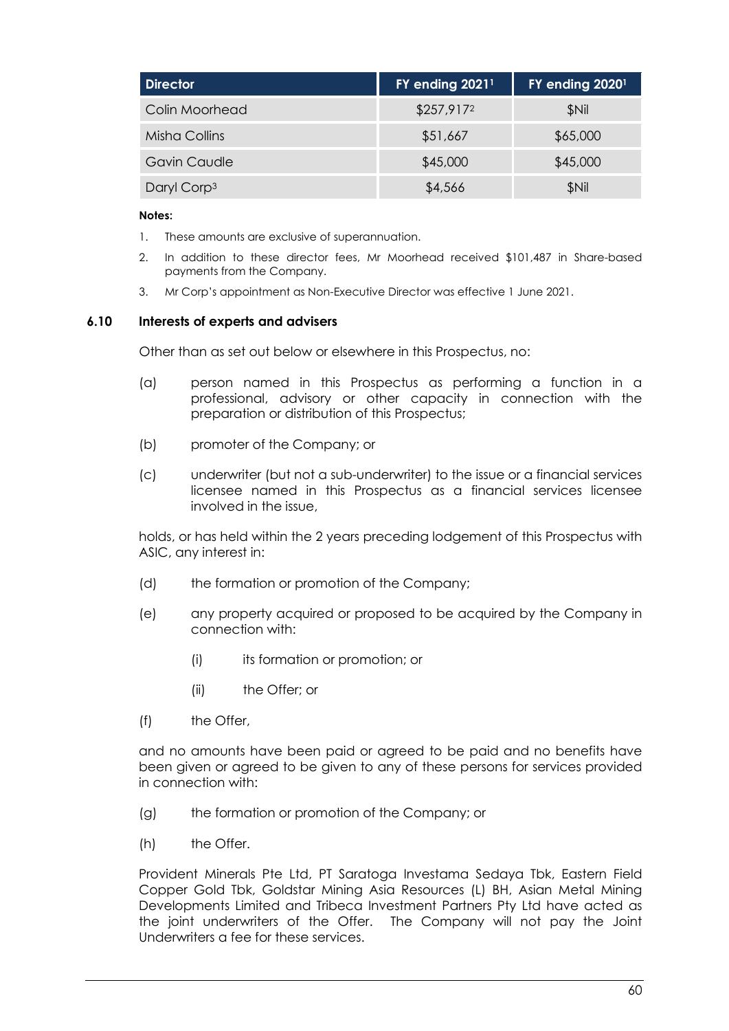| Director | FY ending 2021[1] | FY ending 2020[1] |
| --- | --- | --- |
| Colin Moorhead | $257,917[2] | $Nil |
| Misha Collins | $51,667 | $65,000 |
| Gavin Caudle | $45,000 | $45,000 |
| Daryl Corp[3] | $4,566 | $Nil |

**Notes:**

1. These amounts are exclusive of superannuation.
2. In addition to these director fees, Mr Moorhead received $101,487 in Share-based payments from the Company.
3. Mr Corp's appointment as Non-Executive Director was effective 1 June 2021.

### 6.10 Interests of experts and advisers

Other than as set out below or elsewhere in this Prospectus, no:

(a) person named in this Prospectus as performing a function in a professional, advisory or other capacity in connection with the preparation or distribution of this Prospectus;

(b) promoter of the Company; or

(c) underwriter (but not a sub-underwriter) to the issue or a financial services licensee named in this Prospectus as a financial services licensee involved in the issue,

holds, or has held within the 2 years preceding lodgement of this Prospectus with ASIC, any interest in:

(d) the formation or promotion of the Company;

(e) any property acquired or proposed to be acquired by the Company in connection with:

(i) its formation or promotion; or

(ii) the Offer; or

(f) the Offer,

and no amounts have been paid or agreed to be paid and no benefits have been given or agreed to be given to any of these persons for services provided in connection with:

(g) the formation or promotion of the Company; or

(h) the Offer.

Provident Minerals Pte Ltd, PT Saratoga Investama Sedaya Tbk, Eastern Field Copper Gold Tbk, Goldstar Mining Asia Resources (L) BH, Asian Metal Mining Developments Limited and Tribeca Investment Partners Pty Ltd have acted as the joint underwriters of the Offer. The Company will not pay the Joint Underwriters a fee for these services.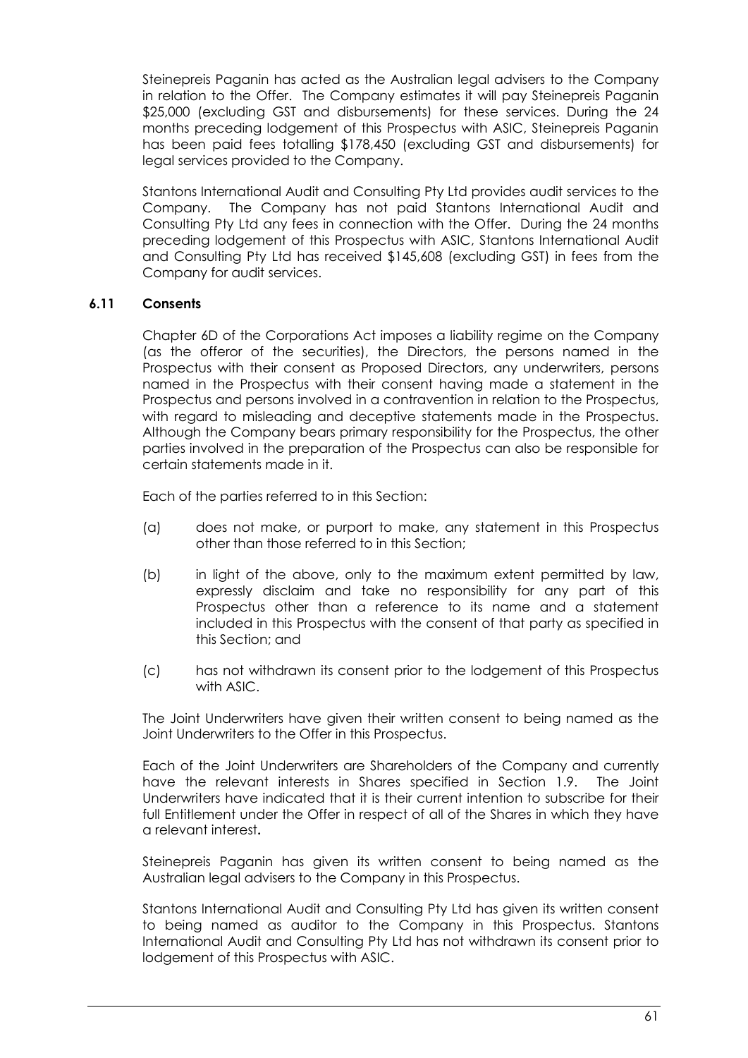Steinepreis Paganin has acted as the Australian legal advisers to the Company in relation to the Offer. The Company estimates it will pay Steinepreis Paganin $25,000 (excluding GST and disbursements) for these services. During the 24 months preceding lodgement of this Prospectus with ASIC, Steinepreis Paganin has been paid fees totalling $178,450 (excluding GST and disbursements) for legal services provided to the Company.

Stantons International Audit and Consulting Pty Ltd provides audit services to the Company. The Company has not paid Stantons International Audit and Consulting Pty Ltd any fees in connection with the Offer. During the 24 months preceding lodgement of this Prospectus with ASIC, Stantons International Audit and Consulting Pty Ltd has received $145,608 (excluding GST) in fees from the Company for audit services.

### 6.11 Consents

Chapter 6D of the Corporations Act imposes a liability regime on the Company (as the offeror of the securities), the Directors, the persons named in the Prospectus with their consent as Proposed Directors, any underwriters, persons named in the Prospectus with their consent having made a statement in the Prospectus and persons involved in a contravention in relation to the Prospectus, with regard to misleading and deceptive statements made in the Prospectus. Although the Company bears primary responsibility for the Prospectus, the other parties involved in the preparation of the Prospectus can also be responsible for certain statements made in it.

Each of the parties referred to in this Section:

(a) does not make, or purport to make, any statement in this Prospectus other than those referred to in this Section;

(b) in light of the above, only to the maximum extent permitted by law, expressly disclaim and take no responsibility for any part of this Prospectus other than a reference to its name and a statement included in this Prospectus with the consent of that party as specified in this Section; and

(c) has not withdrawn its consent prior to the lodgement of this Prospectus with ASIC.

The Joint Underwriters have given their written consent to being named as the Joint Underwriters to the Offer in this Prospectus.

Each of the Joint Underwriters are Shareholders of the Company and currently have the relevant interests in Shares specified in Section 1.9. The Joint Underwriters have indicated that it is their current intention to subscribe for their full Entitlement under the Offer in respect of all of the Shares in which they have a relevant interest.

Steinepreis Paganin has given its written consent to being named as the Australian legal advisers to the Company in this Prospectus.

Stantons International Audit and Consulting Pty Ltd has given its written consent to being named as auditor to the Company in this Prospectus. Stantons International Audit and Consulting Pty Ltd has not withdrawn its consent prior to lodgement of this Prospectus with ASIC.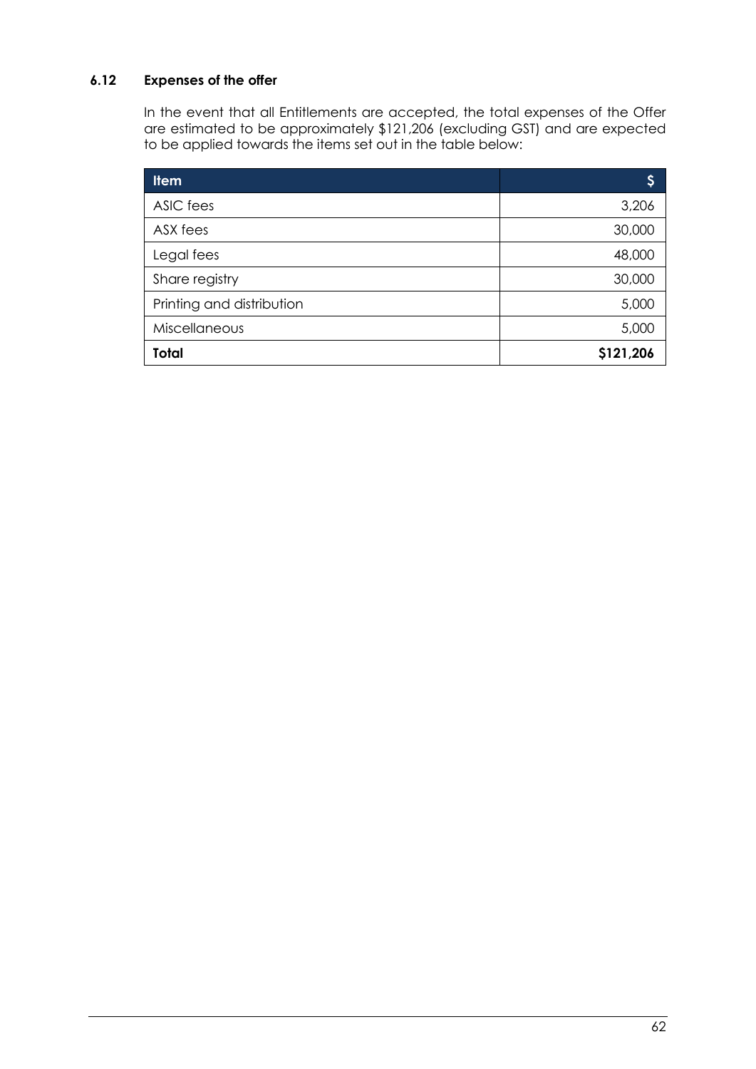### 6.12 Expenses of the offer

In the event that all Entitlements are accepted, the total expenses of the Offer are estimated to be approximately $121,206 (excluding GST) and are expected to be applied towards the items set out in the table below:

| Item | $ |
|---|---|
| ASIC fees | 3,206 |
| ASX fees | 30,000 |
| Legal fees | 48,000 |
| Share registry | 30,000 |
| Printing and distribution | 5,000 |
| Miscellaneous | 5,000 |
| **Total** | **$121,206** |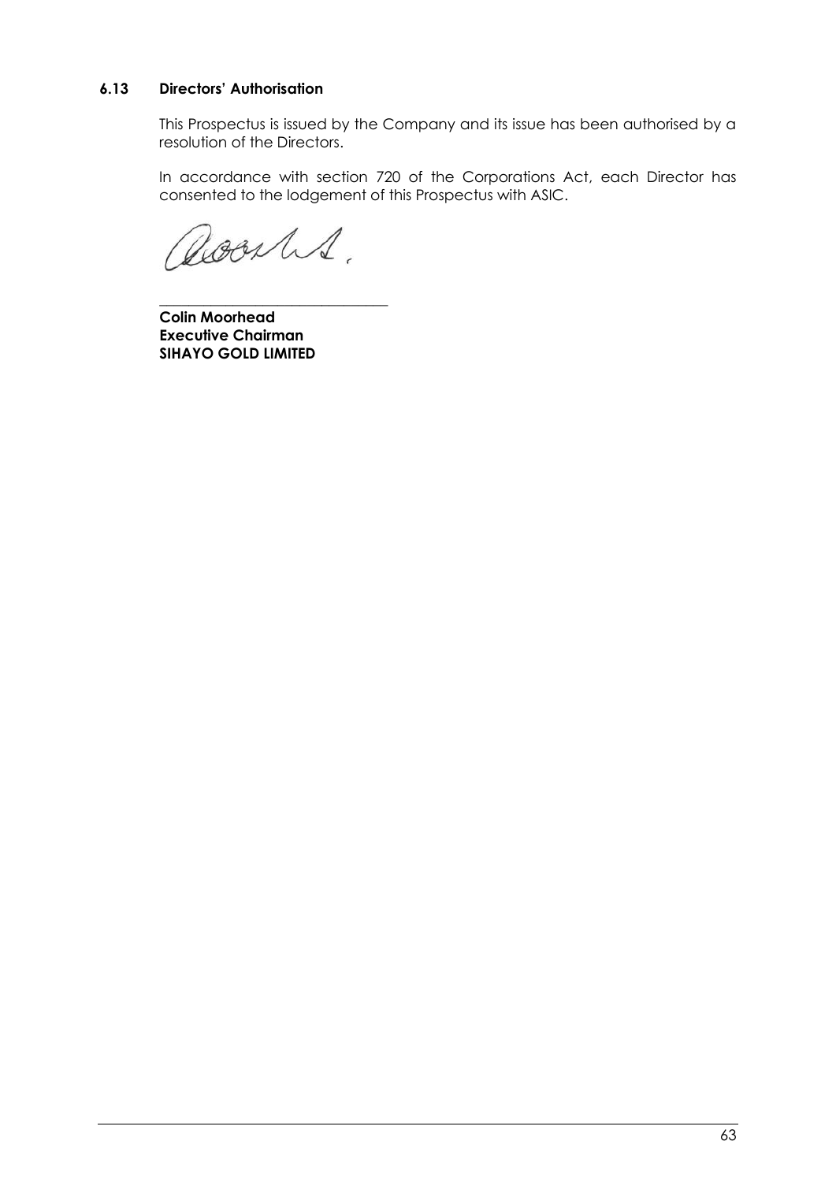### 6.13 Directors' Authorisation

This Prospectus is issued by the Company and its issue has been authorised by a resolution of the Directors.

In accordance with section 720 of the Corporations Act, each Director has consented to the lodgement of this Prospectus with ASIC.

\_\_\_\_\_\_\_\_\_\_\_\_\_\_\_\_\_\_\_\_\_\_\_\_\_\_\_\_\_\_\_\_

**Colin Moorhead**
**Executive Chairman**
**SIHAYO GOLD LIMITED**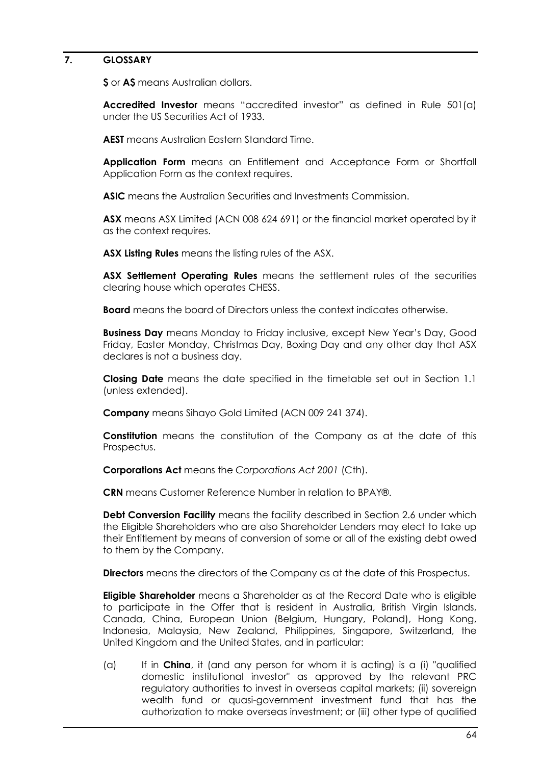## 7. GLOSSARY

**$** or **A$** means Australian dollars.

**Accredited Investor** means "accredited investor" as defined in Rule 501(a) under the US Securities Act of 1933.

**AEST** means Australian Eastern Standard Time.

**Application Form** means an Entitlement and Acceptance Form or Shortfall Application Form as the context requires.

**ASIC** means the Australian Securities and Investments Commission.

**ASX** means ASX Limited (ACN 008 624 691) or the financial market operated by it as the context requires.

**ASX Listing Rules** means the listing rules of the ASX.

**ASX Settlement Operating Rules** means the settlement rules of the securities clearing house which operates CHESS.

**Board** means the board of Directors unless the context indicates otherwise.

**Business Day** means Monday to Friday inclusive, except New Year's Day, Good Friday, Easter Monday, Christmas Day, Boxing Day and any other day that ASX declares is not a business day.

**Closing Date** means the date specified in the timetable set out in Section 1.1 (unless extended).

**Company** means Sihayo Gold Limited (ACN 009 241 374).

**Constitution** means the constitution of the Company as at the date of this Prospectus.

**Corporations Act** means the *Corporations Act 2001* (Cth).

**CRN** means Customer Reference Number in relation to BPAY®.

**Debt Conversion Facility** means the facility described in Section 2.6 under which the Eligible Shareholders who are also Shareholder Lenders may elect to take up their Entitlement by means of conversion of some or all of the existing debt owed to them by the Company.

**Directors** means the directors of the Company as at the date of this Prospectus.

**Eligible Shareholder** means a Shareholder as at the Record Date who is eligible to participate in the Offer that is resident in Australia, British Virgin Islands, Canada, China, European Union (Belgium, Hungary, Poland), Hong Kong, Indonesia, Malaysia, New Zealand, Philippines, Singapore, Switzerland, the United Kingdom and the United States, and in particular:

(a) If in **China**, it (and any person for whom it is acting) is a (i) "qualified domestic institutional investor" as approved by the relevant PRC regulatory authorities to invest in overseas capital markets; (ii) sovereign wealth fund or quasi-government investment fund that has the authorization to make overseas investment; or (iii) other type of qualified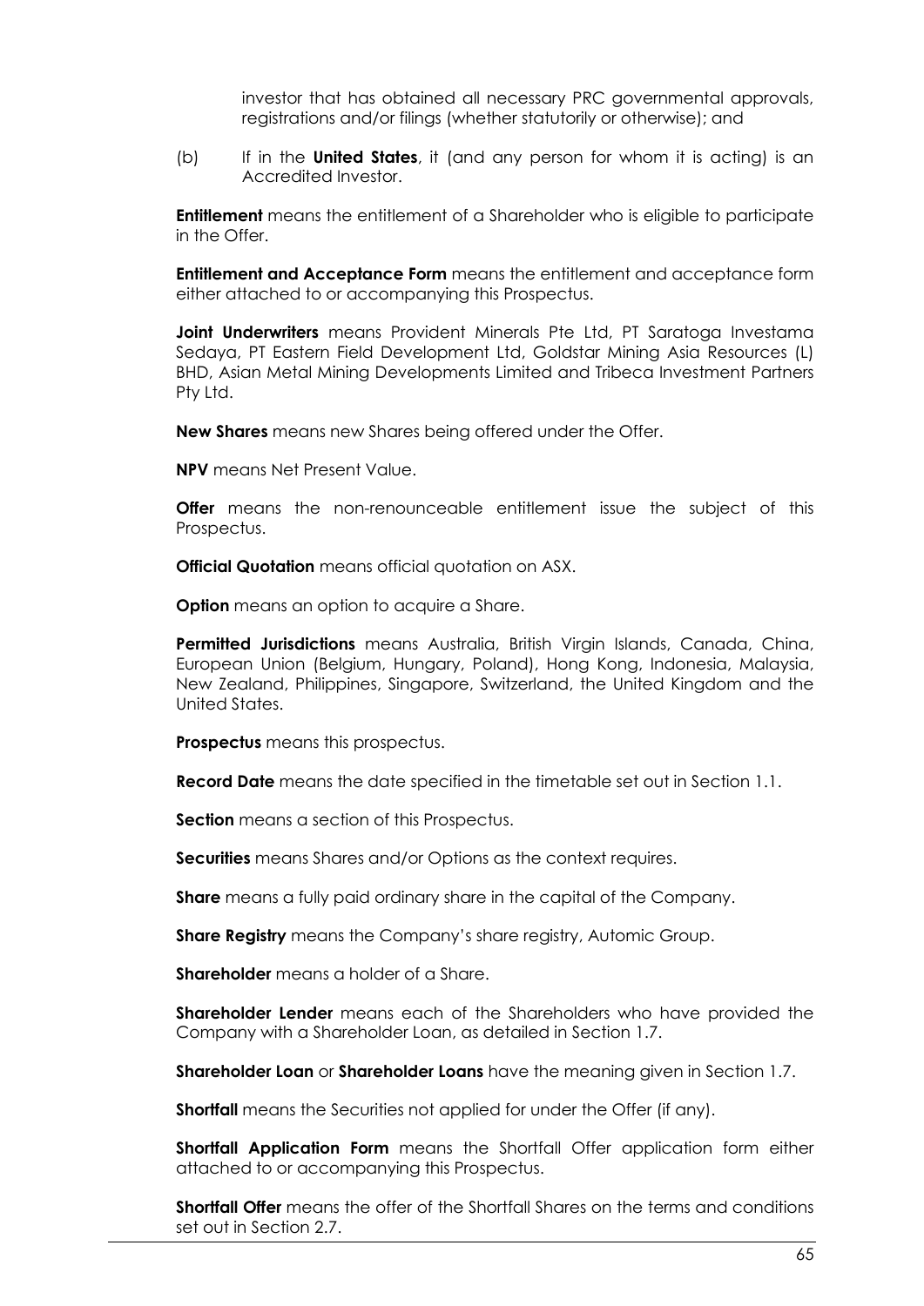investor that has obtained all necessary PRC governmental approvals, registrations and/or filings (whether statutorily or otherwise); and

(b) If in the **United States**, it (and any person for whom it is acting) is an Accredited Investor.

**Entitlement** means the entitlement of a Shareholder who is eligible to participate in the Offer.

**Entitlement and Acceptance Form** means the entitlement and acceptance form either attached to or accompanying this Prospectus.

**Joint Underwriters** means Provident Minerals Pte Ltd, PT Saratoga Investama Sedaya, PT Eastern Field Development Ltd, Goldstar Mining Asia Resources (L) BHD, Asian Metal Mining Developments Limited and Tribeca Investment Partners Pty Ltd.

**New Shares** means new Shares being offered under the Offer.

**NPV** means Net Present Value.

**Offer** means the non-renounceable entitlement issue the subject of this Prospectus.

**Official Quotation** means official quotation on ASX.

**Option** means an option to acquire a Share.

**Permitted Jurisdictions** means Australia, British Virgin Islands, Canada, China, European Union (Belgium, Hungary, Poland), Hong Kong, Indonesia, Malaysia, New Zealand, Philippines, Singapore, Switzerland, the United Kingdom and the United States.

**Prospectus** means this prospectus.

**Record Date** means the date specified in the timetable set out in Section 1.1.

**Section** means a section of this Prospectus.

**Securities** means Shares and/or Options as the context requires.

**Share** means a fully paid ordinary share in the capital of the Company.

**Share Registry** means the Company's share registry, Automic Group.

**Shareholder** means a holder of a Share.

**Shareholder Lender** means each of the Shareholders who have provided the Company with a Shareholder Loan, as detailed in Section 1.7.

**Shareholder Loan** or **Shareholder Loans** have the meaning given in Section 1.7.

**Shortfall** means the Securities not applied for under the Offer (if any).

**Shortfall Application Form** means the Shortfall Offer application form either attached to or accompanying this Prospectus.

**Shortfall Offer** means the offer of the Shortfall Shares on the terms and conditions set out in Section 2.7.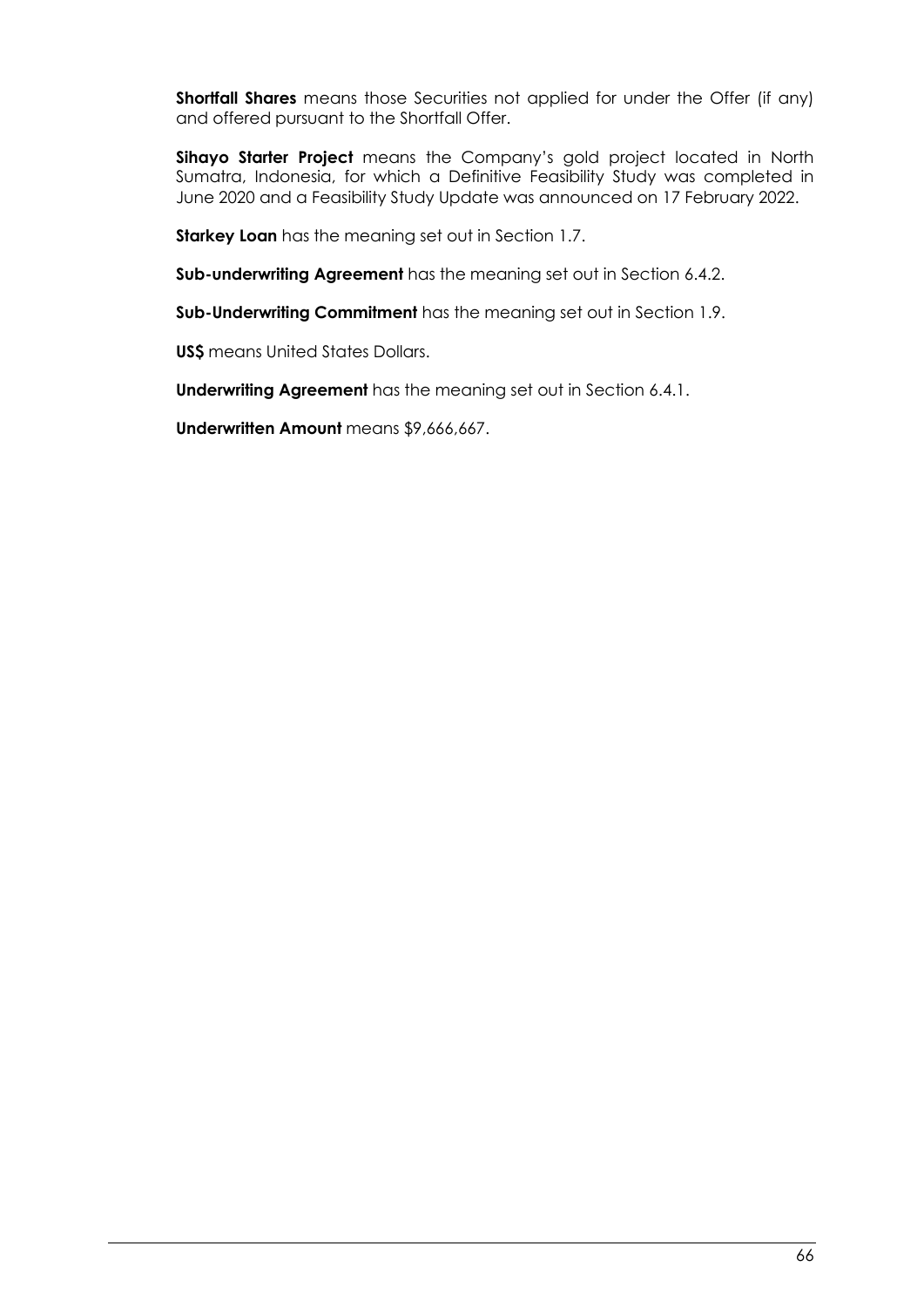**Shortfall Shares** means those Securities not applied for under the Offer (if any) and offered pursuant to the Shortfall Offer.

**Sihayo Starter Project** means the Company's gold project located in North Sumatra, Indonesia, for which a Definitive Feasibility Study was completed in June 2020 and a Feasibility Study Update was announced on 17 February 2022.

**Starkey Loan** has the meaning set out in Section 1.7.

**Sub-underwriting Agreement** has the meaning set out in Section 6.4.2.

**Sub-Underwriting Commitment** has the meaning set out in Section 1.9.

**US$** means United States Dollars.

**Underwriting Agreement** has the meaning set out in Section 6.4.1.

**Underwritten Amount** means $9,666,667.